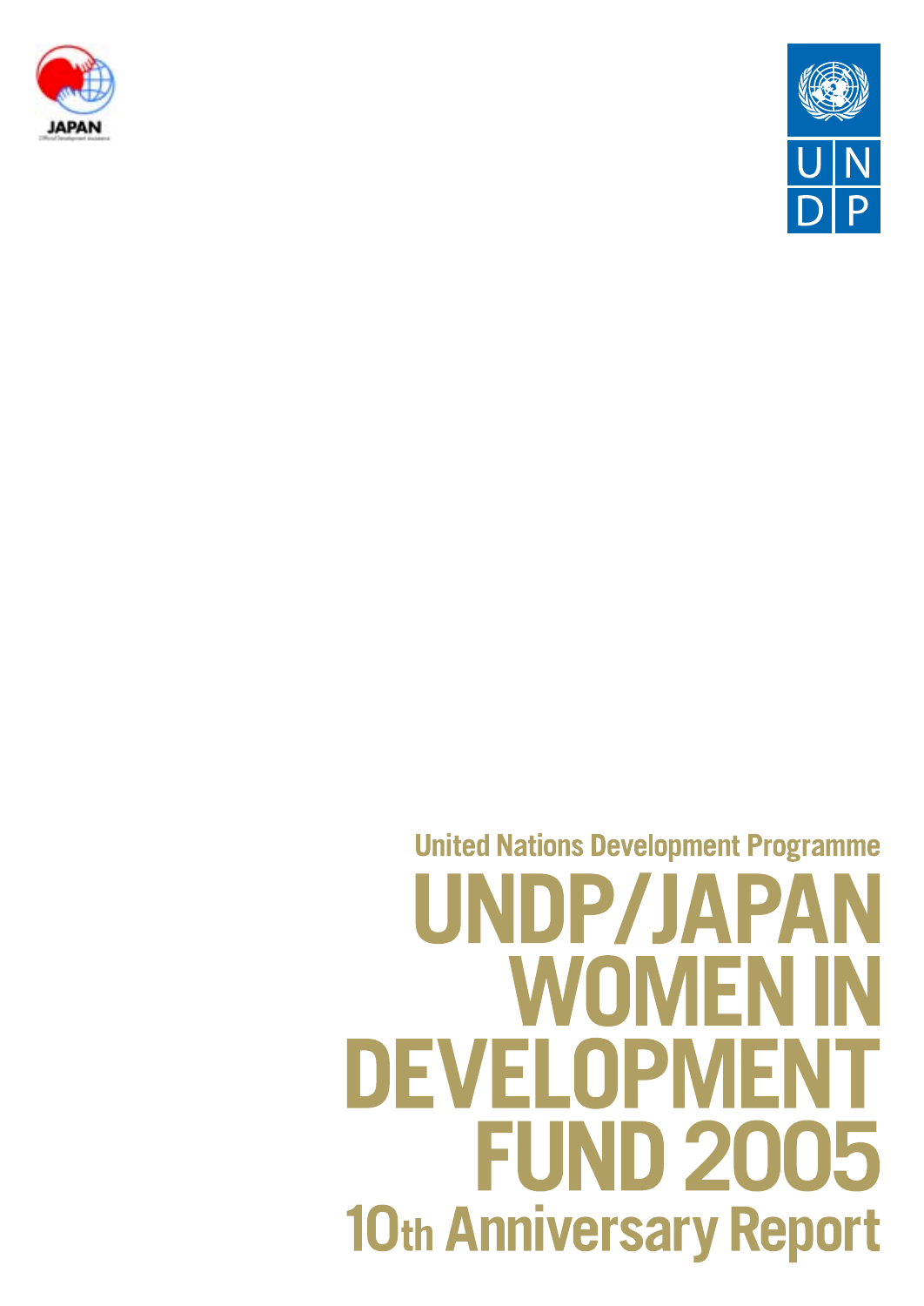JAPAN

Official Development Assistance

UN DP

United Nations Development Programme

# UNDP/JAPAN WOMEN IN DEVELOPMENT FUND 2005

## 10th Anniversary Report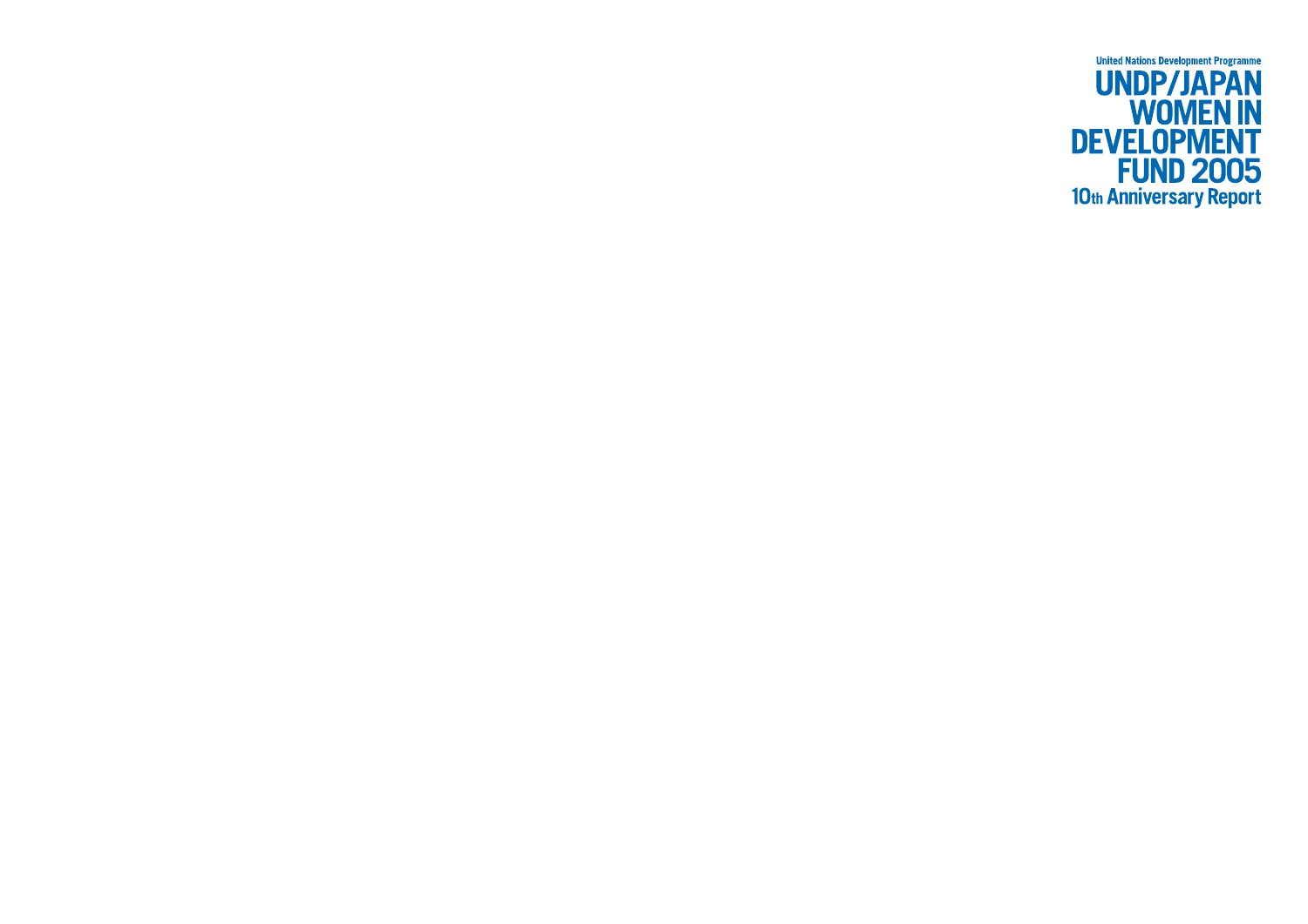United Nations Development Programme

# UNDP/JAPAN WOMEN IN DEVELOPMENT FUND 2005

## 10th Anniversary Report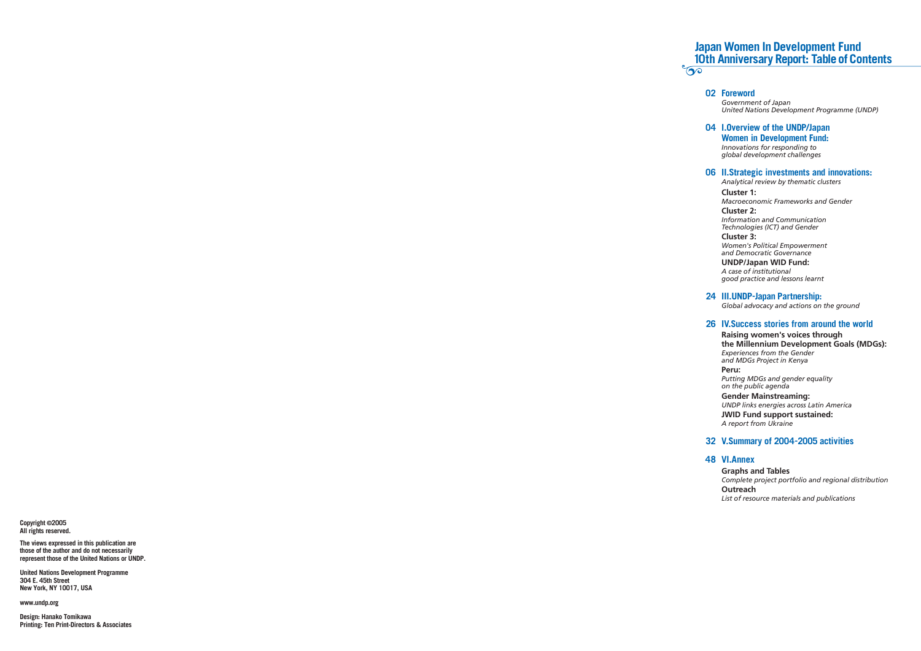# Japan Women In Development Fund 10th Anniversary Report: Table of Contents

**02 Foreword**
*Government of Japan*
*United Nations Development Programme (UNDP)*

**04 I.Overview of the UNDP/Japan Women in Development Fund:**
*Innovations for responding to global development challenges*

**06 II.Strategic investments and innovations:**
*Analytical review by thematic clusters*

**Cluster 1:**
*Macroeconomic Frameworks and Gender*

**Cluster 2:**
*Information and Communication Technologies (ICT) and Gender*

**Cluster 3:**
*Women's Political Empowerment and Democratic Governance*

**UNDP/Japan WID Fund:**
*A case of institutional good practice and lessons learnt*

**24 III.UNDP-Japan Partnership:**
*Global advocacy and actions on the ground*

**26 IV.Success stories from around the world**

**Raising women's voices through the Millennium Development Goals (MDGs):**
*Experiences from the Gender and MDGs Project in Kenya*

**Peru:**
*Putting MDGs and gender equality on the public agenda*

**Gender Mainstreaming:**
*UNDP links energies across Latin America*

**JWID Fund support sustained:**
*A report from Ukraine*

**32 V.Summary of 2004-2005 activities**

**48 VI.Annex**

**Graphs and Tables**
*Complete project portfolio and regional distribution*

**Outreach**
*List of resource materials and publications*

**Copyright ©2005**
**All rights reserved.**

**The views expressed in this publication are those of the author and do not necessarily represent those of the United Nations or UNDP.**

**United Nations Development Programme**
**304 E. 45th Street**
**New York, NY 10017, USA**

**www.undp.org**

**Design: Hanako Tomikawa**
**Printing: Ten Print-Directors & Associates**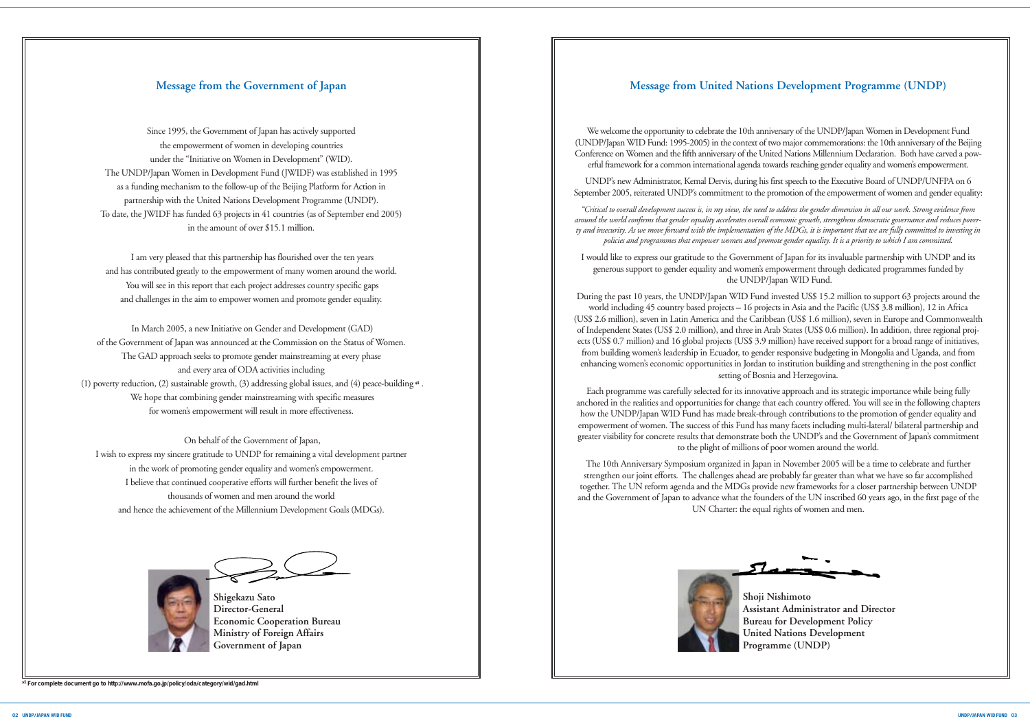## Message from the Government of Japan

Since 1995, the Government of Japan has actively supported the empowerment of women in developing countries under the "Initiative on Women in Development" (WID). The UNDP/Japan Women in Development Fund (JWIDF) was established in 1995 as a funding mechanism to the follow-up of the Beijing Platform for Action in partnership with the United Nations Development Programme (UNDP). To date, the JWIDF has funded 63 projects in 41 countries (as of September end 2005) in the amount of over $15.1 million.

I am very pleased that this partnership has flourished over the ten years and has contributed greatly to the empowerment of many women around the world. You will see in this report that each project addresses country specific gaps and challenges in the aim to empower women and promote gender equality.

In March 2005, a new Initiative on Gender and Development (GAD) of the Government of Japan was announced at the Commission on the Status of Women. The GAD approach seeks to promote gender mainstreaming at every phase and every area of ODA activities including (1) poverty reduction, (2) sustainable growth, (3) addressing global issues, and (4) peace-building [*1]. We hope that combining gender mainstreaming with specific measures for women's empowerment will result in more effectiveness.

On behalf of the Government of Japan, I wish to express my sincere gratitude to UNDP for remaining a vital development partner in the work of promoting gender equality and women's empowerment. I believe that continued cooperative efforts will further benefit the lives of thousands of women and men around the world and hence the achievement of the Millennium Development Goals (MDGs).

**Shigekazu Sato**
**Director-General**
**Economic Cooperation Bureau**
**Ministry of Foreign Affairs**
**Government of Japan**

[*1] For complete document go to http://www.mofa.go.jp/policy/oda/category/wid/gad.html

## Message from United Nations Development Programme (UNDP)

We welcome the opportunity to celebrate the 10th anniversary of the UNDP/Japan Women in Development Fund (UNDP/Japan WID Fund: 1995-2005) in the context of two major commemorations: the 10th anniversary of the Beijing Conference on Women and the fifth anniversary of the United Nations Millennium Declaration. Both have carved a powerful framework for a common international agenda towards reaching gender equality and women's empowerment.

UNDP's new Administrator, Kemal Dervis, during his first speech to the Executive Board of UNDP/UNFPA on 6 September 2005, reiterated UNDP's commitment to the promotion of the empowerment of women and gender equality:

*"Critical to overall development success is, in my view, the need to address the gender dimension in all our work. Strong evidence from around the world confirms that gender equality accelerates overall economic growth, strengthens democratic governance and reduces poverty and insecurity. As we move forward with the implementation of the MDGs, it is important that we are fully committed to investing in policies and programmes that empower women and promote gender equality. It is a priority to which I am committed.*

I would like to express our gratitude to the Government of Japan for its invaluable partnership with UNDP and its generous support to gender equality and women's empowerment through dedicated programmes funded by the UNDP/Japan WID Fund.

During the past 10 years, the UNDP/Japan WID Fund invested US$ 15.2 million to support 63 projects around the world including 45 country based projects – 16 projects in Asia and the Pacific (US$ 3.8 million), 12 in Africa (US$ 2.6 million), seven in Latin America and the Caribbean (US$ 1.6 million), seven in Europe and Commonwealth of Independent States (US$ 2.0 million), and three in Arab States (US$ 0.6 million). In addition, three regional projects (US$ 0.7 million) and 16 global projects (US$ 3.9 million) have received support for a broad range of initiatives, from building women's leadership in Ecuador, to gender responsive budgeting in Mongolia and Uganda, and from enhancing women's economic opportunities in Jordan to institution building and strengthening in the post conflict setting of Bosnia and Herzegovina.

Each programme was carefully selected for its innovative approach and its strategic importance while being fully anchored in the realities and opportunities for change that each country offered. You will see in the following chapters how the UNDP/Japan WID Fund has made break-through contributions to the promotion of gender equality and empowerment of women. The success of this Fund has many facets including multi-lateral/ bilateral partnership and greater visibility for concrete results that demonstrate both the UNDP's and the Government of Japan's commitment to the plight of millions of poor women around the world.

The 10th Anniversary Symposium organized in Japan in November 2005 will be a time to celebrate and further strengthen our joint efforts. The challenges ahead are probably far greater than what we have so far accomplished together. The UN reform agenda and the MDGs provide new frameworks for a closer partnership between UNDP and the Government of Japan to advance what the founders of the UN inscribed 60 years ago, in the first page of the UN Charter: the equal rights of women and men.

**Shoji Nishimoto**
**Assistant Administrator and Director**
**Bureau for Development Policy**
**United Nations Development Programme (UNDP)**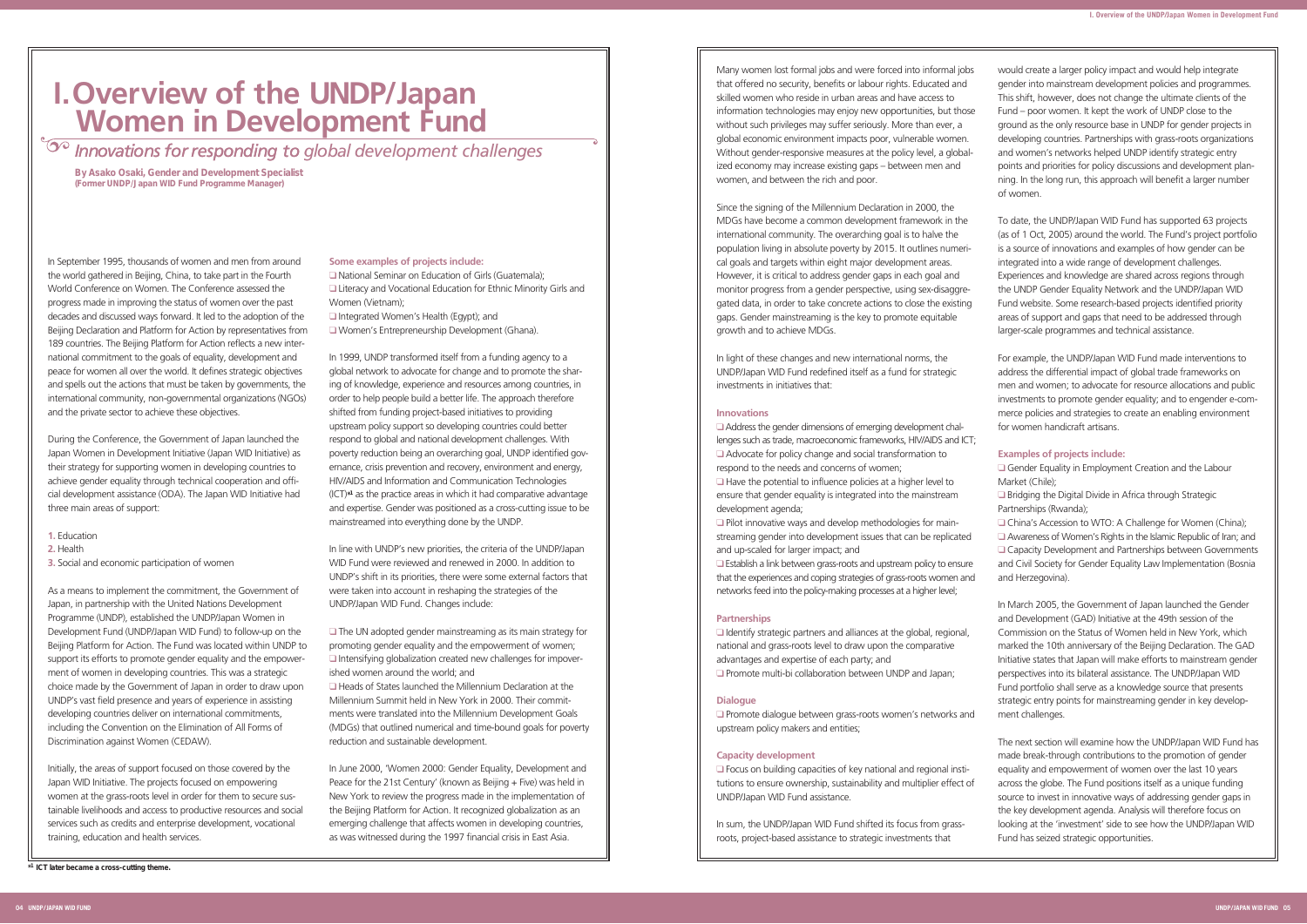# I. Overview of the UNDP/Japan Women in Development Fund

*Innovations for responding to global development challenges*

**By Asako Osaki, Gender and Development Specialist (Former UNDP/Japan WID Fund Programme Manager)**

In September 1995, thousands of women and men from around the world gathered in Beijing, China, to take part in the Fourth World Conference on Women. The Conference assessed the progress made in improving the status of women over the past decades and discussed ways forward. It led to the adoption of the Beijing Declaration and Platform for Action by representatives from 189 countries. The Beijing Platform for Action reflects a new international commitment to the goals of equality, development and peace for women all over the world. It defines strategic objectives and spells out the actions that must be taken by governments, the international community, non-governmental organizations (NGOs) and the private sector to achieve these objectives.

During the Conference, the Government of Japan launched the Japan Women in Development Initiative (Japan WID Initiative) as their strategy for supporting women in developing countries to achieve gender equality through technical cooperation and official development assistance (ODA). The Japan WID Initiative had three main areas of support:

1. Education
2. Health
3. Social and economic participation of women

As a means to implement the commitment, the Government of Japan, in partnership with the United Nations Development Programme (UNDP), established the UNDP/Japan Women in Development Fund (UNDP/Japan WID Fund) to follow-up on the Beijing Platform for Action. The Fund was located within UNDP to support its efforts to promote gender equality and the empowerment of women in developing countries. This was a strategic choice made by the Government of Japan in order to draw upon UNDP's vast field presence and years of experience in assisting developing countries deliver on international commitments, including the Convention on the Elimination of All Forms of Discrimination against Women (CEDAW).

Initially, the areas of support focused on those covered by the Japan WID Initiative. The projects focused on empowering women at the grass-roots level in order for them to secure sustainable livelihoods and access to productive resources and social services such as credits and enterprise development, vocational training, education and health services.

**Some examples of projects include:**

- National Seminar on Education of Girls (Guatemala);
- Literacy and Vocational Education for Ethnic Minority Girls and Women (Vietnam);
- Integrated Women's Health (Egypt); and
- Women's Entrepreneurship Development (Ghana).

In 1999, UNDP transformed itself from a funding agency to a global network to advocate for change and to promote the sharing of knowledge, experience and resources among countries, in order to help people build a better life. The approach therefore shifted from funding project-based initiatives to providing upstream policy support so developing countries could better respond to global and national development challenges. With poverty reduction being an overarching goal, UNDP identified governance, crisis prevention and recovery, environment and energy, HIV/AIDS and Information and Communication Technologies (ICT)[*1] as the practice areas in which it had comparative advantage and expertise. Gender was positioned as a cross-cutting issue to be mainstreamed into everything done by the UNDP.

In line with UNDP's new priorities, the criteria of the UNDP/Japan WID Fund were reviewed and renewed in 2000. In addition to UNDP's shift in its priorities, there were some external factors that were taken into account in reshaping the strategies of the UNDP/Japan WID Fund. Changes include:

- The UN adopted gender mainstreaming as its main strategy for promoting gender equality and the empowerment of women;
- Intensifying globalization created new challenges for impoverished women around the world; and
- Heads of States launched the Millennium Declaration at the Millennium Summit held in New York in 2000. Their commitments were translated into the Millennium Development Goals (MDGs) that outlined numerical and time-bound goals for poverty reduction and sustainable development.

In June 2000, 'Women 2000: Gender Equality, Development and Peace for the 21st Century' (known as Beijing + Five) was held in New York to review the progress made in the implementation of the Beijing Platform for Action. It recognized globalization as an emerging challenge that affects women in developing countries, as was witnessed during the 1997 financial crisis in East Asia.

Many women lost formal jobs and were forced into informal jobs that offered no security, benefits or labour rights. Educated and skilled women who reside in urban areas and have access to information technologies may enjoy new opportunities, but those without such privileges may suffer seriously. More than ever, a global economic environment impacts poor, vulnerable women. Without gender-responsive measures at the policy level, a globalized economy may increase existing gaps – between men and women, and between the rich and poor.

Since the signing of the Millennium Declaration in 2000, the MDGs have become a common development framework in the international community. The overarching goal is to halve the population living in absolute poverty by 2015. It outlines numerical goals and targets within eight major development areas. However, it is critical to address gender gaps in each goal and monitor progress from a gender perspective, using sex-disaggregated data, in order to take concrete actions to close the existing gaps. Gender mainstreaming is the key to promote equitable growth and to achieve MDGs.

In light of these changes and new international norms, the UNDP/Japan WID Fund redefined itself as a fund for strategic investments in initiatives that:

**Innovations**

- Address the gender dimensions of emerging development challenges such as trade, macroeconomic frameworks, HIV/AIDS and ICT;
- Advocate for policy change and social transformation to respond to the needs and concerns of women;
- Have the potential to influence policies at a higher level to ensure that gender equality is integrated into the mainstream development agenda;
- Pilot innovative ways and develop methodologies for mainstreaming gender into development issues that can be replicated and up-scaled for larger impact; and
- Establish a link between grass-roots and upstream policy to ensure that the experiences and coping strategies of grass-roots women and networks feed into the policy-making processes at a higher level;

**Partnerships**

- Identify strategic partners and alliances at the global, regional, national and grass-roots level to draw upon the comparative advantages and expertise of each party; and
- Promote multi-bi collaboration between UNDP and Japan;

**Dialogue**

- Promote dialogue between grass-roots women's networks and upstream policy makers and entities;

**Capacity development**

- Focus on building capacities of key national and regional institutions to ensure ownership, sustainability and multiplier effect of UNDP/Japan WID Fund assistance.

In sum, the UNDP/Japan WID Fund shifted its focus from grass-roots, project-based assistance to strategic investments that would create a larger policy impact and would help integrate gender into mainstream development policies and programmes. This shift, however, does not change the ultimate clients of the Fund – poor women. It kept the work of UNDP close to the ground as the only resource base in UNDP for gender projects in developing countries. Partnerships with grass-roots organizations and women's networks helped UNDP identify strategic entry points and priorities for policy discussions and development planning. In the long run, this approach will benefit a larger number of women.

To date, the UNDP/Japan WID Fund has supported 63 projects (as of 1 Oct, 2005) around the world. The Fund's project portfolio is a source of innovations and examples of how gender can be integrated into a wide range of development challenges. Experiences and knowledge are shared across regions through the UNDP Gender Equality Network and the UNDP/Japan WID Fund website. Some research-based projects identified priority areas of support and gaps that need to be addressed through larger-scale programmes and technical assistance.

For example, the UNDP/Japan WID Fund made interventions to address the differential impact of global trade frameworks on men and women; to advocate for resource allocations and public investments to promote gender equality; and to engender e-commerce policies and strategies to create an enabling environment for women handicraft artisans.

**Examples of projects include:**

- Gender Equality in Employment Creation and the Labour Market (Chile);
- Bridging the Digital Divide in Africa through Strategic Partnerships (Rwanda);
- China's Accession to WTO: A Challenge for Women (China);
- Awareness of Women's Rights in the Islamic Republic of Iran; and
- Capacity Development and Partnerships between Governments and Civil Society for Gender Equality Law Implementation (Bosnia and Herzegovina).

In March 2005, the Government of Japan launched the Gender and Development (GAD) Initiative at the 49th session of the Commission on the Status of Women held in New York, which marked the 10th anniversary of the Beijing Declaration. The GAD Initiative states that Japan will make efforts to mainstream gender perspectives into its bilateral assistance. The UNDP/Japan WID Fund portfolio shall serve as a knowledge source that presents strategic entry points for mainstreaming gender in key development challenges.

The next section will examine how the UNDP/Japan WID Fund has made break-through contributions to the promotion of gender equality and empowerment of women over the last 10 years across the globe. The Fund positions itself as a unique funding source to invest in innovative ways of addressing gender gaps in the key development agenda. Analysis will therefore focus on looking at the 'investment' side to see how the UNDP/Japan WID Fund has seized strategic opportunities.

[*1] ICT later became a cross-cutting theme.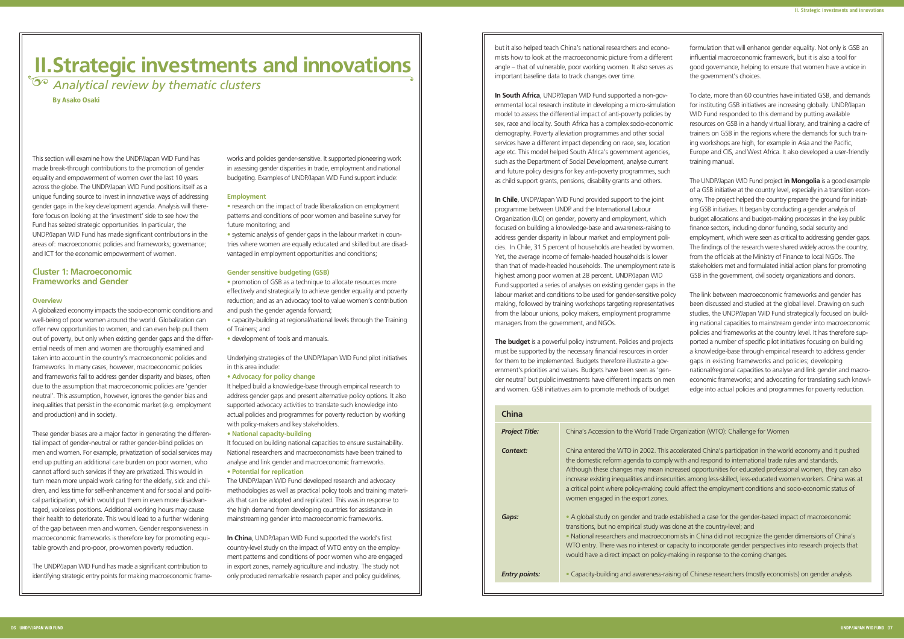# II. Strategic investments and innovations

## *Analytical review by thematic clusters*

**By Asako Osaki**

This section will examine how the UNDP/Japan WID Fund has made break-through contributions to the promotion of gender equality and empowerment of women over the last 10 years across the globe. The UNDP/Japan WID Fund positions itself as a unique funding source to invest in innovative ways of addressing gender gaps in the key development agenda. Analysis will therefore focus on looking at the 'investment' side to see how the Fund has seized strategic opportunities. In particular, the UNDP/Japan WID Fund has made significant contributions in the areas of: macroeconomic policies and frameworks; governance; and ICT for the economic empowerment of women.

## Cluster 1: Macroeconomic Frameworks and Gender

### Overview

A globalized economy impacts the socio-economic conditions and well-being of poor women around the world. Globalization can offer new opportunities to women, and can even help pull them out of poverty, but only when existing gender gaps and the differential needs of men and women are thoroughly examined and taken into account in the country's macroeconomic policies and frameworks. In many cases, however, macroeconomic policies and frameworks fail to address gender disparity and biases, often due to the assumption that macroeconomic policies are 'gender neutral'. This assumption, however, ignores the gender bias and inequalities that persist in the economic market (e.g. employment and production) and in society.

These gender biases are a major factor in generating the differential impact of gender-neutral or rather gender-blind policies on men and women. For example, privatization of social services may end up putting an additional care burden on poor women, who cannot afford such services if they are privatized. This would in turn mean more unpaid work caring for the elderly, sick and children, and less time for self-enhancement and for social and political participation, which would put them in even more disadvantaged, voiceless positions. Additional working hours may cause their health to deteriorate. This would lead to a further widening of the gap between men and women. Gender responsiveness in macroeconomic frameworks is therefore key for promoting equitable growth and pro-poor, pro-women poverty reduction.

The UNDP/Japan WID Fund has made a significant contribution to identifying strategic entry points for making macroeconomic frameworks and policies gender-sensitive. It supported pioneering work in assessing gender disparities in trade, employment and national budgeting. Examples of UNDP/Japan WID Fund support include:

#### Employment

- research on the impact of trade liberalization on employment patterns and conditions of poor women and baseline survey for future monitoring; and
- systemic analysis of gender gaps in the labour market in countries where women are equally educated and skilled but are disadvantaged in employment opportunities and conditions;

#### Gender sensitive budgeting (GSB)

- promotion of GSB as a technique to allocate resources more effectively and strategically to achieve gender equality and poverty reduction; and as an advocacy tool to value women's contribution and push the gender agenda forward;
- capacity-building at regional/national levels through the Training of Trainers; and
- development of tools and manuals.

Underlying strategies of the UNDP/Japan WID Fund pilot initiatives in this area include:

- **Advocacy for policy change**

It helped build a knowledge-base through empirical research to address gender gaps and present alternative policy options. It also supported advocacy activities to translate such knowledge into actual policies and programmes for poverty reduction by working with policy-makers and key stakeholders.

- **National capacity-building**

It focused on building national capacities to ensure sustainability. National researchers and macroeconomists have been trained to analyse and link gender and macroeconomic frameworks.

- **Potential for replication**

The UNDP/Japan WID Fund developed research and advocacy methodologies as well as practical policy tools and training materials that can be adopted and replicated. This was in response to the high demand from developing countries for assistance in mainstreaming gender into macroeconomic frameworks.

**In China**, UNDP/Japan WID Fund supported the world's first country-level study on the impact of WTO entry on the employment patterns and conditions of poor women who are engaged in export zones, namely agriculture and industry. The study not only produced remarkable research paper and policy guidelines, but it also helped teach China's national researchers and economists how to look at the macroeconomic picture from a different angle – that of vulnerable, poor working women. It also serves as important baseline data to track changes over time.

**In South Africa**, UNDP/Japan WID Fund supported a non-governmental local research institute in developing a micro-simulation model to assess the differential impact of anti-poverty policies by sex, race and locality. South Africa has a complex socio-economic demography. Poverty alleviation programmes and other social services have a different impact depending on race, sex, location age etc. This model helped South Africa's government agencies, such as the Department of Social Development, analyse current and future policy designs for key anti-poverty programmes, such as child support grants, pensions, disability grants and others.

**In Chile**, UNDP/Japan WID Fund provided support to the joint programme between UNDP and the International Labour Organization (ILO) on gender, poverty and employment, which focused on building a knowledge-base and awareness-raising to address gender disparity in labour market and employment policies. In Chile, 31.5 percent of households are headed by women. Yet, the average income of female-headed households is lower than that of made-headed households. The unemployment rate is highest among poor women at 28 percent. UNDP/Japan WID Fund supported a series of analyses on existing gender gaps in the labour market and conditions to be used for gender-sensitive policy making, followed by training workshops targeting representatives from the labour unions, policy makers, employment programme managers from the government, and NGOs.

**The budget** is a powerful policy instrument. Policies and projects must be supported by the necessary financial resources in order for them to be implemented. Budgets therefore illustrate a government's priorities and values. Budgets have been seen as 'gender neutral' but public investments have different impacts on men and women. GSB initiatives aim to promote methods of budget formulation that will enhance gender equality. Not only is GSB an influential macroeconomic framework, but it is also a tool for good governance, helping to ensure that women have a voice in the government's choices.

To date, more than 60 countries have initiated GSB, and demands for instituting GSB initiatives are increasing globally. UNDP/Japan WID Fund responded to this demand by putting available resources on GSB in a handy virtual library, and training a cadre of trainers on GSB in the regions where the demands for such training workshops are high, for example in Asia and the Pacific, Europe and CIS, and West Africa. It also developed a user-friendly training manual.

The UNDP/Japan WID Fund project **in Mongolia** is a good example of a GSB initiative at the country level, especially in a transition economy. The project helped the country prepare the ground for initiating GSB initiatives. It began by conducting a gender analysis of budget allocations and budget-making processes in the key public finance sectors, including donor funding, social security and employment, which were seen as critical to addressing gender gaps. The findings of the research were shared widely across the country, from the officials at the Ministry of Finance to local NGOs. The stakeholders met and formulated initial action plans for promoting GSB in the government, civil society organizations and donors.

The link between macroeconomic frameworks and gender has been discussed and studied at the global level. Drawing on such studies, the UNDP/Japan WID Fund strategically focused on building national capacities to mainstream gender into macroeconomic policies and frameworks at the country level. It has therefore supported a number of specific pilot initiatives focusing on building a knowledge-base through empirical research to address gender gaps in existing frameworks and policies; developing national/regional capacities to analyse and link gender and macroeconomic frameworks; and advocating for translating such knowledge into actual policies and programmes for poverty reduction.

| China | |
|---|---|
| ***Project Title:*** | China's Accession to the World Trade Organization (WTO): Challenge for Women |
| ***Context:*** | China entered the WTO in 2002. This accelerated China's participation in the world economy and it pushed the domestic reform agenda to comply with and respond to international trade rules and standards. Although these changes may mean increased opportunities for educated professional women, they can also increase existing inequalities and insecurities among less-skilled, less-educated women workers. China was at a critical point where policy-making could affect the employment conditions and socio-economic status of women engaged in the export zones. |
| ***Gaps:*** | • A global study on gender and trade established a case for the gender-based impact of macroeconomic transitions, but no empirical study was done at the country-level; and<br>• National researchers and macroeconomists in China did not recognize the gender dimensions of China's WTO entry. There was no interest or capacity to incorporate gender perspectives into research projects that would have a direct impact on policy-making in response to the coming changes. |
| ***Entry points:*** | • Capacity-building and awareness-raising of Chinese researchers (mostly economists) on gender analysis |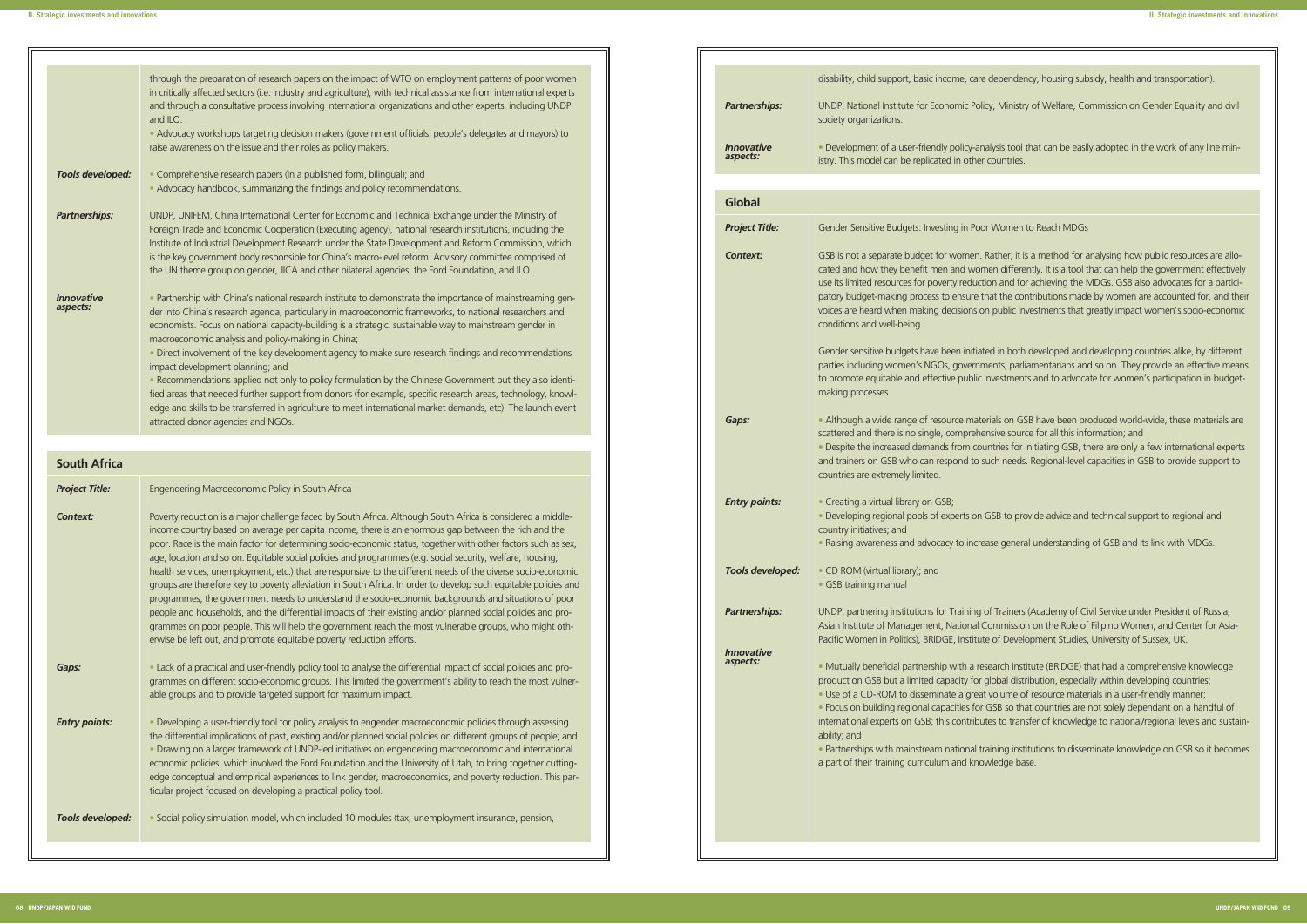| | |
|---|---|
| | through the preparation of research papers on the impact of WTO on employment patterns of poor women in critically affected sectors (i.e. industry and agriculture), with technical assistance from international experts and through a consultative process involving international organizations and other experts, including UNDP and ILO.<br>• Advocacy workshops targeting decision makers (government officials, people's delegates and mayors) to raise awareness on the issue and their roles as policy makers. |
| ***Tools developed:*** | • Comprehensive research papers (in a published form, bilingual); and<br>• Advocacy handbook, summarizing the findings and policy recommendations. |
| ***Partnerships:*** | UNDP, UNIFEM, China International Center for Economic and Technical Exchange under the Ministry of Foreign Trade and Economic Cooperation (Executing agency), national research institutions, including the Institute of Industrial Development Research under the State Development and Reform Commission, which is the key government body responsible for China's macro-level reform. Advisory committee comprised of the UN theme group on gender, JICA and other bilateral agencies, the Ford Foundation, and ILO. |
| ***Innovative aspects:*** | • Partnership with China's national research institute to demonstrate the importance of mainstreaming gender into China's research agenda, particularly in macroeconomic frameworks, to national researchers and economists. Focus on national capacity-building is a strategic, sustainable way to mainstream gender in macroeconomic analysis and policy-making in China;<br>• Direct involvement of the key development agency to make sure research findings and recommendations impact development planning; and<br>• Recommendations applied not only to policy formulation by the Chinese Government but they also identified areas that needed further support from donors (for example, specific research areas, technology, knowledge and skills to be transferred in agriculture to meet international market demands, etc). The launch event attracted donor agencies and NGOs. |

## South Africa

| | |
|---|---|
| ***Project Title:*** | Engendering Macroeconomic Policy in South Africa |
| ***Context:*** | Poverty reduction is a major challenge faced by South Africa. Although South Africa is considered a middle-income country based on average per capita income, there is an enormous gap between the rich and the poor. Race is the main factor for determining socio-economic status, together with other factors such as sex, age, location and so on. Equitable social policies and programmes (e.g. social security, welfare, housing, health services, unemployment, etc.) that are responsive to the different needs of the diverse socio-economic groups are therefore key to poverty alleviation in South Africa. In order to develop such equitable policies and programmes, the government needs to understand the socio-economic backgrounds and situations of poor people and households, and the differential impacts of their existing and/or planned social policies and programmes on poor people. This will help the government reach the most vulnerable groups, who might otherwise be left out, and promote equitable poverty reduction efforts. |
| ***Gaps:*** | • Lack of a practical and user-friendly policy tool to analyse the differential impact of social policies and programmes on different socio-economic groups. This limited the government's ability to reach the most vulnerable groups and to provide targeted support for maximum impact. |
| ***Entry points:*** | • Developing a user-friendly tool for policy analysis to engender macroeconomic policies through assessing the differential implications of past, existing and/or planned social policies on different groups of people; and<br>• Drawing on a larger framework of UNDP-led initiatives on engendering macroeconomic and international economic policies, which involved the Ford Foundation and the University of Utah, to bring together cutting-edge conceptual and empirical experiences to link gender, macroeconomics, and poverty reduction. This particular project focused on developing a practical policy tool. |
| ***Tools developed:*** | • Social policy simulation model, which included 10 modules (tax, unemployment insurance, pension, disability, child support, basic income, care dependency, housing subsidy, health and transportation). |
| ***Partnerships:*** | UNDP, National Institute for Economic Policy, Ministry of Welfare, Commission on Gender Equality and civil society organizations. |
| ***Innovative aspects:*** | • Development of a user-friendly policy-analysis tool that can be easily adopted in the work of any line ministry. This model can be replicated in other countries. |

## Global

| | |
|---|---|
| ***Project Title:*** | Gender Sensitive Budgets: Investing in Poor Women to Reach MDGs |
| ***Context:*** | GSB is not a separate budget for women. Rather, it is a method for analysing how public resources are allocated and how they benefit men and women differently. It is a tool that can help the government effectively use its limited resources for poverty reduction and for achieving the MDGs. GSB also advocates for a participatory budget-making process to ensure that the contributions made by women are accounted for, and their voices are heard when making decisions on public investments that greatly impact women's socio-economic conditions and well-being.<br><br>Gender sensitive budgets have been initiated in both developed and developing countries alike, by different parties including women's NGOs, governments, parliamentarians and so on. They provide an effective means to promote equitable and effective public investments and to advocate for women's participation in budget-making processes. |
| ***Gaps:*** | • Although a wide range of resource materials on GSB have been produced world-wide, these materials are scattered and there is no single, comprehensive source for all this information; and<br>• Despite the increased demands from countries for initiating GSB, there are only a few international experts and trainers on GSB who can respond to such needs. Regional-level capacities in GSB to provide support to countries are extremely limited. |
| ***Entry points:*** | • Creating a virtual library on GSB;<br>• Developing regional pools of experts on GSB to provide advice and technical support to regional and country initiatives; and<br>• Raising awareness and advocacy to increase general understanding of GSB and its link with MDGs. |
| ***Tools developed:*** | • CD ROM (virtual library); and<br>• GSB training manual |
| ***Partnerships:*** | UNDP, partnering institutions for Training of Trainers (Academy of Civil Service under President of Russia, Asian Institute of Management, National Commission on the Role of Filipino Women, and Center for Asia-Pacific Women in Politics), BRIDGE, Institute of Development Studies, University of Sussex, UK. |
| ***Innovative aspects:*** | • Mutually beneficial partnership with a research institute (BRIDGE) that had a comprehensive knowledge product on GSB but a limited capacity for global distribution, especially within developing countries;<br>• Use of a CD-ROM to disseminate a great volume of resource materials in a user-friendly manner;<br>• Focus on building regional capacities for GSB so that countries are not solely dependant on a handful of international experts on GSB; this contributes to transfer of knowledge to national/regional levels and sustainability; and<br>• Partnerships with mainstream national training institutions to disseminate knowledge on GSB so it becomes a part of their training curriculum and knowledge base. |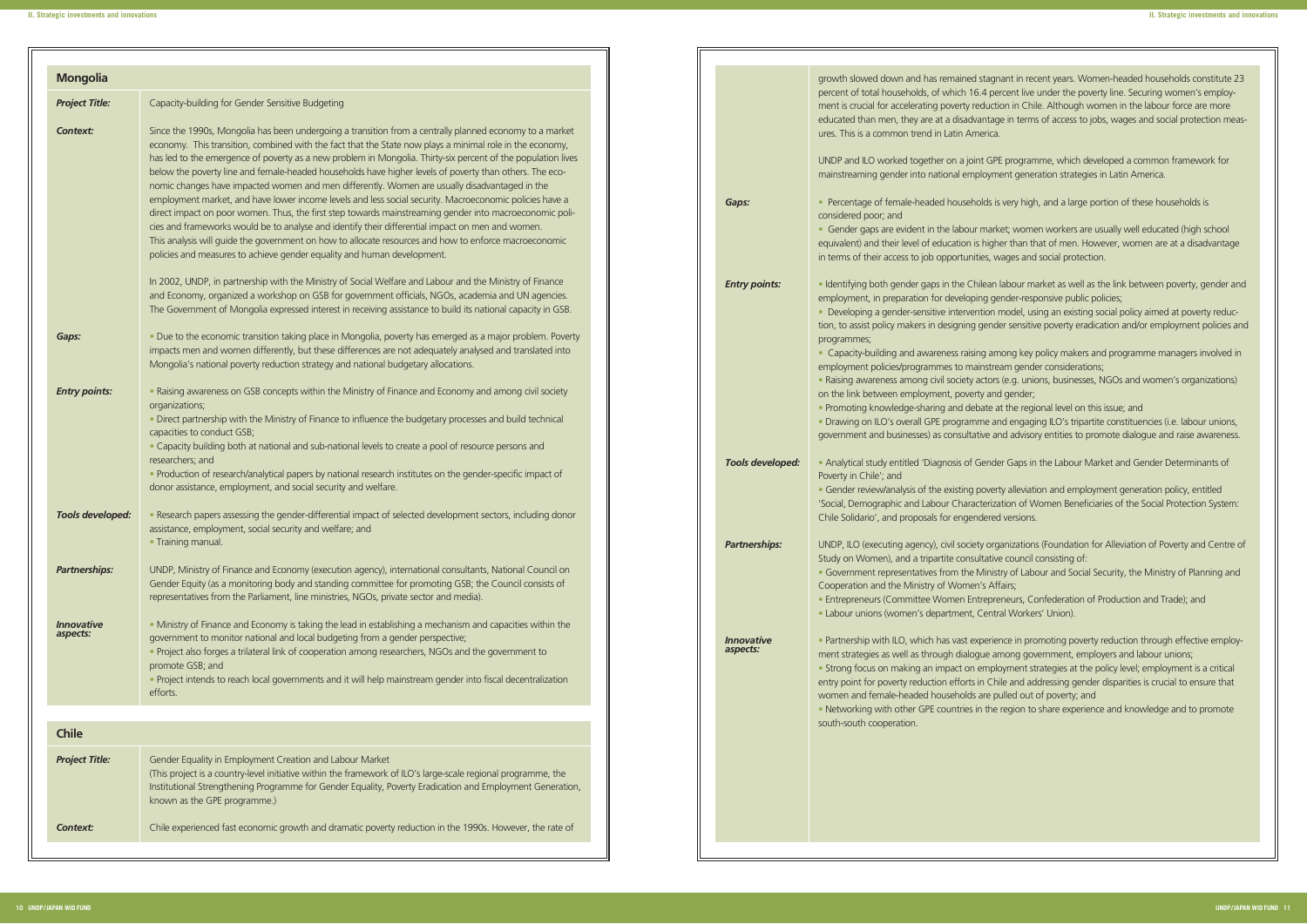## Mongolia

**Project Title:** Capacity-building for Gender Sensitive Budgeting

**Context:** Since the 1990s, Mongolia has been undergoing a transition from a centrally planned economy to a market economy. This transition, combined with the fact that the State now plays a minimal role in the economy, has led to the emergence of poverty as a new problem in Mongolia. Thirty-six percent of the population lives below the poverty line and female-headed households have higher levels of poverty than others. The economic changes have impacted women and men differently. Women are usually disadvantaged in the employment market, and have lower income levels and less social security. Macroeconomic policies have a direct impact on poor women. Thus, the first step towards mainstreaming gender into macroeconomic policies and frameworks would be to analyse and identify their differential impact on men and women. This analysis will guide the government on how to allocate resources and how to enforce macroeconomic policies and measures to achieve gender equality and human development.

In 2002, UNDP, in partnership with the Ministry of Social Welfare and Labour and the Ministry of Finance and Economy, organized a workshop on GSB for government officials, NGOs, academia and UN agencies. The Government of Mongolia expressed interest in receiving assistance to build its national capacity in GSB.

**Gaps:**

- Due to the economic transition taking place in Mongolia, poverty has emerged as a major problem. Poverty impacts men and women differently, but these differences are not adequately analysed and translated into Mongolia's national poverty reduction strategy and national budgetary allocations.

**Entry points:**

- Raising awareness on GSB concepts within the Ministry of Finance and Economy and among civil society organizations;
- Direct partnership with the Ministry of Finance to influence the budgetary processes and build technical capacities to conduct GSB;
- Capacity building both at national and sub-national levels to create a pool of resource persons and researchers; and
- Production of research/analytical papers by national research institutes on the gender-specific impact of donor assistance, employment, and social security and welfare.

**Tools developed:**

- Research papers assessing the gender-differential impact of selected development sectors, including donor assistance, employment, social security and welfare; and
- Training manual.

**Partnerships:** UNDP, Ministry of Finance and Economy (execution agency), international consultants, National Council on Gender Equity (as a monitoring body and standing committee for promoting GSB; the Council consists of representatives from the Parliament, line ministries, NGOs, private sector and media).

**Innovative aspects:**

- Ministry of Finance and Economy is taking the lead in establishing a mechanism and capacities within the government to monitor national and local budgeting from a gender perspective;
- Project also forges a trilateral link of cooperation among researchers, NGOs and the government to promote GSB; and
- Project intends to reach local governments and it will help mainstream gender into fiscal decentralization efforts.

## Chile

**Project Title:** Gender Equality in Employment Creation and Labour Market

(This project is a country-level initiative within the framework of ILO's large-scale regional programme, the Institutional Strengthening Programme for Gender Equality, Poverty Eradication and Employment Generation, known as the GPE programme.)

**Context:** Chile experienced fast economic growth and dramatic poverty reduction in the 1990s. However, the rate of growth slowed down and has remained stagnant in recent years. Women-headed households constitute 23 percent of total households, of which 16.4 percent live under the poverty line. Securing women's employment is crucial for accelerating poverty reduction in Chile. Although women in the labour force are more educated than men, they are at a disadvantage in terms of access to jobs, wages and social protection measures. This is a common trend in Latin America.

UNDP and ILO worked together on a joint GPE programme, which developed a common framework for mainstreaming gender into national employment generation strategies in Latin America.

**Gaps:**

- Percentage of female-headed households is very high, and a large portion of these households is considered poor; and
- Gender gaps are evident in the labour market; women workers are usually well educated (high school equivalent) and their level of education is higher than that of men. However, women are at a disadvantage in terms of their access to job opportunities, wages and social protection.

**Entry points:**

- Identifying both gender gaps in the Chilean labour market as well as the link between poverty, gender and employment, in preparation for developing gender-responsive public policies;
- Developing a gender-sensitive intervention model, using an existing social policy aimed at poverty reduction, to assist policy makers in designing gender sensitive poverty eradication and/or employment policies and programmes;
- Capacity-building and awareness raising among key policy makers and programme managers involved in employment policies/programmes to mainstream gender considerations;
- Raising awareness among civil society actors (e.g. unions, businesses, NGOs and women's organizations) on the link between employment, poverty and gender;
- Promoting knowledge-sharing and debate at the regional level on this issue; and
- Drawing on ILO's overall GPE programme and engaging ILO's tripartite constituencies (i.e. labour unions, government and businesses) as consultative and advisory entities to promote dialogue and raise awareness.

**Tools developed:**

- Analytical study entitled 'Diagnosis of Gender Gaps in the Labour Market and Gender Determinants of Poverty in Chile'; and
- Gender review/analysis of the existing poverty alleviation and employment generation policy, entitled 'Social, Demographic and Labour Characterization of Women Beneficiaries of the Social Protection System: Chile Solidario', and proposals for engendered versions.

**Partnerships:** UNDP, ILO (executing agency), civil society organizations (Foundation for Alleviation of Poverty and Centre of Study on Women), and a tripartite consultative council consisting of:

- Government representatives from the Ministry of Labour and Social Security, the Ministry of Planning and Cooperation and the Ministry of Women's Affairs;
- Entrepreneurs (Committee Women Entrepreneurs, Confederation of Production and Trade); and
- Labour unions (women's department, Central Workers' Union).

**Innovative aspects:**

- Partnership with ILO, which has vast experience in promoting poverty reduction through effective employment strategies as well as through dialogue among government, employers and labour unions;
- Strong focus on making an impact on employment strategies at the policy level; employment is a critical entry point for poverty reduction efforts in Chile and addressing gender disparities is crucial to ensure that women and female-headed households are pulled out of poverty; and
- Networking with other GPE countries in the region to share experience and knowledge and to promote south-south cooperation.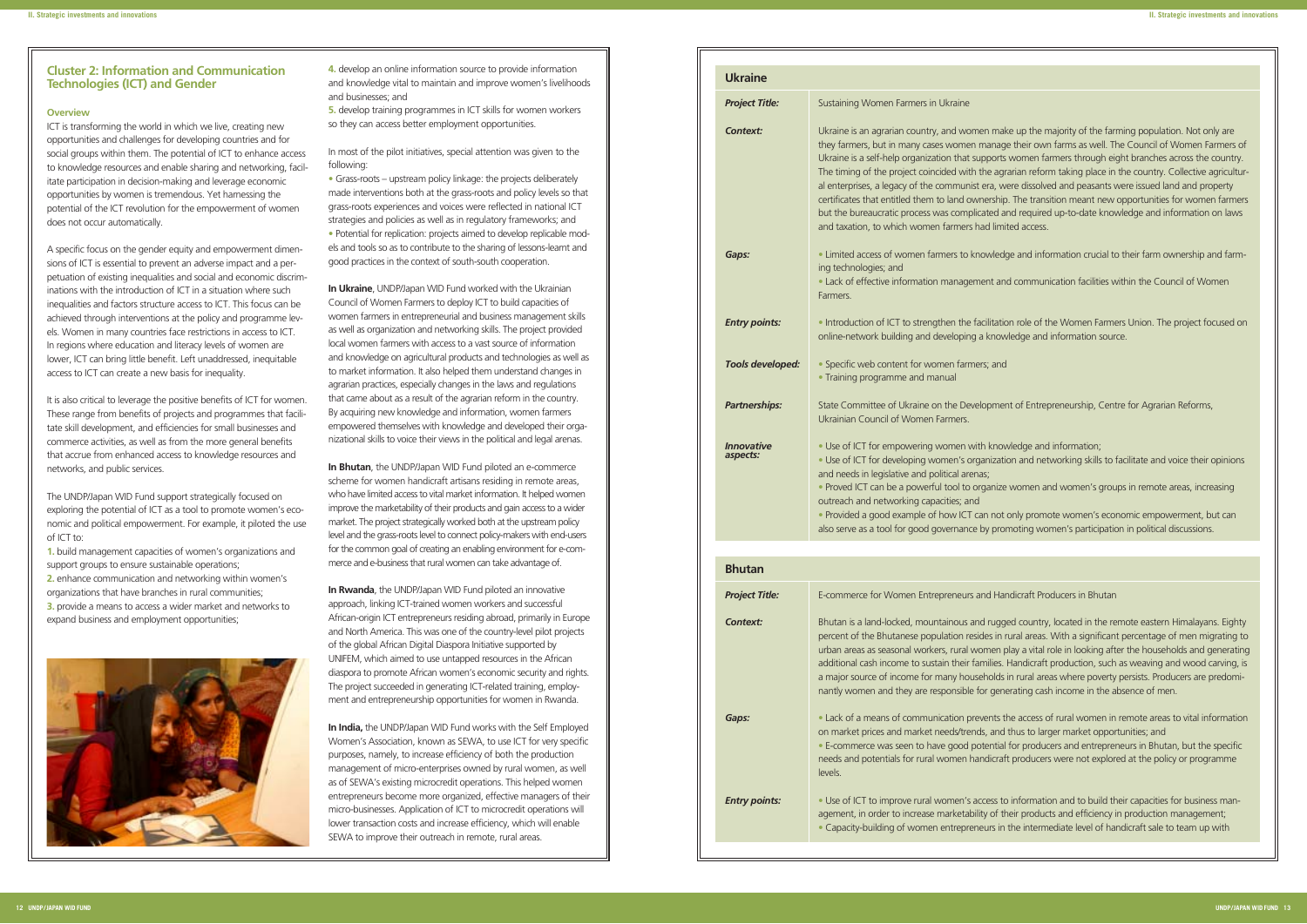## Cluster 2: Information and Communication Technologies (ICT) and Gender

### Overview

ICT is transforming the world in which we live, creating new opportunities and challenges for developing countries and for social groups within them. The potential of ICT to enhance access to knowledge resources and enable sharing and networking, facilitate participation in decision-making and leverage economic opportunities by women is tremendous. Yet harnessing the potential of the ICT revolution for the empowerment of women does not occur automatically.

A specific focus on the gender equity and empowerment dimensions of ICT is essential to prevent an adverse impact and a perpetuation of existing inequalities and social and economic discriminations with the introduction of ICT in a situation where such inequalities and factors structure access to ICT. This focus can be achieved through interventions at the policy and programme levels. Women in many countries face restrictions in access to ICT. In regions where education and literacy levels of women are lower, ICT can bring little benefit. Left unaddressed, inequitable access to ICT can create a new basis for inequality.

It is also critical to leverage the positive benefits of ICT for women. These range from benefits of projects and programmes that facilitate skill development, and efficiencies for small businesses and commerce activities, as well as from the more general benefits that accrue from enhanced access to knowledge resources and networks, and public services.

The UNDP/Japan WID Fund support strategically focused on exploring the potential of ICT as a tool to promote women's economic and political empowerment. For example, it piloted the use of ICT to:

1. build management capacities of women's organizations and support groups to ensure sustainable operations;
2. enhance communication and networking within women's organizations that have branches in rural communities;
3. provide a means to access a wider market and networks to expand business and employment opportunities;
4. develop an online information source to provide information and knowledge vital to maintain and improve women's livelihoods and businesses; and
5. develop training programmes in ICT skills for women workers so they can access better employment opportunities.

In most of the pilot initiatives, special attention was given to the following:

- Grass-roots – upstream policy linkage: the projects deliberately made interventions both at the grass-roots and policy levels so that grass-roots experiences and voices were reflected in national ICT strategies and policies as well as in regulatory frameworks; and
- Potential for replication: projects aimed to develop replicable models and tools so as to contribute to the sharing of lessons-learnt and good practices in the context of south-south cooperation.

**In Ukraine**, UNDP/Japan WID Fund worked with the Ukrainian Council of Women Farmers to deploy ICT to build capacities of women farmers in entrepreneurial and business management skills as well as organization and networking skills. The project provided local women farmers with access to a vast source of information and knowledge on agricultural products and technologies as well as to market information. It also helped them understand changes in agrarian practices, especially changes in the laws and regulations that came about as a result of the agrarian reform in the country. By acquiring new knowledge and information, women farmers empowered themselves with knowledge and developed their organizational skills to voice their views in the political and legal arenas.

**In Bhutan**, the UNDP/Japan WID Fund piloted an e-commerce scheme for women handicraft artisans residing in remote areas, who have limited access to vital market information. It helped women improve the marketability of their products and gain access to a wider market. The project strategically worked both at the upstream policy level and the grass-roots level to connect policy-makers with end-users for the common goal of creating an enabling environment for e-commerce and e-business that rural women can take advantage of.

**In Rwanda**, the UNDP/Japan WID Fund piloted an innovative approach, linking ICT-trained women workers and successful African-origin ICT entrepreneurs residing abroad, primarily in Europe and North America. This was one of the country-level pilot projects of the global African Digital Diaspora Initiative supported by UNIFEM, which aimed to use untapped resources in the African diaspora to promote African women's economic security and rights. The project succeeded in generating ICT-related training, employment and entrepreneurship opportunities for women in Rwanda.

**In India,** the UNDP/Japan WID Fund works with the Self Employed Women's Association, known as SEWA, to use ICT for very specific purposes, namely, to increase efficiency of both the production management of micro-enterprises owned by rural women, as well as of SEWA's existing microcredit operations. This helped women entrepreneurs become more organized, effective managers of their micro-businesses. Application of ICT to microcredit operations will lower transaction costs and increase efficiency, which will enable SEWA to improve their outreach in remote, rural areas.

| **Ukraine** | |
|---|---|
| ***Project Title:*** | Sustaining Women Farmers in Ukraine |
| ***Context:*** | Ukraine is an agrarian country, and women make up the majority of the farming population. Not only are they farmers, but in many cases women manage their own farms as well. The Council of Women Farmers of Ukraine is a self-help organization that supports women farmers through eight branches across the country. The timing of the project coincided with the agrarian reform taking place in the country. Collective agricultural enterprises, a legacy of the communist era, were dissolved and peasants were issued land and property certificates that entitled them to land ownership. The transition meant new opportunities for women farmers but the bureaucratic process was complicated and required up-to-date knowledge and information on laws and taxation, to which women farmers had limited access. |
| ***Gaps:*** | • Limited access of women farmers to knowledge and information crucial to their farm ownership and farming technologies; and<br>• Lack of effective information management and communication facilities within the Council of Women Farmers. |
| ***Entry points:*** | • Introduction of ICT to strengthen the facilitation role of the Women Farmers Union. The project focused on online-network building and developing a knowledge and information source. |
| ***Tools developed:*** | • Specific web content for women farmers; and<br>• Training programme and manual |
| ***Partnerships:*** | State Committee of Ukraine on the Development of Entrepreneurship, Centre for Agrarian Reforms, Ukrainian Council of Women Farmers. |
| ***Innovative aspects:*** | • Use of ICT for empowering women with knowledge and information;<br>• Use of ICT for developing women's organization and networking skills to facilitate and voice their opinions and needs in legislative and political arenas;<br>• Proved ICT can be a powerful tool to organize women and women's groups in remote areas, increasing outreach and networking capacities; and<br>• Provided a good example of how ICT can not only promote women's economic empowerment, but can also serve as a tool for good governance by promoting women's participation in political discussions. |

| **Bhutan** | |
|---|---|
| ***Project Title:*** | E-commerce for Women Entrepreneurs and Handicraft Producers in Bhutan |
| ***Context:*** | Bhutan is a land-locked, mountainous and rugged country, located in the remote eastern Himalayans. Eighty percent of the Bhutanese population resides in rural areas. With a significant percentage of men migrating to urban areas as seasonal workers, rural women play a vital role in looking after the households and generating additional cash income to sustain their families. Handicraft production, such as weaving and wood carving, is a major source of income for many households in rural areas where poverty persists. Producers are predominantly women and they are responsible for generating cash income in the absence of men. |
| ***Gaps:*** | • Lack of a means of communication prevents the access of rural women in remote areas to vital information on market prices and market needs/trends, and thus to larger market opportunities; and<br>• E-commerce was seen to have good potential for producers and entrepreneurs in Bhutan, but the specific needs and potentials for rural women handicraft producers were not explored at the policy or programme levels. |
| ***Entry points:*** | • Use of ICT to improve rural women's access to information and to build their capacities for business management, in order to increase marketability of their products and efficiency in production management;<br>• Capacity-building of women entrepreneurs in the intermediate level of handicraft sale to team up with |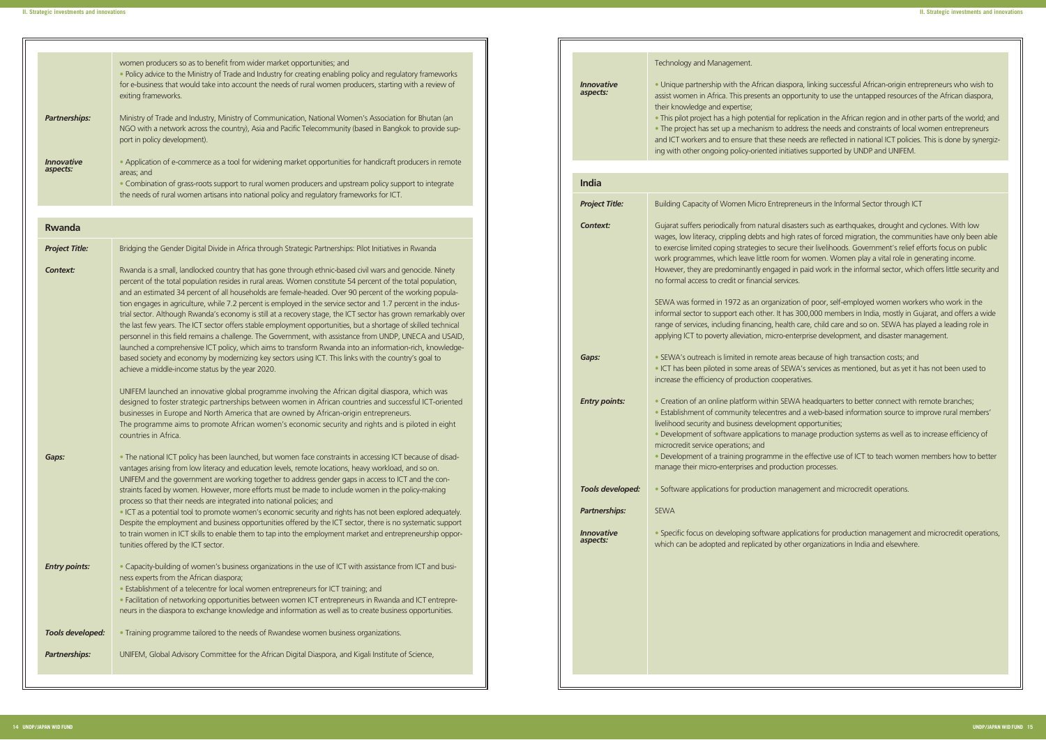| | |
|---|---|
| | women producers so as to benefit from wider market opportunities; and<br>• Policy advice to the Ministry of Trade and Industry for creating enabling policy and regulatory frameworks for e-business that would take into account the needs of rural women producers, starting with a review of exiting frameworks. |
| ***Partnerships:*** | Ministry of Trade and Industry, Ministry of Communication, National Women's Association for Bhutan (an NGO with a network across the country), Asia and Pacific Telecommunity (based in Bangkok to provide support in policy development). |
| ***Innovative aspects:*** | • Application of e-commerce as a tool for widening market opportunities for handicraft producers in remote areas; and<br>• Combination of grass-roots support to rural women producers and upstream policy support to integrate the needs of rural women artisans into national policy and regulatory frameworks for ICT. |

## Rwanda

| | |
|---|---|
| ***Project Title:*** | Bridging the Gender Digital Divide in Africa through Strategic Partnerships: Pilot Initiatives in Rwanda |
| ***Context:*** | Rwanda is a small, landlocked country that has gone through ethnic-based civil wars and genocide. Ninety percent of the total population resides in rural areas. Women constitute 54 percent of the total population, and an estimated 34 percent of all households are female-headed. Over 90 percent of the working population engages in agriculture, while 7.2 percent is employed in the service sector and 1.7 percent in the industrial sector. Although Rwanda's economy is still at a recovery stage, the ICT sector has grown remarkably over the last few years. The ICT sector offers stable employment opportunities, but a shortage of skilled technical personnel in this field remains a challenge. The Government, with assistance from UNDP, UNECA and USAID, launched a comprehensive ICT policy, which aims to transform Rwanda into an information-rich, knowledge-based society and economy by modernizing key sectors using ICT. This links with the country's goal to achieve a middle-income status by the year 2020.<br><br>UNIFEM launched an innovative global programme involving the African digital diaspora, which was designed to foster strategic partnerships between women in African countries and successful ICT-oriented businesses in Europe and North America that are owned by African-origin entrepreneurs. The programme aims to promote African women's economic security and rights and is piloted in eight countries in Africa. |
| ***Gaps:*** | • The national ICT policy has been launched, but women face constraints in accessing ICT because of disadvantages arising from low literacy and education levels, remote locations, heavy workload, and so on. UNIFEM and the government are working together to address gender gaps in access to ICT and the constraints faced by women. However, more efforts must be made to include women in the policy-making process so that their needs are integrated into national policies; and<br>• ICT as a potential tool to promote women's economic security and rights has not been explored adequately. Despite the employment and business opportunities offered by the ICT sector, there is no systematic support to train women in ICT skills to enable them to tap into the employment market and entrepreneurship opportunities offered by the ICT sector. |
| ***Entry points:*** | • Capacity-building of women's business organizations in the use of ICT with assistance from ICT and business experts from the African diaspora;<br>• Establishment of a telecentre for local women entrepreneurs for ICT training; and<br>• Facilitation of networking opportunities between women ICT entrepreneurs in Rwanda and ICT entrepreneurs in the diaspora to exchange knowledge and information as well as to create business opportunities. |
| ***Tools developed:*** | • Training programme tailored to the needs of Rwandese women business organizations. |
| ***Partnerships:*** | UNIFEM, Global Advisory Committee for the African Digital Diaspora, and Kigali Institute of Science, Technology and Management. |
| ***Innovative aspects:*** | • Unique partnership with the African diaspora, linking successful African-origin entrepreneurs who wish to assist women in Africa. This presents an opportunity to use the untapped resources of the African diaspora, their knowledge and expertise;<br>• This pilot project has a high potential for replication in the African region and in other parts of the world; and<br>• The project has set up a mechanism to address the needs and constraints of local women entrepreneurs and ICT workers and to ensure that these needs are reflected in national ICT policies. This is done by synergizing with other ongoing policy-oriented initiatives supported by UNDP and UNIFEM. |

## India

| | |
|---|---|
| ***Project Title:*** | Building Capacity of Women Micro Entrepreneurs in the Informal Sector through ICT |
| ***Context:*** | Gujarat suffers periodically from natural disasters such as earthquakes, drought and cyclones. With low wages, low literacy, crippling debts and high rates of forced migration, the communities have only been able to exercise limited coping strategies to secure their livelihoods. Government's relief efforts focus on public work programmes, which leave little room for women. Women play a vital role in generating income. However, they are predominantly engaged in paid work in the informal sector, which offers little security and no formal access to credit or financial services.<br><br>SEWA was formed in 1972 as an organization of poor, self-employed women workers who work in the informal sector to support each other. It has 300,000 members in India, mostly in Gujarat, and offers a wide range of services, including financing, health care, child care and so on. SEWA has played a leading role in applying ICT to poverty alleviation, micro-enterprise development, and disaster management. |
| ***Gaps:*** | • SEWA's outreach is limited in remote areas because of high transaction costs; and<br>• ICT has been piloted in some areas of SEWA's services as mentioned, but as yet it has not been used to increase the efficiency of production cooperatives. |
| ***Entry points:*** | • Creation of an online platform within SEWA headquarters to better connect with remote branches;<br>• Establishment of community telecentres and a web-based information source to improve rural members' livelihood security and business development opportunities;<br>• Development of software applications to manage production systems as well as to increase efficiency of microcredit service operations; and<br>• Development of a training programme in the effective use of ICT to teach women members how to better manage their micro-enterprises and production processes. |
| ***Tools developed:*** | • Software applications for production management and microcredit operations. |
| ***Partnerships:*** | SEWA |
| ***Innovative aspects:*** | • Specific focus on developing software applications for production management and microcredit operations, which can be adopted and replicated by other organizations in India and elsewhere. |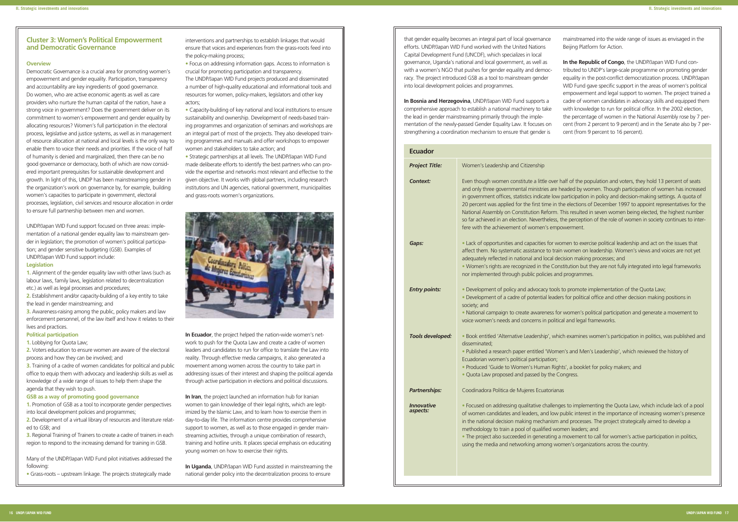## Cluster 3: Women's Political Empowerment and Democratic Governance

### Overview

Democratic Governance is a crucial area for promoting women's empowerment and gender equality. Participation, transparency and accountability are key ingredients of good governance. Do women, who are active economic agents as well as care providers who nurture the human capital of the nation, have a strong voice in government? Does the government deliver on its commitment to women's empowerment and gender equality by allocating resources? Women's full participation in the electoral process, legislative and justice systems, as well as in management of resource allocation at national and local levels is the only way to enable them to voice their needs and priorities. If the voice of half of humanity is denied and marginalized, then there can be no good governance or democracy, both of which are now considered important prerequisites for sustainable development and growth. In light of this, UNDP has been mainstreaming gender in the organization's work on governance by, for example, building women's capacities to participate in government, electoral processes, legislation, civil services and resource allocation in order to ensure full partnership between men and women.

UNDP/Japan WID Fund support focused on three areas: implementation of a national gender equality law to mainstream gender in legislation; the promotion of women's political participation; and gender sensitive budgeting (GSB). Examples of UNDP/Japan WID Fund support include:

**Legislation**

1. Alignment of the gender equality law with other laws (such as labour laws, family laws, legislation related to decentralization etc.) as well as legal processes and procedures;
2. Establishment and/or capacity-building of a key entity to take the lead in gender mainstreaming; and
3. Awareness-raising among the public, policy makers and law enforcement personnel, of the law itself and how it relates to their lives and practices.

**Political participation**

1. Lobbying for Quota Law;
2. Voters education to ensure women are aware of the electoral process and how they can be involved; and
3. Training of a cadre of women candidates for political and public office to equip them with advocacy and leadership skills as well as knowledge of a wide range of issues to help them shape the agenda that they wish to push.

**GSB as a way of promoting good governance**

1. Promotion of GSB as a tool to incorporate gender perspectives into local development policies and programmes;
2. Development of a virtual library of resources and literature related to GSB; and
3. Regional Training of Trainers to create a cadre of trainers in each region to respond to the increasing demand for training in GSB.

Many of the UNDP/Japan WID Fund pilot initiatives addressed the following:

- Grass-roots – upstream linkage. The projects strategically made interventions and partnerships to establish linkages that would ensure that voices and experiences from the grass-roots feed into the policy-making process;
- Focus on addressing information gaps. Access to information is crucial for promoting participation and transparency. The UNDP/Japan WID Fund projects produced and disseminated a number of high-quality educational and informational tools and resources for women, policy-makers, legislators and other key actors;
- Capacity-building of key national and local institutions to ensure sustainability and ownership. Development of needs-based training programmes and organization of seminars and workshops are an integral part of most of the projects. They also developed training programmes and manuals and offer workshops to empower women and stakeholders to take action; and
- Strategic partnerships at all levels. The UNDP/Japan WID Fund made deliberate efforts to identify the best partners who can provide the expertise and networks most relevant and effective to the given objective. It works with global partners, including research institutions and UN agencies, national government, municipalities and grass-roots women's organizations.

**In Ecuador**, the project helped the nation-wide women's network to push for the Quota Law and create a cadre of women leaders and candidates to run for office to translate the Law into reality. Through effective media campaigns, it also generated a movement among women across the country to take part in addressing issues of their interest and shaping the political agenda through active participation in elections and political discussions.

**In Iran**, the project launched an information hub for Iranian women to gain knowledge of their legal rights, which are legitimized by the Islamic Law, and to learn how to exercise them in day-to-day life. The information centre provides comprehensive support to women, as well as to those engaged in gender mainstreaming activities, through a unique combination of research, training and hotline units. It places special emphasis on educating young women on how to exercise their rights.

**In Uganda**, UNDP/Japan WID Fund assisted in mainstreaming the national gender policy into the decentralization process to ensure that gender equality becomes an integral part of local governance efforts. UNDP/Japan WID Fund worked with the United Nations Capital Development Fund (UNCDF), which specializes in local governance, Uganda's national and local government, as well as with a women's NGO that pushes for gender equality and democracy. The project introduced GSB as a tool to mainstream gender into local development policies and programmes.

**In Bosnia and Herzegovina**, UNDP/Japan WID Fund supports a comprehensive approach to establish a national machinery to take the lead in gender mainstreaming primarily through the implementation of the newly-passed Gender Equality Law. It focuses on strengthening a coordination mechanism to ensure that gender is mainstreamed into the wide range of issues as envisaged in the Beijing Platform for Action.

**In the Republic of Congo**, the UNDP/Japan WID Fund contributed to UNDP's large-scale programme on promoting gender equality in the post-conflict democratization process. UNDP/Japan WID Fund gave specific support in the areas of women's political empowerment and legal support to women. The project trained a cadre of women candidates in advocacy skills and equipped them with knowledge to run for political office. In the 2002 election, the percentage of women in the National Assembly rose by 7 percent (from 2 percent to 9 percent) and in the Senate also by 7 percent (from 9 percent to 16 percent).

### Ecuador

| | |
|---|---|
| ***Project Title:*** | Women's Leadership and Citizenship |
| ***Context:*** | Even though women constitute a little over half of the population and voters, they hold 13 percent of seats and only three governmental ministries are headed by women. Though participation of women has increased in government offices, statistics indicate low participation in policy and decision-making settings. A quota of 20 percent was applied for the first time in the elections of December 1997 to appoint representatives for the National Assembly on Constitution Reform. This resulted in seven women being elected, the highest number so far achieved in an election. Nevertheless, the perception of the role of women in society continues to interfere with the achievement of women's empowerment. |
| ***Gaps:*** | • Lack of opportunities and capacities for women to exercise political leadership and act on the issues that affect them. No systematic assistance to train women on leadership. Women's views and voices are not yet adequately reflected in national and local decision making processes; and<br>• Women's rights are recognized in the Constitution but they are not fully integrated into legal frameworks nor implemented through public policies and programmes. |
| ***Entry points:*** | • Development of policy and advocacy tools to promote implementation of the Quota Law;<br>• Development of a cadre of potential leaders for political office and other decision making positions in society; and<br>• National campaign to create awareness for women's political participation and generate a movement to voice women's needs and concerns in political and legal frameworks. |
| ***Tools developed:*** | • Book entitled 'Alternative Leadership', which examines women's participation in politics, was published and disseminated;<br>• Published a research paper entitled 'Women's and Men's Leadership', which reviewed the history of Ecuadorian women's political participation;<br>• Produced 'Guide to Women's Human Rights', a booklet for policy makers; and<br>• Quota Law proposed and passed by the Congress. |
| ***Partnerships:*** | Coodinadora Politica de Mujeres Ecuatorianas |
| ***Innovative aspects:*** | • Focused on addressing qualitative challenges to implementing the Quota Law, which include lack of a pool of women candidates and leaders, and low public interest in the importance of increasing women's presence in the national decision making mechanism and processes. The project strategically aimed to develop a methodology to train a pool of qualified women leaders; and<br>• The project also succeeded in generating a movement to call for women's active participation in politics, using the media and networking among women's organizations across the country. |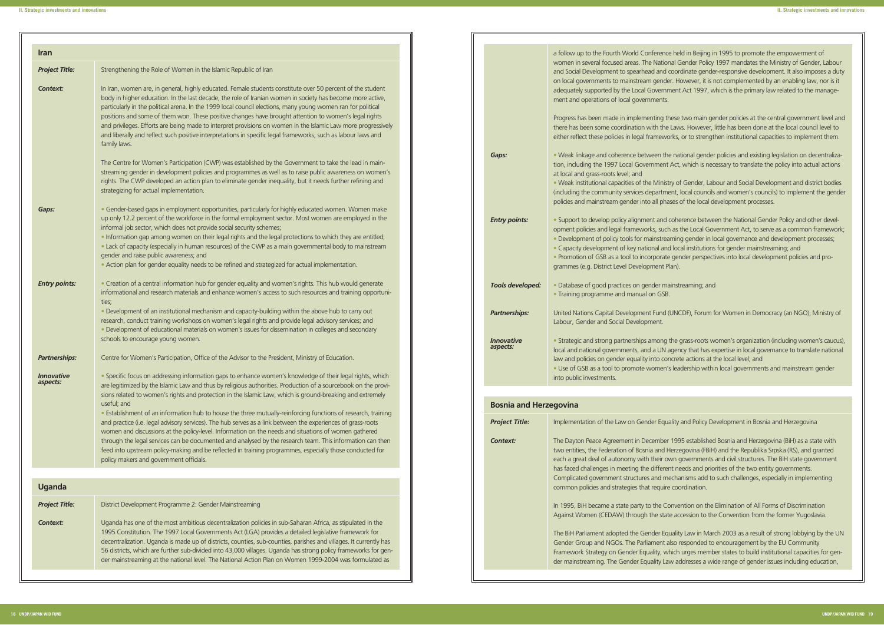## Iran

| | |
|---|---|
| ***Project Title:*** | Strengthening the Role of Women in the Islamic Republic of Iran |
| ***Context:*** | In Iran, women are, in general, highly educated. Female students constitute over 50 percent of the student body in higher education. In the last decade, the role of Iranian women in society has become more active, particularly in the political arena. In the 1999 local council elections, many young women ran for political positions and some of them won. These positive changes have brought attention to women's legal rights and privileges. Efforts are being made to interpret provisions on women in the Islamic Law more progressively and liberally and reflect such positive interpretations in specific legal frameworks, such as labour laws and family laws.<br><br>The Centre for Women's Participation (CWP) was established by the Government to take the lead in mainstreaming gender in development policies and programmes as well as to raise public awareness on women's rights. The CWP developed an action plan to eliminate gender inequality, but it needs further refining and strategizing for actual implementation. |
| ***Gaps:*** | • Gender-based gaps in employment opportunities, particularly for highly educated women. Women make up only 12.2 percent of the workforce in the formal employment sector. Most women are employed in the informal job sector, which does not provide social security schemes;<br>• Information gap among women on their legal rights and the legal protections to which they are entitled;<br>• Lack of capacity (especially in human resources) of the CWP as a main governmental body to mainstream gender and raise public awareness; and<br>• Action plan for gender equality needs to be refined and strategized for actual implementation. |
| ***Entry points:*** | • Creation of a central information hub for gender equality and women's rights. This hub would generate informational and research materials and enhance women's access to such resources and training opportunities;<br>• Development of an institutional mechanism and capacity-building within the above hub to carry out research, conduct training workshops on women's legal rights and provide legal advisory services; and<br>• Development of educational materials on women's issues for dissemination in colleges and secondary schools to encourage young women. |
| ***Partnerships:*** | Centre for Women's Participation, Office of the Advisor to the President, Ministry of Education. |
| ***Innovative aspects:*** | • Specific focus on addressing information gaps to enhance women's knowledge of their legal rights, which are legitimized by the Islamic Law and thus by religious authorities. Production of a sourcebook on the provisions related to women's rights and protection in the Islamic Law, which is ground-breaking and extremely useful; and<br>• Establishment of an information hub to house the three mutually-reinforcing functions of research, training and practice (i.e. legal advisory services). The hub serves as a link between the experiences of grass-roots women and discussions at the policy-level. Information on the needs and situations of women gathered through the legal services can be documented and analysed by the research team. This information can then feed into upstream policy-making and be reflected in training programmes, especially those conducted for policy makers and government officials. |

## Uganda

| | |
|---|---|
| ***Project Title:*** | District Development Programme 2: Gender Mainstreaming |
| ***Context:*** | Uganda has one of the most ambitious decentralization policies in sub-Saharan Africa, as stipulated in the 1995 Constitution. The 1997 Local Governments Act (LGA) provides a detailed legislative framework for decentralization. Uganda is made up of districts, counties, sub-counties, parishes and villages. It currently has 56 districts, which are further sub-divided into 43,000 villages. Uganda has strong policy frameworks for gender mainstreaming at the national level. The National Action Plan on Women 1999-2004 was formulated as a follow up to the Fourth World Conference held in Beijing in 1995 to promote the empowerment of women in several focused areas. The National Gender Policy 1997 mandates the Ministry of Gender, Labour and Social Development to spearhead and coordinate gender-responsive development. It also imposes a duty on local governments to mainstream gender. However, it is not complemented by an enabling law, nor is it adequately supported by the Local Government Act 1997, which is the primary law related to the management and operations of local governments.<br><br>Progress has been made in implementing these two main gender policies at the central government level and there has been some coordination with the Laws. However, little has been done at the local council level to either reflect these policies in legal frameworks, or to strengthen institutional capacities to implement them. |
| ***Gaps:*** | • Weak linkage and coherence between the national gender policies and existing legislation on decentralization, including the 1997 Local Government Act, which is necessary to translate the policy into actual actions at local and grass-roots level; and<br>• Weak institutional capacities of the Ministry of Gender, Labour and Social Development and district bodies (including the community services department, local councils and women's councils) to implement the gender policies and mainstream gender into all phases of the local development processes. |
| ***Entry points:*** | • Support to develop policy alignment and coherence between the National Gender Policy and other development policies and legal frameworks, such as the Local Government Act, to serve as a common framework;<br>• Development of policy tools for mainstreaming gender in local governance and development processes;<br>• Capacity development of key national and local institutions for gender mainstreaming; and<br>• Promotion of GSB as a tool to incorporate gender perspectives into local development policies and programmes (e.g. District Level Development Plan). |
| ***Tools developed:*** | • Database of good practices on gender mainstreaming; and<br>• Training programme and manual on GSB. |
| ***Partnerships:*** | United Nations Capital Development Fund (UNCDF), Forum for Women in Democracy (an NGO), Ministry of Labour, Gender and Social Development. |
| ***Innovative aspects:*** | • Strategic and strong partnerships among the grass-roots women's organization (including women's caucus), local and national governments, and a UN agency that has expertise in local governance to translate national law and policies on gender equality into concrete actions at the local level; and<br>• Use of GSB as a tool to promote women's leadership within local governments and mainstream gender into public investments. |

## Bosnia and Herzegovina

| | |
|---|---|
| ***Project Title:*** | Implementation of the Law on Gender Equality and Policy Development in Bosnia and Herzegovina |
| ***Context:*** | The Dayton Peace Agreement in December 1995 established Bosnia and Herzegovina (BiH) as a state with two entities, the Federation of Bosnia and Herzegovina (FBiH) and the Republika Srpska (RS), and granted each a great deal of autonomy with their own governments and civil structures. The BiH state government has faced challenges in meeting the different needs and priorities of the two entity governments. Complicated government structures and mechanisms add to such challenges, especially in implementing common policies and strategies that require coordination.<br><br>In 1995, BiH became a state party to the Convention on the Elimination of All Forms of Discrimination Against Women (CEDAW) through the state accession to the Convention from the former Yugoslavia.<br><br>The BiH Parliament adopted the Gender Equality Law in March 2003 as a result of strong lobbying by the UN Gender Group and NGOs. The Parliament also responded to encouragement by the EU Community Framework Strategy on Gender Equality, which urges member states to build institutional capacities for gender mainstreaming. The Gender Equality Law addresses a wide range of gender issues including education, |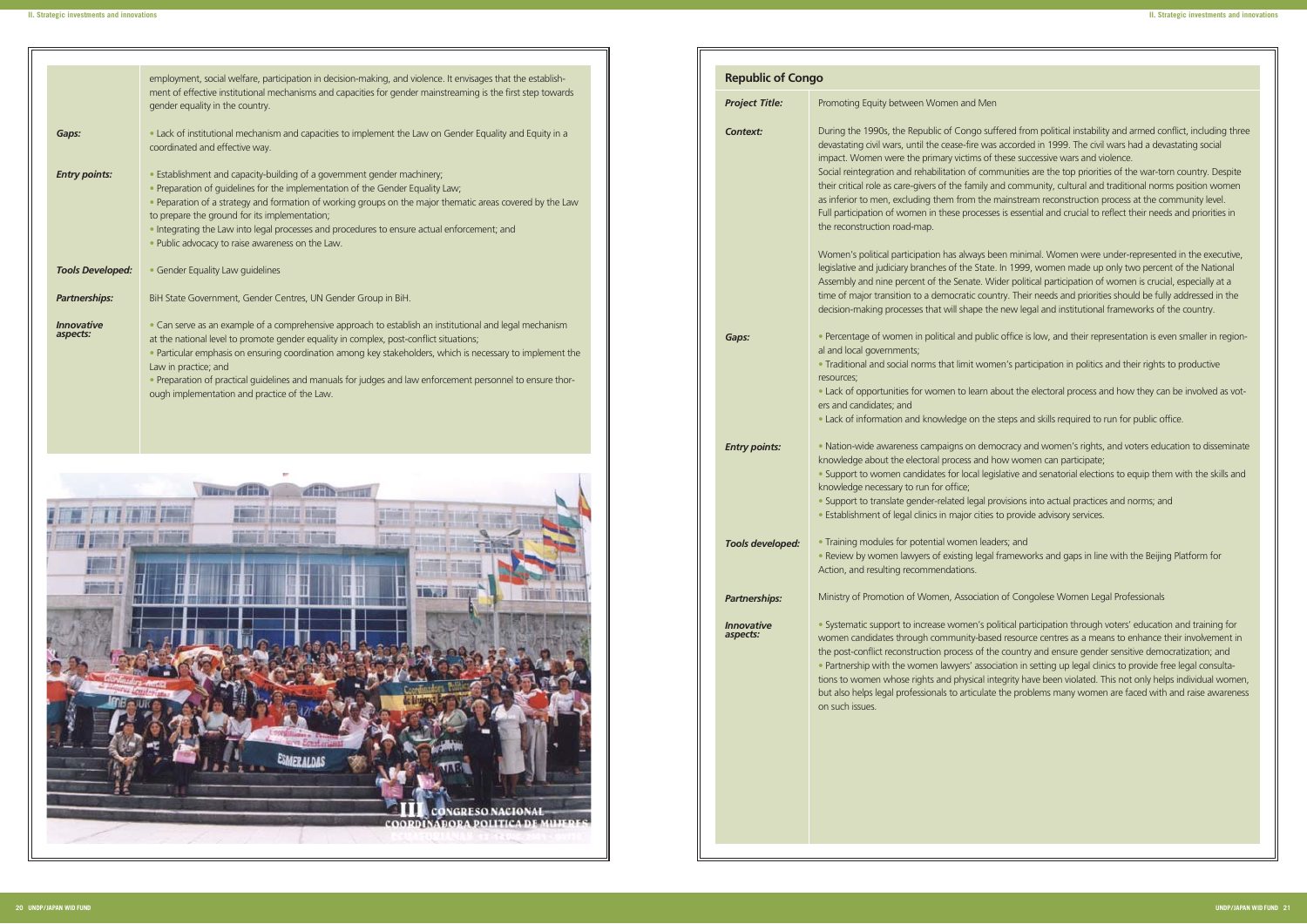employment, social welfare, participation in decision-making, and violence. It envisages that the establishment of effective institutional mechanisms and capacities for gender mainstreaming is the first step towards gender equality in the country.

| | |
|---|---|
| ***Gaps:*** | • Lack of institutional mechanism and capacities to implement the Law on Gender Equality and Equity in a coordinated and effective way. |
| ***Entry points:*** | • Establishment and capacity-building of a government gender machinery;<br>• Preparation of guidelines for the implementation of the Gender Equality Law;<br>• Peparation of a strategy and formation of working groups on the major thematic areas covered by the Law to prepare the ground for its implementation;<br>• Integrating the Law into legal processes and procedures to ensure actual enforcement; and<br>• Public advocacy to raise awareness on the Law. |
| ***Tools Developed:*** | • Gender Equality Law guidelines |
| ***Partnerships:*** | BiH State Government, Gender Centres, UN Gender Group in BiH. |
| ***Innovative aspects:*** | • Can serve as an example of a comprehensive approach to establish an institutional and legal mechanism at the national level to promote gender equality in complex, post-conflict situations;<br>• Particular emphasis on ensuring coordination among key stakeholders, which is necessary to implement the Law in practice; and<br>• Preparation of practical guidelines and manuals for judges and law enforcement personnel to ensure thorough implementation and practice of the Law. |

## Republic of Congo

| | |
|---|---|
| ***Project Title:*** | Promoting Equity between Women and Men |
| ***Context:*** | During the 1990s, the Republic of Congo suffered from political instability and armed conflict, including three devastating civil wars, until the cease-fire was accorded in 1999. The civil wars had a devastating social impact. Women were the primary victims of these successive wars and violence.<br>Social reintegration and rehabilitation of communities are the top priorities of the war-torn country. Despite their critical role as care-givers of the family and community, cultural and traditional norms position women as inferior to men, excluding them from the mainstream reconstruction process at the community level. Full participation of women in these processes is essential and crucial to reflect their needs and priorities in the reconstruction road-map.<br><br>Women's political participation has always been minimal. Women were under-represented in the executive, legislative and judiciary branches of the State. In 1999, women made up only two percent of the National Assembly and nine percent of the Senate. Wider political participation of women is crucial, especially at a time of major transition to a democratic country. Their needs and priorities should be fully addressed in the decision-making processes that will shape the new legal and institutional frameworks of the country. |
| ***Gaps:*** | • Percentage of women in political and public office is low, and their representation is even smaller in regional and local governments;<br>• Traditional and social norms that limit women's participation in politics and their rights to productive resources;<br>• Lack of opportunities for women to learn about the electoral process and how they can be involved as voters and candidates; and<br>• Lack of information and knowledge on the steps and skills required to run for public office. |
| ***Entry points:*** | • Nation-wide awareness campaigns on democracy and women's rights, and voters education to disseminate knowledge about the electoral process and how women can participate;<br>• Support to women candidates for local legislative and senatorial elections to equip them with the skills and knowledge necessary to run for office;<br>• Support to translate gender-related legal provisions into actual practices and norms; and<br>• Establishment of legal clinics in major cities to provide advisory services. |
| ***Tools developed:*** | • Training modules for potential women leaders; and<br>• Review by women lawyers of existing legal frameworks and gaps in line with the Beijing Platform for Action, and resulting recommendations. |
| ***Partnerships:*** | Ministry of Promotion of Women, Association of Congolese Women Legal Professionals |
| ***Innovative aspects:*** | • Systematic support to increase women's political participation through voters' education and training for women candidates through community-based resource centres as a means to enhance their involvement in the post-conflict reconstruction process of the country and ensure gender sensitive democratization; and<br>• Partnership with the women lawyers' association in setting up legal clinics to provide free legal consultations to women whose rights and physical integrity have been violated. This not only helps individual women, but also helps legal professionals to articulate the problems many women are faced with and raise awareness on such issues. |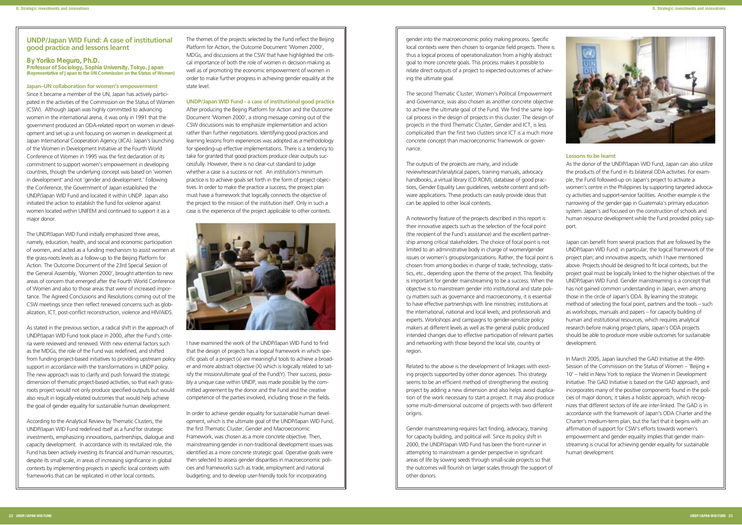## UNDP/Japan WID Fund: A case of institutional good practice and lessons learnt

**By Yoriko Meguro, Ph.D.**
**Professor of Sociology, Sophia University, Tokyo, Japan (Representative of Japan to the UN Commission on the Status of Women)**

### Japan–UN collaboration for women's empowerment

Since it became a member of the UN, Japan has actively participated in the activities of the Commission on the Status of Women (CSW). Although Japan was highly committed to advancing women in the international arena, it was only in 1991 that the government produced an ODA-related report on women in development and set up a unit focusing on women in development at Japan International Cooperation Agency (JICA). Japan's launching of the Women in Development Initiative at the Fourth World Conference of Women in 1995 was the first declaration of its commitment to support women's empowerment in developing countries, though the underlying concept was based on 'women in development' and not 'gender and development.' Following the Conference, the Government of Japan established the UNDP/Japan WID Fund and located it within UNDP. Japan also initiated the action to establish the fund for violence against women located within UNIFEM and continued to support it as a major donor.

The UNDP/Japan WID Fund initially emphasized three areas, namely, education, health, and social and economic participation of women, and acted as a funding mechanism to assist women at the grass-roots levels as a follow-up to the Beijing Platform for Action. The Outcome Document of the 23rd Special Session of the General Assembly, 'Women 2000', brought attention to new areas of concern that emerged after the Fourth World Conference of Women and also to those areas that were of increased importance. The Agreed Conclusions and Resolutions coming out of the CSW meetings since then reflect renewed concerns such as globalization, ICT, post-conflict reconstruction, violence and HIV/AIDS.

As stated in the previous section, a radical shift in the approach of UNDP/Japan WID Fund took place in 2000, after the Fund's criteria were reviewed and renewed. With new external factors such as the MDGs, the role of the Fund was redefined, and shifted from funding project-based initiatives to providing upstream policy support in accordance with the transformations in UNDP policy. The new approach was to clarify and push forward the strategic dimension of thematic project-based activities, so that each grass-roots project would not only produce specified outputs but would also result in logically-related outcomes that would help achieve the goal of gender equality for sustainable human development.

According to the Analytical Review by Thematic Clusters, the UNDP/Japan WID Fund redefined itself as a fund for strategic investments, emphasizing innovations, partnerships, dialogue and capacity development. In accordance with its revitalized role, the Fund has been actively investing its financial and human resources, despite its small scale, in areas of increasing significance in global contexts by implementing projects in specific local contexts with frameworks that can be replicated in other local contexts.

The themes of the projects selected by the Fund reflect the Beijing Platform for Action, the Outcome Document 'Women 2000', MDGs, and discussions at the CSW that have highlighted the critical importance of both the role of women in decision-making as well as of promoting the economic empowerment of women in order to make further progress in achieving gender equality at the state level.

### UNDP/Japan WID Fund - a case of institutional good practice

After producing the Beijing Platform for Action and the Outcome Document 'Women 2000', a strong message coming out of the CSW discussions was to emphasize implementation and action rather than further negotiations. Identifying good practices and learning lessons from experiences was adopted as a methodology for speeding-up effective implementations. There is a tendency to take for granted that good practices produce clear outputs successfully. However, there is no clear-cut standard to judge whether a case is a success or not. An institution's minimum practice is to achieve goals set forth in the form of project objectives. In order to make the practice a success, the project plan must have a framework that logically connects the objective of the project to the mission of the institution itself. Only in such a case is the experience of the project applicable to other contexts.

I have examined the work of the UNDP/Japan WID Fund to find that the design of projects has a logical framework in which specific goals of a project (x) are meaningful tools to achieve a broader and more abstract objective (X) which is logically related to satisfy the mission/ultimate goal of the Fund(Y). Their success, possibly a unique case within UNDP, was made possible by the committed agreement by the donor and the Fund and the creative competence of the parties involved, including those in the fields.

In order to achieve gender equality for sustainable human development, which is the ultimate goal of the UNDP/Japan WID Fund, the first Thematic Cluster, Gender and Macroeconomic Framework, was chosen as a more concrete objective. Then, mainstreaming gender in non-traditional development issues was identified as a more concrete strategic goal. Operative goals were then selected to assess gender disparities in macroeconomic policies and frameworks such as trade, employment and national budgeting; and to develop user-friendly tools for incorporating gender into the macroeconomic policy making process. Specific local contexts were then chosen to organize field projects. There is thus a logical process of operationalization from a highly abstract goal to more concrete goals. This process makes it possible to relate direct outputs of a project to expected outcomes of achieving the ultimate goal.

The second Thematic Cluster, Women's Political Empowerment and Governance, was also chosen as another concrete objective to achieve the ultimate goal of the Fund. We find the same logical process in the design of projects in this cluster. The design of projects in the third Thematic Cluster, Gender and ICT, is less complicated than the first two clusters since ICT is a much more concrete concept than macroeconomic framework or governance.

The outputs of the projects are many, and include review/research/analytical papers, training manuals, advocacy handbooks, a virtual library (CD ROM), database of good practices, Gender Equality Law guidelines, website content and software applications. These products can easily provide ideas that can be applied to other local contexts.

A noteworthy feature of the projects described in this report is their innovative aspects such as the selection of the focal point (the recipient of the Fund's assistance) and the excellent partnership among critical stakeholders. The choice of focal point is not limited to an administrative body in charge of women/gender issues or women's groups/organizations. Rather, the focal point is chosen from among bodies in charge of trade, technology, statistics, etc., depending upon the theme of the project. This flexibility is important for gender mainstreaming to be a success. When the objective is to mainstream gender into institutional and state policy matters such as governance and macroeconomy, it is essential to have effective partnerships with line ministries; institutions at the international, national and local levels; and professionals and experts. Workshops and campaigns to gender-sensitize policy makers at different levels as well as the general public produced intended changes due to effective participation of relevant parties and networking with those beyond the local site, country or region.

Related to the above is the development of linkages with existing projects supported by other donor agencies. This strategy seems to be an efficient method of strengthening the existing project by adding a new dimension and also helps avoid duplication of the work necessary to start a project. It may also produce some multi-dimensional outcome of projects with two different origins.

Gender mainstreaming requires fact finding, advocacy, training for capacity building, and political will. Since its policy shift in 2000, the UNDP/Japan WID Fund has been the front-runner in attempting to mainstream a gender perspective in significant areas of life by sowing seeds through small-scale projects so that the outcomes will flourish on larger scales through the support of other donors.

### Lessons to be learnt

As the donor of the UNDP/Japan WID Fund, Japan can also utilize the products of the Fund in its bilateral ODA activities. For example, the Fund followed-up on Japan's project to activate a women's centre in the Philippines by supporting targeted advocacy activities and support-service facilities. Another example is the narrowing of the gender gap in Guatemala's primary education system. Japan's aid focused on the construction of schools and human resource development while the Fund provided policy support.

Japan can benefit from several practices that are followed by the UNDP/Japan WID Fund: in particular, the logical framework of the project plan; and innovative aspects, which I have mentioned above. Projects should be designed to fit local contexts, but the project goal must be logically linked to the higher objectives of the UNDP/Japan WID Fund. Gender mainstreaming is a concept that has not gained common understanding in Japan, even among those in the circle of Japan's ODA. By learning the strategic method of selecting the focal point, partners and the tools – such as workshops, manuals and papers – for capacity building of human and institutional resources, which requires analytical research before making project plans, Japan's ODA projects should be able to produce more visible outcomes for sustainable development.

In March 2005, Japan launched the GAD Initiative at the 49th Session of the Commission on the Status of Women – 'Beijing + 10' – held in New York to replace the Women in Development Initiative. The GAD Initiative is based on the GAD approach, and incorporates many of the positive components found in the policies of major donors; it takes a holistic approach, which recognizes that different sectors of life are inter-linked. The GAD is in accordance with the framework of Japan's ODA Charter and the Charter's medium-term plan, but the fact that it begins with an affirmation of support for CSW's efforts towards women's empowerment and gender equality implies that gender mainstreaming is crucial for achieving gender equality for sustainable human development.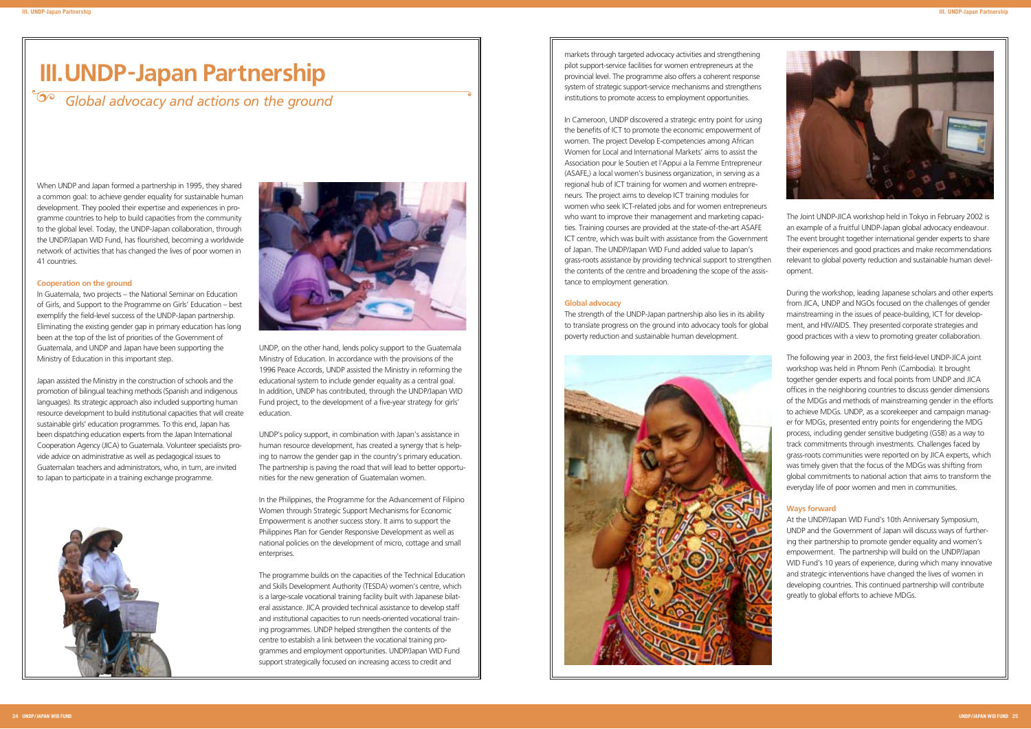# III. UNDP-Japan Partnership

## *Global advocacy and actions on the ground*

When UNDP and Japan formed a partnership in 1995, they shared a common goal: to achieve gender equality for sustainable human development. They pooled their expertise and experiences in programme countries to help to build capacities from the community to the global level. Today, the UNDP-Japan collaboration, through the UNDP/Japan WID Fund, has flourished, becoming a worldwide network of activities that has changed the lives of poor women in 41 countries.

### Cooperation on the ground

In Guatemala, two projects – the National Seminar on Education of Girls, and Support to the Programme on Girls' Education – best exemplify the field-level success of the UNDP-Japan partnership. Eliminating the existing gender gap in primary education has long been at the top of the list of priorities of the Government of Guatemala, and UNDP and Japan have been supporting the Ministry of Education in this important step.

Japan assisted the Ministry in the construction of schools and the promotion of bilingual teaching methods (Spanish and indigenous languages). Its strategic approach also included supporting human resource development to build institutional capacities that will create sustainable girls' education programmes. To this end, Japan has been dispatching education experts from the Japan International Cooperation Agency (JICA) to Guatemala. Volunteer specialists provide advice on administrative as well as pedagogical issues to Guatemalan teachers and administrators, who, in turn, are invited to Japan to participate in a training exchange programme.

UNDP, on the other hand, lends policy support to the Guatemala Ministry of Education. In accordance with the provisions of the 1996 Peace Accords, UNDP assisted the Ministry in reforming the educational system to include gender equality as a central goal. In addition, UNDP has contributed, through the UNDP/Japan WID Fund project, to the development of a five-year strategy for girls' education.

UNDP's policy support, in combination with Japan's assistance in human resource development, has created a synergy that is helping to narrow the gender gap in the country's primary education. The partnership is paving the road that will lead to better opportunities for the new generation of Guatemalan women.

In the Philippines, the Programme for the Advancement of Filipino Women through Strategic Support Mechanisms for Economic Empowerment is another success story. It aims to support the Philippines Plan for Gender Responsive Development as well as national policies on the development of micro, cottage and small enterprises.

The programme builds on the capacities of the Technical Education and Skills Development Authority (TESDA) women's centre, which is a large-scale vocational training facility built with Japanese bilateral assistance. JICA provided technical assistance to develop staff and institutional capacities to run needs-oriented vocational training programmes. UNDP helped strengthen the contents of the centre to establish a link between the vocational training programmes and employment opportunities. UNDP/Japan WID Fund support strategically focused on increasing access to credit and markets through targeted advocacy activities and strengthening pilot support-service facilities for women entrepreneurs at the provincial level. The programme also offers a coherent response system of strategic support-service mechanisms and strengthens institutions to promote access to employment opportunities.

In Cameroon, UNDP discovered a strategic entry point for using the benefits of ICT to promote the economic empowerment of women. The project Develop E-competencies among African Women for Local and International Markets' aims to assist the Association pour le Soutien et l'Appui a la Femme Entrepreneur (ASAFE,) a local women's business organization, in serving as a regional hub of ICT training for women and women entrepreneurs. The project aims to develop ICT training modules for women who seek ICT-related jobs and for women entrepreneurs who want to improve their management and marketing capacities. Training courses are provided at the state-of-the-art ASAFE ICT centre, which was built with assistance from the Government of Japan. The UNDP/Japan WID Fund added value to Japan's grass-roots assistance by providing technical support to strengthen the contents of the centre and broadening the scope of the assistance to employment generation.

### Global advocacy

The strength of the UNDP-Japan partnership also lies in its ability to translate progress on the ground into advocacy tools for global poverty reduction and sustainable human development.

The Joint UNDP-JICA workshop held in Tokyo in February 2002 is an example of a fruitful UNDP-Japan global advocacy endeavour. The event brought together international gender experts to share their experiences and good practices and make recommendations relevant to global poverty reduction and sustainable human development.

During the workshop, leading Japanese scholars and other experts from JICA, UNDP and NGOs focused on the challenges of gender mainstreaming in the issues of peace-building, ICT for development, and HIV/AIDS. They presented corporate strategies and good practices with a view to promoting greater collaboration.

The following year in 2003, the first field-level UNDP-JICA joint workshop was held in Phnom Penh (Cambodia). It brought together gender experts and focal points from UNDP and JICA offices in the neighboring countries to discuss gender dimensions of the MDGs and methods of mainstreaming gender in the efforts to achieve MDGs. UNDP, as a scorekeeper and campaign manager for MDGs, presented entry points for engendering the MDG process, including gender sensitive budgeting (GSB) as a way to track commitments through investments. Challenges faced by grass-roots communities were reported on by JICA experts, which was timely given that the focus of the MDGs was shifting from global commitments to national action that aims to transform the everyday life of poor women and men in communities.

### Ways forward

At the UNDP/Japan WID Fund's 10th Anniversary Symposium, UNDP and the Government of Japan will discuss ways of furthering their partnership to promote gender equality and women's empowerment. The partnership will build on the UNDP/Japan WID Fund's 10 years of experience, during which many innovative and strategic interventions have changed the lives of women in developing countries. This continued partnership will contribute greatly to global efforts to achieve MDGs.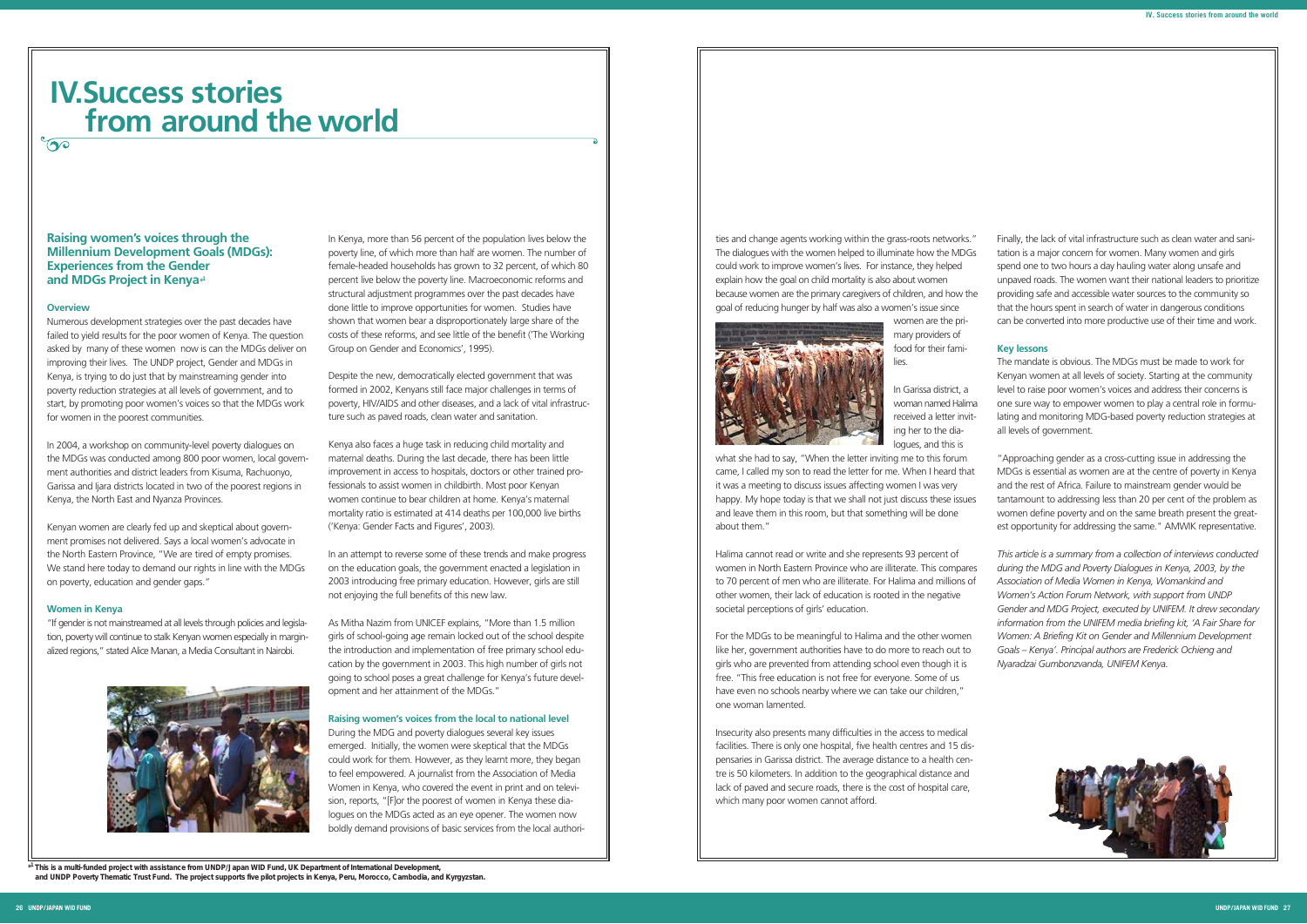# IV. Success stories from around the world

## Raising women's voices through the Millennium Development Goals (MDGs): Experiences from the Gender and MDGs Project in Kenya[a]

### Overview

Numerous development strategies over the past decades have failed to yield results for the poor women of Kenya. The question asked by many of these women now is can the MDGs deliver on improving their lives. The UNDP project, Gender and MDGs in Kenya, is trying to do just that by mainstreaming gender into poverty reduction strategies at all levels of government, and to start, by promoting poor women's voices so that the MDGs work for women in the poorest communities.

In 2004, a workshop on community-level poverty dialogues on the MDGs was conducted among 800 poor women, local government authorities and district leaders from Kisuma, Rachuonyo, Garissa and Ijara districts located in two of the poorest regions in Kenya, the North East and Nyanza Provinces.

Kenyan women are clearly fed up and skeptical about government promises not delivered. Says a local women's advocate in the North Eastern Province, "We are tired of empty promises. We stand here today to demand our rights in line with the MDGs on poverty, education and gender gaps."

### Women in Kenya

"If gender is not mainstreamed at all levels through policies and legislation, poverty will continue to stalk Kenyan women especially in marginalized regions," stated Alice Manan, a Media Consultant in Nairobi.

In Kenya, more than 56 percent of the population lives below the poverty line, of which more than half are women. The number of female-headed households has grown to 32 percent, of which 80 percent live below the poverty line. Macroeconomic reforms and structural adjustment programmes over the past decades have done little to improve opportunities for women. Studies have shown that women bear a disproportionately large share of the costs of these reforms, and see little of the benefit ('The Working Group on Gender and Economics', 1995).

Despite the new, democratically elected government that was formed in 2002, Kenyans still face major challenges in terms of poverty, HIV/AIDS and other diseases, and a lack of vital infrastructure such as paved roads, clean water and sanitation.

Kenya also faces a huge task in reducing child mortality and maternal deaths. During the last decade, there has been little improvement in access to hospitals, doctors or other trained professionals to assist women in childbirth. Most poor Kenyan women continue to bear children at home. Kenya's maternal mortality ratio is estimated at 414 deaths per 100,000 live births ('Kenya: Gender Facts and Figures', 2003).

In an attempt to reverse some of these trends and make progress on the education goals, the government enacted a legislation in 2003 introducing free primary education. However, girls are still not enjoying the full benefits of this new law.

As Mitha Nazim from UNICEF explains, "More than 1.5 million girls of school-going age remain locked out of the school despite the introduction and implementation of free primary school education by the government in 2003. This high number of girls not going to school poses a great challenge for Kenya's future development and her attainment of the MDGs."

### Raising women's voices from the local to national level

During the MDG and poverty dialogues several key issues emerged. Initially, the women were skeptical that the MDGs could work for them. However, as they learnt more, they began to feel empowered. A journalist from the Association of Media Women in Kenya, who covered the event in print and on television, reports, "[F]or the poorest of women in Kenya these dialogues on the MDGs acted as an eye opener. The women now boldly demand provisions of basic services from the local authorities and change agents working within the grass-roots networks." The dialogues with the women helped to illuminate how the MDGs could work to improve women's lives. For instance, they helped explain how the goal on child mortality is also about women because women are the primary caregivers of children, and how the goal of reducing hunger by half was also a women's issue since women are the primary providers of food for their families.

In Garissa district, a woman named Halima received a letter inviting her to the dialogues, and this is what she had to say, "When the letter inviting me to this forum came, I called my son to read the letter for me. When I heard that it was a meeting to discuss issues affecting women I was very happy. My hope today is that we shall not just discuss these issues and leave them in this room, but that something will be done about them."

Halima cannot read or write and she represents 93 percent of women in North Eastern Province who are illiterate. This compares to 70 percent of men who are illiterate. For Halima and millions of other women, their lack of education is rooted in the negative societal perceptions of girls' education.

For the MDGs to be meaningful to Halima and the other women like her, government authorities have to do more to reach out to girls who are prevented from attending school even though it is free. "This free education is not free for everyone. Some of us have even no schools nearby where we can take our children," one woman lamented.

Insecurity also presents many difficulties in the access to medical facilities. There is only one hospital, five health centres and 15 dispensaries in Garissa district. The average distance to a health centre is 50 kilometers. In addition to the geographical distance and lack of paved and secure roads, there is the cost of hospital care, which many poor women cannot afford.

Finally, the lack of vital infrastructure such as clean water and sanitation is a major concern for women. Many women and girls spend one to two hours a day hauling water along unsafe and unpaved roads. The women want their national leaders to prioritize providing safe and accessible water sources to the community so that the hours spent in search of water in dangerous conditions can be converted into more productive use of their time and work.

### Key lessons

The mandate is obvious. The MDGs must be made to work for Kenyan women at all levels of society. Starting at the community level to raise poor women's voices and address their concerns is one sure way to empower women to play a central role in formulating and monitoring MDG-based poverty reduction strategies at all levels of government.

"Approaching gender as a cross-cutting issue in addressing the MDGs is essential as women are at the centre of poverty in Kenya and the rest of Africa. Failure to mainstream gender would be tantamount to addressing less than 20 per cent of the problem as women define poverty and on the same breath present the greatest opportunity for addressing the same." AMWIK representative.

*This article is a summary from a collection of interviews conducted during the MDG and Poverty Dialogues in Kenya, 2003, by the Association of Media Women in Kenya, Womankind and Women's Action Forum Network, with support from UNDP Gender and MDG Project, executed by UNIFEM. It drew secondary information from the UNIFEM media briefing kit, 'A Fair Share for Women: A Briefing Kit on Gender and Millennium Development Goals – Kenya'. Principal authors are Frederick Ochieng and Nyaradzai Gumbonzvanda, UNIFEM Kenya.*

[a] **This is a multi-funded project with assistance from UNDP/Japan WID Fund, UK Department of International Development, and UNDP Poverty Thematic Trust Fund. The project supports five pilot projects in Kenya, Peru, Morocco, Cambodia, and Kyrgyzstan.**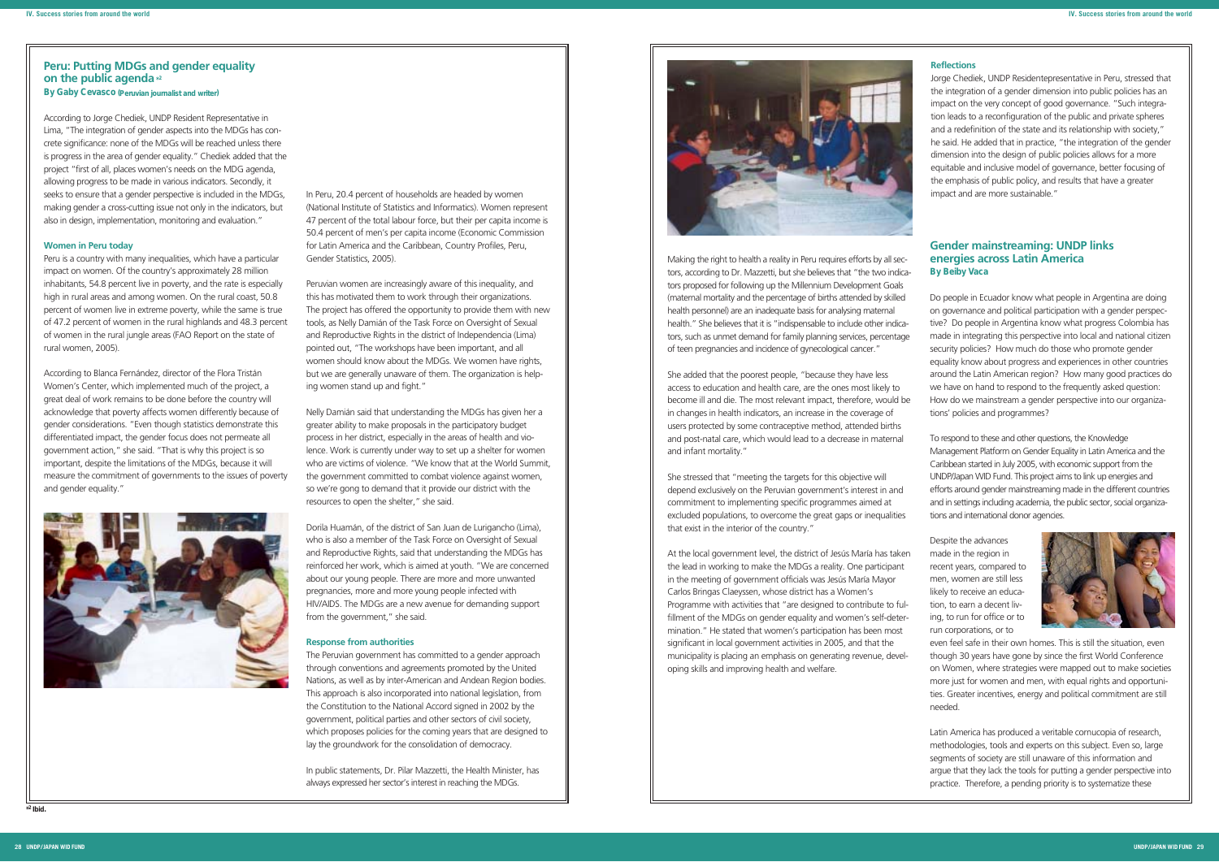## Peru: Putting MDGs and gender equality on the public agenda [62]

**By Gaby Cevasco (Peruvian journalist and writer)**

According to Jorge Chediek, UNDP Resident Representative in Lima, "The integration of gender aspects into the MDGs has concrete significance: none of the MDGs will be reached unless there is progress in the area of gender equality." Chediek added that the project "first of all, places women's needs on the MDG agenda, allowing progress to be made in various indicators. Secondly, it seeks to ensure that a gender perspective is included in the MDGs, making gender a cross-cutting issue not only in the indicators, but also in design, implementation, monitoring and evaluation."

### Women in Peru today

Peru is a country with many inequalities, which have a particular impact on women. Of the country's approximately 28 million inhabitants, 54.8 percent live in poverty, and the rate is especially high in rural areas and among women. On the rural coast, 50.8 percent of women live in extreme poverty, while the same is true of 47.2 percent of women in the rural highlands and 48.3 percent of women in the rural jungle areas (FAO Report on the state of rural women, 2005).

According to Blanca Fernández, director of the Flora Tristán Women's Center, which implemented much of the project, a great deal of work remains to be done before the country will acknowledge that poverty affects women differently because of gender considerations. "Even though statistics demonstrate this differentiated impact, the gender focus does not permeate all government action," she said. "That is why this project is so important, despite the limitations of the MDGs, because it will measure the commitment of governments to the issues of poverty and gender equality."

In Peru, 20.4 percent of households are headed by women (National Institute of Statistics and Informatics). Women represent 47 percent of the total labour force, but their per capita income is 50.4 percent of men's per capita income (Economic Commission for Latin America and the Caribbean, Country Profiles, Peru, Gender Statistics, 2005).

Peruvian women are increasingly aware of this inequality, and this has motivated them to work through their organizations. The project has offered the opportunity to provide them with new tools, as Nelly Damián of the Task Force on Oversight of Sexual and Reproductive Rights in the district of Independencia (Lima) pointed out, "The workshops have been important, and all women should know about the MDGs. We women have rights, but we are generally unaware of them. The organization is helping women stand up and fight."

Nelly Damián said that understanding the MDGs has given her a greater ability to make proposals in the participatory budget process in her district, especially in the areas of health and violence. Work is currently under way to set up a shelter for women who are victims of violence. "We know that at the World Summit, the government committed to combat violence against women, so we're gong to demand that it provide our district with the resources to open the shelter," she said.

Dorila Huamán, of the district of San Juan de Lurigancho (Lima), who is also a member of the Task Force on Oversight of Sexual and Reproductive Rights, said that understanding the MDGs has reinforced her work, which is aimed at youth. "We are concerned about our young people. There are more and more unwanted pregnancies, more and more young people infected with HIV/AIDS. The MDGs are a new avenue for demanding support from the government," she said.

### Response from authorities

The Peruvian government has committed to a gender approach through conventions and agreements promoted by the United Nations, as well as by inter-American and Andean Region bodies. This approach is also incorporated into national legislation, from the Constitution to the National Accord signed in 2002 by the government, political parties and other sectors of civil society, which proposes policies for the coming years that are designed to lay the groundwork for the consolidation of democracy.

In public statements, Dr. Pilar Mazzetti, the Health Minister, has always expressed her sector's interest in reaching the MDGs.

Making the right to health a reality in Peru requires efforts by all sectors, according to Dr. Mazzetti, but she believes that "the two indicators proposed for following up the Millennium Development Goals (maternal mortality and the percentage of births attended by skilled health personnel) are an inadequate basis for analysing maternal health." She believes that it is "indispensable to include other indicators, such as unmet demand for family planning services, percentage of teen pregnancies and incidence of gynecological cancer."

She added that the poorest people, "because they have less access to education and health care, are the ones most likely to become ill and die. The most relevant impact, therefore, would be in changes in health indicators, an increase in the coverage of users protected by some contraceptive method, attended births and post-natal care, which would lead to a decrease in maternal and infant mortality."

She stressed that "meeting the targets for this objective will depend exclusively on the Peruvian government's interest in and commitment to implementing specific programmes aimed at excluded populations, to overcome the great gaps or inequalities that exist in the interior of the country."

At the local government level, the district of Jesús María has taken the lead in working to make the MDGs a reality. One participant in the meeting of government officials was Jesús María Mayor Carlos Bringas Claeyssen, whose district has a Women's Programme with activities that "are designed to contribute to fulfillment of the MDGs on gender equality and women's self-determination." He stated that women's participation has been most significant in local government activities in 2005, and that the municipality is placing an emphasis on generating revenue, developing skills and improving health and welfare.

### Reflections

Jorge Chediek, UNDP Residentepresentative in Peru, stressed that the integration of a gender dimension into public policies has an impact on the very concept of good governance. "Such integration leads to a reconfiguration of the public and private spheres and a redefinition of the state and its relationship with society," he said. He added that in practice, "the integration of the gender dimension into the design of public policies allows for a more equitable and inclusive model of governance, better focusing of the emphasis of public policy, and results that have a greater impact and are more sustainable."

## Gender mainstreaming: UNDP links energies across Latin America

**By Beiby Vaca**

Do people in Ecuador know what people in Argentina are doing on governance and political participation with a gender perspective? Do people in Argentina know what progress Colombia has made in integrating this perspective into local and national citizen security policies? How much do those who promote gender equality know about progress and experiences in other countries around the Latin American region? How many good practices do we have on hand to respond to the frequently asked question: How do we mainstream a gender perspective into our organizations' policies and programmes?

To respond to these and other questions, the Knowledge Management Platform on Gender Equality in Latin America and the Caribbean started in July 2005, with economic support from the UNDP/Japan WID Fund. This project aims to link up energies and efforts around gender mainstreaming made in the different countries and in settings including academia, the public sector, social organizations and international donor agencies.

Despite the advances made in the region in recent years, compared to men, women are still less likely to receive an education, to earn a decent living, to run for office or to run corporations, or to even feel safe in their own homes. This is still the situation, even though 30 years have gone by since the first World Conference on Women, where strategies were mapped out to make societies more just for women and men, with equal rights and opportunities. Greater incentives, energy and political commitment are still needed.

Latin America has produced a veritable cornucopia of research, methodologies, tools and experts on this subject. Even so, large segments of society are still unaware of this information and argue that they lack the tools for putting a gender perspective into practice. Therefore, a pending priority is to systematize these

[62] Ibid.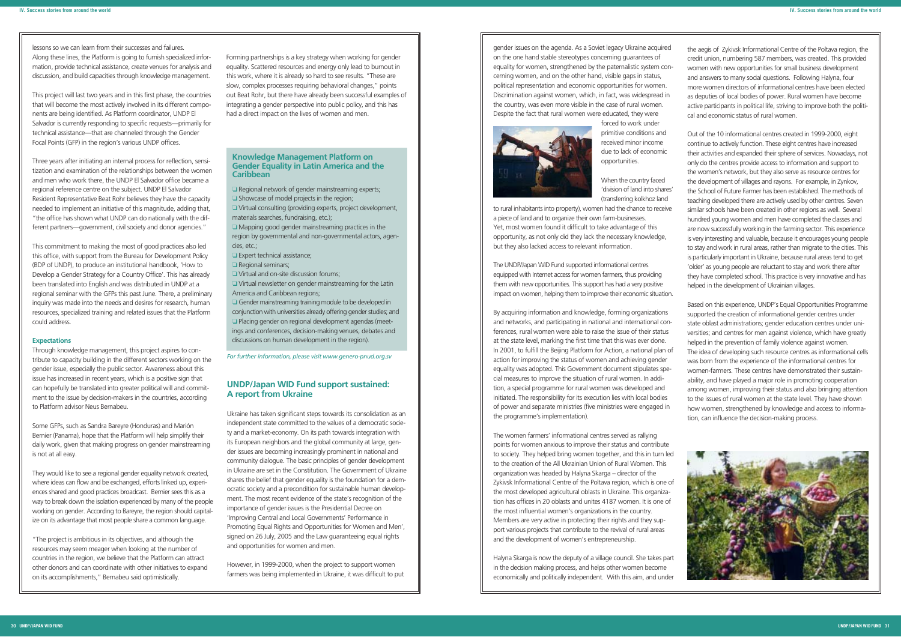lessons so we can learn from their successes and failures. Along these lines, the Platform is going to furnish specialized information, provide technical assistance, create venues for analysis and discussion, and build capacities through knowledge management.

This project will last two years and in this first phase, the countries that will become the most actively involved in its different components are being identified. As Platform coordinator, UNDP El Salvador is currently responding to specific requests—primarily for technical assistance—that are channeled through the Gender Focal Points (GFP) in the region's various UNDP offices.

Three years after initiating an internal process for reflection, sensitization and examination of the relationships between the women and men who work there, the UNDP El Salvador office became a regional reference centre on the subject. UNDP El Salvador Resident Representative Beat Rohr believes they have the capacity needed to implement an initiative of this magnitude, adding that, "the office has shown what UNDP can do nationally with the different partners—government, civil society and donor agencies."

This commitment to making the most of good practices also led this office, with support from the Bureau for Development Policy (BDP of UNDP), to produce an institutional handbook, 'How to Develop a Gender Strategy for a Country Office'. This has already been translated into English and was distributed in UNDP at a regional seminar with the GFPs this past June. There, a preliminary inquiry was made into the needs and desires for research, human resources, specialized training and related issues that the Platform could address.

### Expectations

Through knowledge management, this project aspires to contribute to capacity building in the different sectors working on the gender issue, especially the public sector. Awareness about this issue has increased in recent years, which is a positive sign that can hopefully be translated into greater political will and commitment to the issue by decision-makers in the countries, according to Platform advisor Neus Bernabeu.

Some GFPs, such as Sandra Bareyre (Honduras) and Marión Bernier (Panama), hope that the Platform will help simplify their daily work, given that making progress on gender mainstreaming is not at all easy.

They would like to see a regional gender equality network created, where ideas can flow and be exchanged, efforts linked up, experiences shared and good practices broadcast. Bernier sees this as a way to break down the isolation experienced by many of the people working on gender. According to Bareyre, the region should capitalize on its advantage that most people share a common language.

"The project is ambitious in its objectives, and although the resources may seem meager when looking at the number of countries in the region, we believe that the Platform can attract other donors and can coordinate with other initiatives to expand on its accomplishments," Bernabeu said optimistically.

Forming partnerships is a key strategy when working for gender equality. Scattered resources and energy only lead to burnout in this work, where it is already so hard to see results. "These are slow, complex processes requiring behavioral changes," points out Beat Rohr, but there have already been successful examples of integrating a gender perspective into public policy, and this has had a direct impact on the lives of women and men.

### Knowledge Management Platform on Gender Equality in Latin America and the Caribbean

- Regional network of gender mainstreaming experts;
- Showcase of model projects in the region;
- Virtual consulting (providing experts, project development, materials searches, fundraising, etc.);
- Mapping good gender mainstreaming practices in the region by governmental and non-governmental actors, agencies, etc.;
- Expert technical assistance;
- Regional seminars;
- Virtual and on-site discussion forums;
- Virtual newsletter on gender mainstreaming for the Latin America and Caribbean regions;
- Gender mainstreaming training module to be developed in conjunction with universities already offering gender studies; and
- Placing gender on regional development agendas (meetings and conferences, decision-making venues, debates and discussions on human development in the region).

*For further information, please visit www.genero-pnud.org.sv*

## UNDP/Japan WID Fund support sustained: A report from Ukraine

Ukraine has taken significant steps towards its consolidation as an independent state committed to the values of a democratic society and a market-economy. On its path towards integration with its European neighbors and the global community at large, gender issues are becoming increasingly prominent in national and community dialogue. The basic principles of gender development in Ukraine are set in the Constitution. The Government of Ukraine shares the belief that gender equality is the foundation for a democratic society and a precondition for sustainable human development. The most recent evidence of the state's recognition of the importance of gender issues is the Presidential Decree on 'Improving Central and Local Governments' Performance in Promoting Equal Rights and Opportunities for Women and Men', signed on 26 July, 2005 and the Law guaranteeing equal rights and opportunities for women and men.

However, in 1999-2000, when the project to support women farmers was being implemented in Ukraine, it was difficult to put gender issues on the agenda. As a Soviet legacy Ukraine acquired on the one hand stable stereotypes concerning guarantees of equality for women, strengthened by the paternalistic system concerning women, and on the other hand, visible gaps in status, political representation and economic opportunities for women. Discrimination against women, which, in fact, was widespread in the country, was even more visible in the case of rural women. Despite the fact that rural women were educated, they were forced to work under primitive conditions and received minor income due to lack of economic opportunities.

When the country faced 'division of land into shares' (transferring kolkhoz land to rural inhabitants into property), women had the chance to receive a piece of land and to organize their own farm-businesses. Yet, most women found it difficult to take advantage of this opportunity, as not only did they lack the necessary knowledge, but they also lacked access to relevant information.

The UNDP/Japan WID Fund supported informational centres equipped with Internet access for women farmers, thus providing them with new opportunities. This support has had a very positive impact on women, helping them to improve their economic situation.

By acquiring information and knowledge, forming organizations and networks, and participating in national and international conferences, rural women were able to raise the issue of their status at the state level, marking the first time that this was ever done. In 2001, to fulfill the Beijing Platform for Action, a national plan of action for improving the status of women and achieving gender equality was adopted. This Government document stipulates special measures to improve the situation of rural women. In addition, a special programme for rural women was developed and initiated. The responsibility for its execution lies with local bodies of power and separate ministries (five ministries were engaged in the programme's implementation).

The women farmers' informational centres served as rallying points for women anxious to improve their status and contribute to society. They helped bring women together, and this in turn led to the creation of the All Ukrainian Union of Rural Women. This organization was headed by Halyna Skarga – director of the Zykivsk Informational Centre of the Poltava region, which is one of the most developed agricultural oblasts in Ukraine. This organization has offices in 20 oblasts and unites 4187 women. It is one of the most influential women's organizations in the country. Members are very active in protecting their rights and they support various projects that contribute to the revival of rural areas and the development of women's entrepreneurship.

Halyna Skarga is now the deputy of a village council. She takes part in the decision making process, and helps other women become economically and politically independent. With this aim, and under the aegis of Zykivsk Informational Centre of the Poltava region, the credit union, numbering 587 members, was created. This provided women with new opportunities for small business development and answers to many social questions. Following Halyna, four more women directors of informational centres have been elected as deputies of local bodies of power. Rural women have become active participants in political life, striving to improve both the political and economic status of rural women.

Out of the 10 informational centres created in 1999-2000, eight continue to actively function. These eight centres have increased their activities and expanded their sphere of services. Nowadays, not only do the centres provide access to information and support to the women's network, but they also serve as resource centres for the development of villages and rayons. For example, in Zynkov, the School of Future Farmer has been established. The methods of teaching developed there are actively used by other centres. Seven similar schools have been created in other regions as well. Several hundred young women and men have completed the classes and are now successfully working in the farming sector. This experience is very interesting and valuable, because it encourages young people to stay and work in rural areas, rather than migrate to the cities. This is particularly important in Ukraine, because rural areas tend to get 'older' as young people are reluctant to stay and work there after they have completed school. This practice is very innovative and has helped in the development of Ukrainian villages.

Based on this experience, UNDP's Equal Opportunities Programme supported the creation of informational gender centres under state oblast administrations; gender education centres under universities; and centres for men against violence, which have greatly helped in the prevention of family violence against women. The idea of developing such resource centres as informational cells was born from the experience of the informational centres for women-farmers. These centres have demonstrated their sustainability, and have played a major role in promoting cooperation among women, improving their status and also bringing attention to the issues of rural women at the state level. They have shown how women, strengthened by knowledge and access to information, can influence the decision-making process.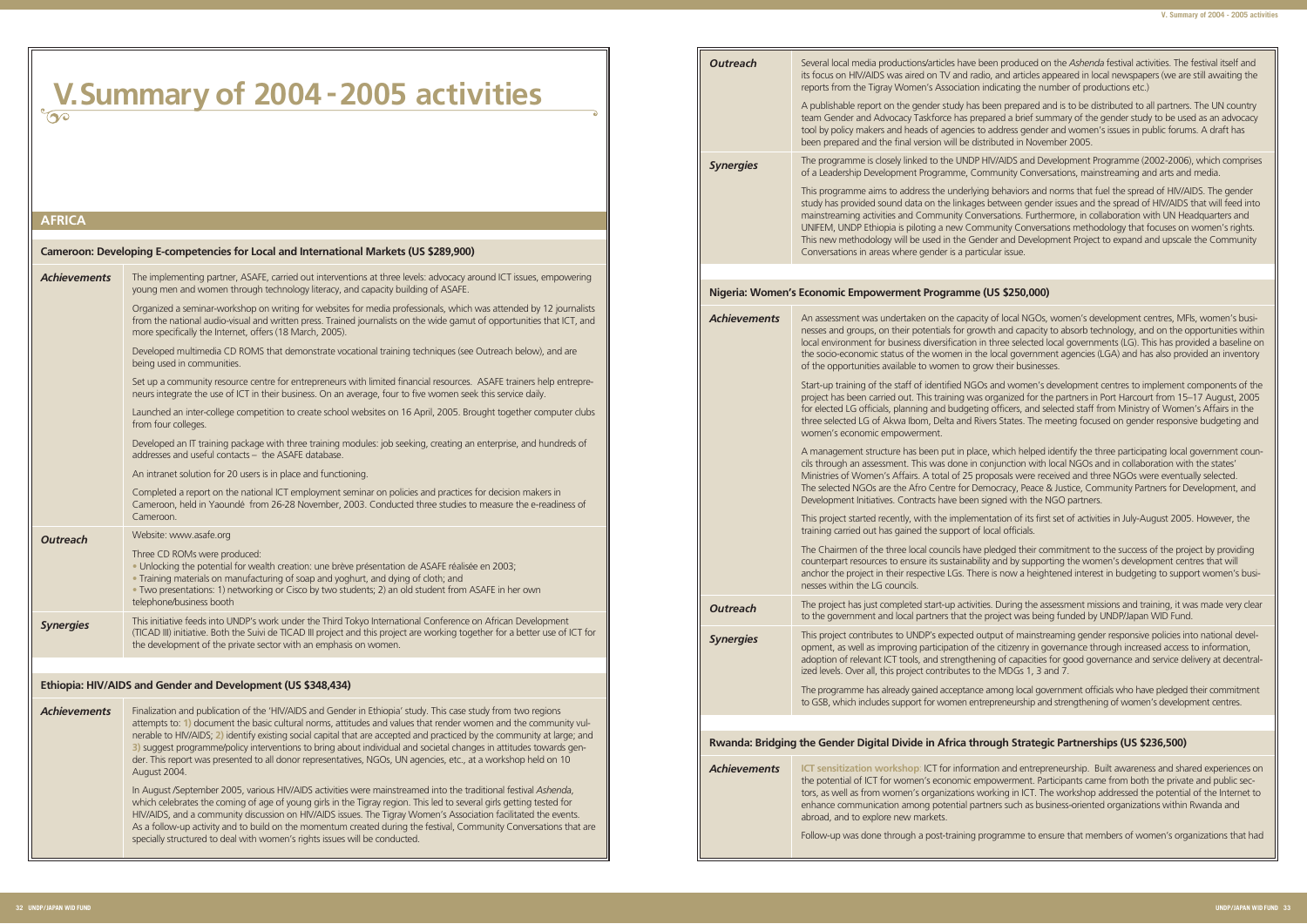# V. Summary of 2004 - 2005 activities

## AFRICA

### Cameroon: Developing E-competencies for Local and International Markets (US $289,900)

**Achievements**

The implementing partner, ASAFE, carried out interventions at three levels: advocacy around ICT issues, empowering young men and women through technology literacy, and capacity building of ASAFE.

Organized a seminar-workshop on writing for websites for media professionals, which was attended by 12 journalists from the national audio-visual and written press. Trained journalists on the wide gamut of opportunities that ICT, and more specifically the Internet, offers (18 March, 2005).

Developed multimedia CD ROMS that demonstrate vocational training techniques (see Outreach below), and are being used in communities.

Set up a community resource centre for entrepreneurs with limited financial resources. ASAFE trainers help entrepreneurs integrate the use of ICT in their business. On an average, four to five women seek this service daily.

Launched an inter-college competition to create school websites on 16 April, 2005. Brought together computer clubs from four colleges.

Developed an IT training package with three training modules: job seeking, creating an enterprise, and hundreds of addresses and useful contacts – the ASAFE database.

An intranet solution for 20 users is in place and functioning.

Completed a report on the national ICT employment seminar on policies and practices for decision makers in Cameroon, held in Yaoundé from 26-28 November, 2003. Conducted three studies to measure the e-readiness of Cameroon.

**Outreach**

Website: www.asafe.org

Three CD ROMs were produced:
- Unlocking the potential for wealth creation: une brève présentation de ASAFE réalisée en 2003;
- Training materials on manufacturing of soap and yoghurt, and dying of cloth; and
- Two presentations: 1) networking or Cisco by two students; 2) an old student from ASAFE in her own telephone/business booth

**Synergies**

This initiative feeds into UNDP's work under the Third Tokyo International Conference on African Development (TICAD III) initiative. Both the Suivi de TICAD III project and this project are working together for a better use of ICT for the development of the private sector with an emphasis on women.

### Ethiopia: HIV/AIDS and Gender and Development (US $348,434)

**Achievements**

Finalization and publication of the 'HIV/AIDS and Gender in Ethiopia' study. This case study from two regions attempts to: 1) document the basic cultural norms, attitudes and values that render women and the community vulnerable to HIV/AIDS; 2) identify existing social capital that are accepted and practiced by the community at large; and 3) suggest programme/policy interventions to bring about individual and societal changes in attitudes towards gender. This report was presented to all donor representatives, NGOs, UN agencies, etc., at a workshop held on 10 August 2004.

In August /September 2005, various HIV/AIDS activities were mainstreamed into the traditional festival *Ashenda*, which celebrates the coming of age of young girls in the Tigray region. This led to several girls getting tested for HIV/AIDS, and a community discussion on HIV/AIDS issues. The Tigray Women's Association facilitated the events. As a follow-up activity and to build on the momentum created during the festival, Community Conversations that are specially structured to deal with women's rights issues will be conducted.

**Outreach**

Several local media productions/articles have been produced on the *Ashenda* festival activities. The festival itself and its focus on HIV/AIDS was aired on TV and radio, and articles appeared in local newspapers (we are still awaiting the reports from the Tigray Women's Association indicating the number of productions etc.)

A publishable report on the gender study has been prepared and is to be distributed to all partners. The UN country team Gender and Advocacy Taskforce has prepared a brief summary of the gender study to be used as an advocacy tool by policy makers and heads of agencies to address gender and women's issues in public forums. A draft has been prepared and the final version will be distributed in November 2005.

**Synergies**

The programme is closely linked to the UNDP HIV/AIDS and Development Programme (2002-2006), which comprises of a Leadership Development Programme, Community Conversations, mainstreaming and arts and media.

This programme aims to address the underlying behaviors and norms that fuel the spread of HIV/AIDS. The gender study has provided sound data on the linkages between gender issues and the spread of HIV/AIDS that will feed into mainstreaming activities and Community Conversations. Furthermore, in collaboration with UN Headquarters and UNIFEM, UNDP Ethiopia is piloting a new Community Conversations methodology that focuses on women's rights. This new methodology will be used in the Gender and Development Project to expand and upscale the Community Conversations in areas where gender is a particular issue.

### Nigeria: Women's Economic Empowerment Programme (US $250,000)

**Achievements**

An assessment was undertaken on the capacity of local NGOs, women's development centres, MFIs, women's businesses and groups, on their potentials for growth and capacity to absorb technology, and on the opportunities within local environment for business diversification in three selected local governments (LG). This has provided a baseline on the socio-economic status of the women in the local government agencies (LGA) and has also provided an inventory of the opportunities available to women to grow their businesses.

Start-up training of the staff of identified NGOs and women's development centres to implement components of the project has been carried out. This training was organized for the partners in Port Harcourt from 15–17 August, 2005 for elected LG officials, planning and budgeting officers, and selected staff from Ministry of Women's Affairs in the three selected LG of Akwa Ibom, Delta and Rivers States. The meeting focused on gender responsive budgeting and women's economic empowerment.

A management structure has been put in place, which helped identify the three participating local government councils through an assessment. This was done in conjunction with local NGOs and in collaboration with the states' Ministries of Women's Affairs. A total of 25 proposals were received and three NGOs were eventually selected. The selected NGOs are the Afro Centre for Democracy, Peace & Justice, Community Partners for Development, and Development Initiatives. Contracts have been signed with the NGO partners.

This project started recently, with the implementation of its first set of activities in July-August 2005. However, the training carried out has gained the support of local officials.

The Chairmen of the three local councils have pledged their commitment to the success of the project by providing counterpart resources to ensure its sustainability and by supporting the women's development centres that will anchor the project in their respective LGs. There is now a heightened interest in budgeting to support women's businesses within the LG councils.

**Outreach**

The project has just completed start-up activities. During the assessment missions and training, it was made very clear to the government and local partners that the project was being funded by UNDP/Japan WID Fund.

**Synergies**

This project contributes to UNDP's expected output of mainstreaming gender responsive policies into national development, as well as improving participation of the citizenry in governance through increased access to information, adoption of relevant ICT tools, and strengthening of capacities for good governance and service delivery at decentralized levels. Over all, this project contributes to the MDGs 1, 3 and 7.

The programme has already gained acceptance among local government officials who have pledged their commitment to GSB, which includes support for women entrepreneurship and strengthening of women's development centres.

### Rwanda: Bridging the Gender Digital Divide in Africa through Strategic Partnerships (US $236,500)

**Achievements**

**ICT sensitization workshop**: ICT for information and entrepreneurship. Built awareness and shared experiences on the potential of ICT for women's economic empowerment. Participants came from both the private and public sectors, as well as from women's organizations working in ICT. The workshop addressed the potential of the Internet to enhance communication among potential partners such as business-oriented organizations within Rwanda and abroad, and to explore new markets.

Follow-up was done through a post-training programme to ensure that members of women's organizations that had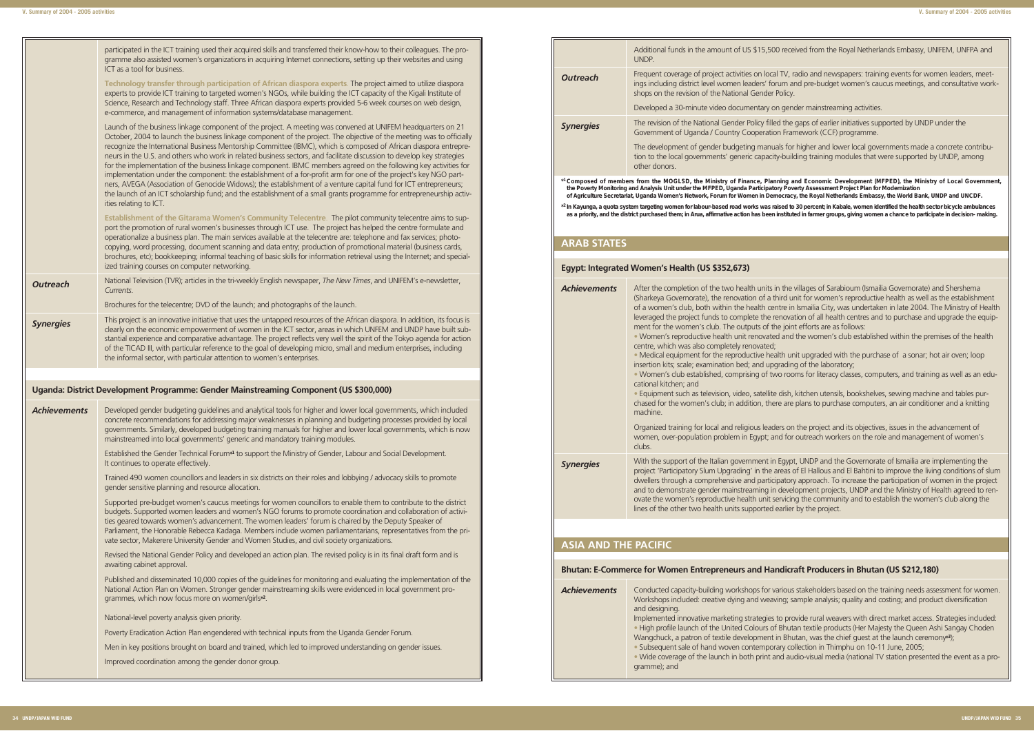participated in the ICT training used their acquired skills and transferred their know-how to their colleagues. The programme also assisted women's organizations in acquiring Internet connections, setting up their websites and using ICT as a tool for business.

**Technology transfer through participation of African diaspora experts**. The project aimed to utilize diaspora experts to provide ICT training to targeted women's NGOs, while building the ICT capacity of the Kigali Institute of Science, Research and Technology staff. Three African diaspora experts provided 5-6 week courses on web design, e-commerce, and management of information systems/database management.

Launch of the business linkage component of the project. A meeting was convened at UNIFEM headquarters on 21 October, 2004 to launch the business linkage component of the project. The objective of the meeting was to officially recognize the International Business Mentorship Committee (IBMC), which is composed of African diaspora entrepreneurs in the U.S. and others who work in related business sectors, and facilitate discussion to develop key strategies for the implementation of the business linkage component. IBMC members agreed on the following key activities for implementation under the component: the establishment of a for-profit arm for one of the project's key NGO partners, AVEGA (Association of Genocide Widows); the establishment of a venture capital fund for ICT entrepreneurs; the launch of an ICT scholarship fund; and the establishment of a small grants programme for entrepreneurship activities relating to ICT.

**Establishment of the Gitarama Women's Community Telecentre**. The pilot community telecentre aims to support the promotion of rural women's businesses through ICT use. The project has helped the centre formulate and operationalize a business plan. The main services available at the telecentre are: telephone and fax services; photocopying, word processing, document scanning and data entry; production of promotional material (business cards, brochures, etc); bookkeeping; informal teaching of basic skills for information retrieval using the Internet; and specialized training courses on computer networking.

***Outreach***

National Television (TVR); articles in the tri-weekly English newspaper, *The New Times*, and UNIFEM's e-newsletter, *Currents*.

Brochures for the telecentre; DVD of the launch; and photographs of the launch.

***Synergies***

This project is an innovative initiative that uses the untapped resources of the African diaspora. In addition, its focus is clearly on the economic empowerment of women in the ICT sector, areas in which UNIFEM and UNDP have built substantial experience and comparative advantage. The project reflects very well the spirit of the Tokyo agenda for action of the TICAD III, with particular reference to the goal of developing micro, small and medium enterprises, including the informal sector, with particular attention to women's enterprises.

### Uganda: District Development Programme: Gender Mainstreaming Component (US $300,000)

***Achievements***

Developed gender budgeting guidelines and analytical tools for higher and lower local governments, which included concrete recommendations for addressing major weaknesses in planning and budgeting processes provided by local governments. Similarly, developed budgeting training manuals for higher and lower local governments, which is now mainstreamed into local governments' generic and mandatory training modules.

Established the Gender Technical Forum[*1] to support the Ministry of Gender, Labour and Social Development. It continues to operate effectively.

Trained 490 women councillors and leaders in six districts on their roles and lobbying / advocacy skills to promote gender sensitive planning and resource allocation.

Supported pre-budget women's caucus meetings for women councillors to enable them to contribute to the district budgets. Supported women leaders and women's NGO forums to promote coordination and collaboration of activities geared towards women's advancement. The women leaders' forum is chaired by the Deputy Speaker of Parliament, the Honorable Rebecca Kadaga. Members include women parliamentarians, representatives from the private sector, Makerere University Gender and Women Studies, and civil society organizations.

Revised the National Gender Policy and developed an action plan. The revised policy is in its final draft form and is awaiting cabinet approval.

Published and disseminated 10,000 copies of the guidelines for monitoring and evaluating the implementation of the National Action Plan on Women. Stronger gender mainstreaming skills were evidenced in local government programmes, which now focus more on women/girls[*2].

National-level poverty analysis given priority.

Poverty Eradication Action Plan engendered with technical inputs from the Uganda Gender Forum.

Men in key positions brought on board and trained, which led to improved understanding on gender issues.

Improved coordination among the gender donor group.

Additional funds in the amount of US $15,500 received from the Royal Netherlands Embassy, UNIFEM, UNFPA and UNDP.

***Outreach***

Frequent coverage of project activities on local TV, radio and newspapers: training events for women leaders, meetings including district level women leaders' forum and pre-budget women's caucus meetings, and consultative workshops on the revision of the National Gender Policy.

Developed a 30-minute video documentary on gender mainstreaming activities.

***Synergies***

The revision of the National Gender Policy filled the gaps of earlier initiatives supported by UNDP under the Government of Uganda / Country Cooperation Framework (CCF) programme.

The development of gender budgeting manuals for higher and lower local governments made a concrete contribution to the local governments' generic capacity-building training modules that were supported by UNDP, among other donors.

**[*1] Composed of members from the MOGLSD, the Ministry of Finance, Planning and Economic Development (MFPED), the Ministry of Local Government, the Poverty Monitoring and Analysis Unit under the MFPED, Uganda Participatory Poverty Assessment Project Plan for Modernization of Agriculture Secretariat, Uganda Women's Network, Forum for Women in Democracy, the Royal Netherlands Embassy, the World Bank, UNDP and UNCDF.**

**[*2] In Kayunga, a quota system targeting women for labour-based road works was raised to 30 percent; in Kabale, women identified the health sector bicycle ambulances as a priority, and the district purchased them; in Arua, affirmative action has been instituted in farmer groups, giving women a chance to participate in decision- making.**

## ARAB STATES

### Egypt: Integrated Women's Health (US $352,673)

***Achievements***

After the completion of the two health units in the villages of Sarabioum (Ismailia Governorate) and Shershema (Sharkeya Governorate), the renovation of a third unit for women's reproductive health as well as the establishment of a women's club, both within the health centre in Ismailia City, was undertaken in late 2004. The Ministry of Health leveraged the project funds to complete the renovation of all health centres and to purchase and upgrade the equipment for the women's club. The outputs of the joint efforts are as follows:

- Women's reproductive health unit renovated and the women's club established within the premises of the health centre, which was also completely renovated;
- Medical equipment for the reproductive health unit upgraded with the purchase of a sonar; hot air oven; loop insertion kits; scale; examination bed; and upgrading of the laboratory;
- Women's club established, comprising of two rooms for literacy classes, computers, and training as well as an educational kitchen; and
- Equipment such as television, video, satellite dish, kitchen utensils, bookshelves, sewing machine and tables purchased for the women's club; in addition, there are plans to purchase computers, an air conditioner and a knitting machine.

Organized training for local and religious leaders on the project and its objectives, issues in the advancement of women, over-population problem in Egypt; and for outreach workers on the role and management of women's clubs.

***Synergies***

With the support of the Italian government in Egypt, UNDP and the Governorate of Ismailia are implementing the project 'Participatory Slum Upgrading' in the areas of El Hallous and El Bahtini to improve the living conditions of slum dwellers through a comprehensive and participatory approach. To increase the participation of women in the project and to demonstrate gender mainstreaming in development projects, UNDP and the Ministry of Health agreed to renovate the women's reproductive health unit servicing the community and to establish the women's club along the lines of the other two health units supported earlier by the project.

## ASIA AND THE PACIFIC

### Bhutan: E-Commerce for Women Entrepreneurs and Handicraft Producers in Bhutan (US $212,180)

***Achievements***

Conducted capacity-building workshops for various stakeholders based on the training needs assessment for women. Workshops included: creative dying and weaving; sample analysis; quality and costing; and product diversification and designing.

Implemented innovative marketing strategies to provide rural weavers with direct market access. Strategies included:

- High profile launch of the United Colours of Bhutan textile products (Her Majesty the Queen Ashi Sangay Choden Wangchuck, a patron of textile development in Bhutan, was the chief guest at the launch ceremony[*3]);
- Subsequent sale of hand woven contemporary collection in Thimphu on 10-11 June, 2005;
- Wide coverage of the launch in both print and audio-visual media (national TV station presented the event as a programme); and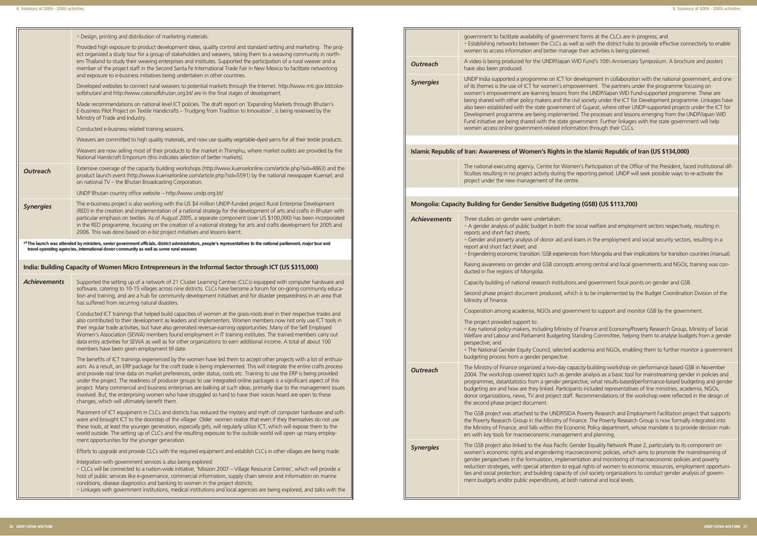- Design, printing and distribution of marketing materials.

Provided high exposure to product development ideas, quality control and standard setting and marketing. The project organized a study tour for a group of stakeholders and weavers, taking them to a weaving community in northern Thailand to study their weaving enterprises and institutes. Supported the participation of a rural weaver and a member of the project staff in the Second Santa Fe International Trade Fair in New Mexico to facilitate networking and exposure to e-business initiatives being undertaken in other countries.

Developed websites to connect rural weavers to potential markets through the Internet. http://www.mti.gov.bt/colorsofbhutan/ and http://www.colorsofbhutan.org.bt/ are in the final stages of development.

Made recommendations on national level ICT policies. The draft report on 'Expanding Markets through Bhutan's E-business Pilot Project on Textile Handicrafts – Trudging from Tradition to Innovation', is being reviewed by the Ministry of Trade and Industry.

Conducted e-business related training sessions.

Weavers are committed to high quality materials, and now use quality vegetable-dyed yarns for all their textile products.

Weavers are now selling most of their products to the market in Thimphu, where market outlets are provided by the National Handicraft Emporium (this indicates selection of better markets).

***Outreach***

Extensive coverage of the capacity building workshops (http://www.kuenselonline.com/article.php?sid=4863) and the product launch event (http://www.kuenselonline.com/article.php?sid=5591) by the national newspaper Kuensel; and on national TV – the Bhutan Broadcasting Corporation.

UNDP Bhutan country office website – http://www.undp.org.bt/

***Synergies***

The e-business project is also working with the US $4 million UNDP-funded project Rural Enterprise Development (RED) in the creation and implementation of a national strategy for the development of arts and crafts in Bhutan with particular emphasis on textiles. As of August 2005, a separate component (over US $100,000) has been incorporated in the RED programme, focusing on the creation of a national strategy for arts and crafts development for 2005 and 2006. This was done based on e-biz project initiatives and lessons learnt.

**[43] The launch was attended by ministers, senior government officials, district administrators, people's representatives to the national parliament, major tour and travel operating agencies, international donor community as well as some rural weavers**

## India: Building Capacity of Women Micro Entrepreneurs in the Informal Sector through ICT (US $315,000)

***Achievements***

Supported the setting up of a network of 21 Cluster Learning Centres (CLCs) equipped with computer hardware and software, catering to 10-15 villages across nine districts. CLCs have become a forum for on-going community education and training, and are a hub for community development initiatives and for disaster preparedness in an area that has suffered from recurring natural disasters.

Conducted ICT trainings that helped build capacities of women at the grass-roots level in their respective trades and also contributed to their development as leaders and implementers. Women members now not only use ICT tools in their regular trade activities, but have also generated revenue-earning opportunities. Many of the Self Employed Women's Association (SEWA) members found employment in IT training institutes. The trained members carry out data entry activities for SEWA as well as for other organizations to earn additional income. A total of about 100 members have been given employment till date.

The benefits of ICT trainings experienced by the women have led them to accept other projects with a lot of enthusiasm. As a result, an ERP package for the craft trade is being implemented. This will integrate the entire crafts process and provide real time data on market preferences, order status, costs etc. Training to use the ERP is being provided under the project. The readiness of producer groups to use integrated online packages is a significant aspect of this project. Many commercial and business enterprises are balking at such ideas, primarily due to the management issues involved. But, the enterprising women who have struggled so hard to have their voices heard are open to these changes, which will ultimately benefit them.

Placement of ICT equipment in CLCs and districts has reduced the mystery and myth of computer hardware and software and brought ICT to the doorstep of the villager. Older women realize that even if they themselves do not use these tools, at least the younger generation, especially girls, will regularly utilize ICT, which will expose them to the world outside. The setting up of CLCs and the resulting exposure to the outside world will open up many employment opportunities for the younger generation.

Efforts to upgrade and provide CLCs with the required equipment and establish CLCs in other villages are being made.

Integration with government services is also being explored:

- CLCs will be connected to a nation-wide initiative, 'Mission 2007 – Village Resource Centres', which will provide a host of public services like e-governance, commercial information, supply chain service and information on marine conditions, disease diagnostics and banking to women in the project districts;
- Linkages with government institutions, medical institutions and local agencies are being explored, and talks with the government to facilitate availability of government forms at the CLCs are in progress; and
- Establishing networks between the CLCs as well as with the district hubs to provide effective connectivity to enable women to access information and better manage their activities is being planned.

***Outreach***

A video is being produced for the UNDP/Japan WID Fund's 10th Anniversary Symposium. A brochure and posters have also been produced.

***Synergies***

UNDP India supported a programme on ICT for development in collaboration with the national government, and one of its themes is the use of ICT for women's empowerment. The partners under the programme focusing on women's empowerment are learning lessons from the UNDP/Japan WID Fund-supported programme. These are being shared with other policy makers and the civil society under the ICT for Development programme. Linkages have also been established with the state government of Gujarat, where other UNDP-supported projects under the ICT for Development programme are being implemented. The processes and lessons emerging from the UNDP/Japan WID Fund initiative are being shared with the state government. Further linkages with the state government will help women access online government-related information through their CLCs.

## Islamic Republic of Iran: Awareness of Women's Rights in the Islamic Republic of Iran (US $134,000)

The national executing agency, Centre for Women's Participation of the Office of the President, faced institutional difficulties resulting in no project activity during the reporting period. UNDP will seek possible ways to re-activate the project under the new management of the centre.

## Mongolia: Capacity Building for Gender Sensitive Budgeting (GSB) (US $113,700)

***Achievements***

Three studies on gender were undertaken:

- A gender analysis of public budget in both the social welfare and employment sectors respectively, resulting in reports and short fact sheets;
- Gender and poverty analysis of donor aid and loans in the employment and social security sectors, resulting in a report and short fact sheet; and
- Engendering economic transition: GSB experiences from Mongolia and their implications for transition countries (manual).

Raising awareness on gender and GSB concepts among central and local governments and NGOs; training was conducted in five regions of Mongolia.

Capacity building of national research institutions and government focal points on gender and GSB.

Second phase project document produced, which is to be implemented by the Budget Coordination Division of the Ministry of Finance.

Cooperation among academia, NGOs and government to support and monitor GSB by the government.

The project provided support to:

- Key national policy-makers, including Ministry of Finance and Economy/Poverty Research Group, Ministry of Social Welfare and Labour and Parliament Budgeting Standing Committee, helping them to analyse budgets from a gender perspective; and
- The National Gender Equity Council, selected academia and NGOs, enabling them to further monitor a government budgeting process from a gender perspective.

***Outreach***

The Ministry of Finance organized a two-day capacity-building workshop on performance based GSB in November 2004. The workshop covered topics such as gender analysis as a basic tool for mainstreaming gender in policies and programmes, data/statistics from a gender perspective, what results-based/performance-based budgeting and gender budgeting are and how are they linked. Participants included representatives of line ministries, academia, NGOs, donor organizations, news, TV and project staff. Recommendations of the workshop were reflected in the design of the second phase project document.

The GSB project was attached to the UNDP/SIDA Poverty Research and Employment Facilitation project that supports the Poverty Research Group in the Ministry of Finance. The Poverty Research Group is now formally integrated into the Ministry of Finance, and falls within the Economic Policy department, whose mandate is to provide decision makers with key tools for macroeconomic management and planning.

***Synergies***

The GSB project also linked to the Asia Pacific Gender Equality Network Phase 2, particularly to its component on women's economic rights and engendering macroeconomic policies, which aims to promote the mainstreaming of gender perspectives in the formulation, implementation and monitoring of macroeconomic policies and poverty reduction strategies, with special attention to equal rights of women to economic resources, employment opportunities and social protection; and building capacity of civil society organizations to conduct gender analysis of government budgets and/or public expenditures, at both national and local levels.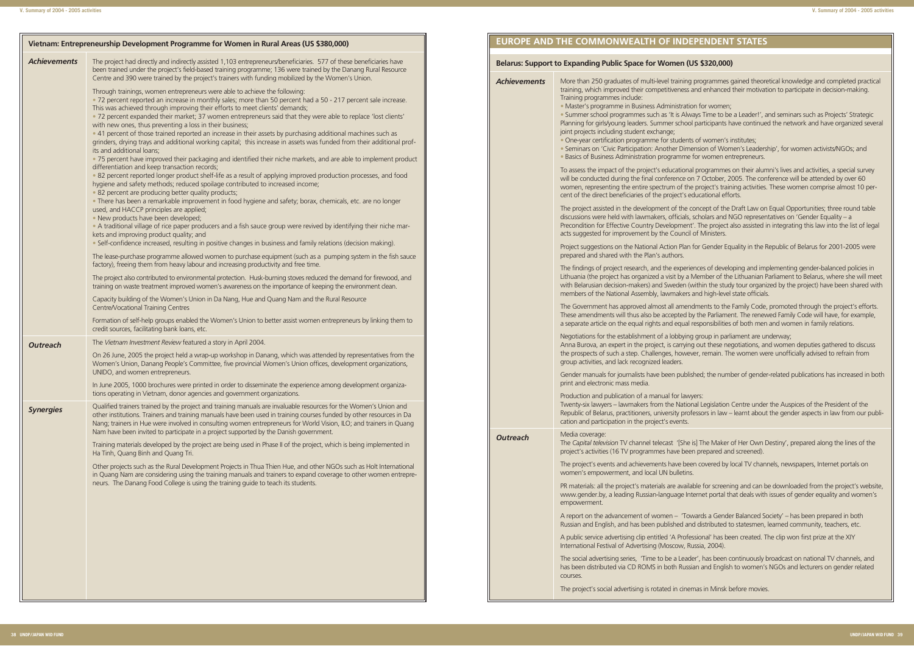## Vietnam: Entrepreneurship Development Programme for Women in Rural Areas (US $380,000)

**Achievements**

The project had directly and indirectly assisted 1,103 entrepreneurs/beneficiaries. 577 of these beneficiaries have been trained under the project's field-based training programme; 136 were trained by the Danang Rural Resource Centre and 390 were trained by the project's trainers with funding mobilized by the Women's Union.

Through trainings, women entrepreneurs were able to achieve the following:

- 72 percent reported an increase in monthly sales; more than 50 percent had a 50 - 217 percent sale increase. This was achieved through improving their efforts to meet clients' demands;
- 72 percent expanded their market; 37 women entrepreneurs said that they were able to replace 'lost clients' with new ones, thus preventing a loss in their business;
- 41 percent of those trained reported an increase in their assets by purchasing additional machines such as grinders, drying trays and additional working capital; this increase in assets was funded from their additional profits and additional loans;
- 75 percent have improved their packaging and identified their niche markets, and are able to implement product differentiation and keep transaction records;
- 82 percent reported longer product shelf-life as a result of applying improved production processes, and food hygiene and safety methods; reduced spoilage contributed to increased income;
- 82 percent are producing better quality products;
- There has been a remarkable improvement in food hygiene and safety; borax, chemicals, etc. are no longer used, and HACCP principles are applied;
- New products have been developed;
- A traditional village of rice paper producers and a fish sauce group were revived by identifying their niche markets and improving product quality; and
- Self-confidence increased, resulting in positive changes in business and family relations (decision making).

The lease-purchase programme allowed women to purchase equipment (such as a pumping system in the fish sauce factory), freeing them from heavy labour and increasing productivity and free time.

The project also contributed to environmental protection. Husk-burning stoves reduced the demand for firewood, and training on waste treatment improved women's awareness on the importance of keeping the environment clean.

Capacity building of the Women's Union in Da Nang, Hue and Quang Nam and the Rural Resource Centre/Vocational Training Centres

Formation of self-help groups enabled the Women's Union to better assist women entrepreneurs by linking them to credit sources, facilitating bank loans, etc.

**Outreach**

The *Vietnam Investment Review* featured a story in April 2004.

On 26 June, 2005 the project held a wrap-up workshop in Danang, which was attended by representatives from the Women's Union, Danang People's Committee, five provincial Women's Union offices, development organizations, UNIDO, and women entrepreneurs.

In June 2005, 1000 brochures were printed in order to disseminate the experience among development organizations operating in Vietnam, donor agencies and government organizations.

**Synergies**

Qualified trainers trained by the project and training manuals are invaluable resources for the Women's Union and other institutions. Trainers and training manuals have been used in training courses funded by other resources in Da Nang; trainers in Hue were involved in consulting women entrepreneurs for World Vision, ILO; and trainers in Quang Nam have been invited to participate in a project supported by the Danish government.

Training materials developed by the project are being used in Phase II of the project, which is being implemented in Ha Tinh, Quang Binh and Quang Tri.

Other projects such as the Rural Development Projects in Thua Thien Hue, and other NGOs such as Holt International in Quang Nam are considering using the training manuals and trainers to expand coverage to other women entrepreneurs. The Danang Food College is using the training guide to teach its students.

# EUROPE AND THE COMMONWEALTH OF INDEPENDENT STATES

## Belarus: Support to Expanding Public Space for Women (US $320,000)

**Achievements**

More than 250 graduates of multi-level training programmes gained theoretical knowledge and completed practical training, which improved their competitiveness and enhanced their motivation to participate in decision-making. Training programmes include:

- Master's programme in Business Administration for women;
- Summer school programmes such as 'It is Always Time to be a Leader!', and seminars such as Projects' Strategic Planning for girls/young leaders. Summer school participants have continued the network and have organized several joint projects including student exchange;
- One-year certification programme for students of women's institutes;
- Seminars on 'Civic Participation: Another Dimension of Women's Leadership', for women activists/NGOs; and
- Basics of Business Administration programme for women entrepreneurs.

To assess the impact of the project's educational programmes on their alumni's lives and activities, a special survey will be conducted during the final conference on 7 October, 2005. The conference will be attended by over 60 women, representing the entire spectrum of the project's training activities. These women comprise almost 10 percent of the direct beneficiaries of the project's educational efforts.

The project assisted in the development of the concept of the Draft Law on Equal Opportunities; three round table discussions were held with lawmakers, officials, scholars and NGO representatives on 'Gender Equality – a Precondition for Effective Country Development'. The project also assisted in integrating this law into the list of legal acts suggested for improvement by the Council of Ministers.

Project suggestions on the National Action Plan for Gender Equality in the Republic of Belarus for 2001-2005 were prepared and shared with the Plan's authors.

The findings of project research, and the experiences of developing and implementing gender-balanced policies in Lithuania (the project has organized a visit by a Member of the Lithuanian Parliament to Belarus, where she will meet with Belarusian decision-makers) and Sweden (within the study tour organized by the project) have been shared with members of the National Assembly, lawmakers and high-level state officials.

The Government has approved almost all amendments to the Family Code, promoted through the project's efforts. These amendments will thus also be accepted by the Parliament. The renewed Family Code will have, for example, a separate article on the equal rights and equal responsibilities of both men and women in family relations.

Negotiations for the establishment of a lobbying group in parliament are underway; Anna Burova, an expert in the project, is carrying out these negotiations, and women deputies gathered to discuss the prospects of such a step. Challenges, however, remain. The women were unofficially advised to refrain from group activities, and lack recognized leaders.

Gender manuals for journalists have been published; the number of gender-related publications has increased in both print and electronic mass media.

Production and publication of a manual for lawyers: Twenty-six lawyers – lawmakers from the National Legislation Centre under the Auspices of the President of the Republic of Belarus, practitioners, university professors in law – learnt about the gender aspects in law from our publication and participation in the project's events.

**Outreach**

Media coverage: The *Capital television* TV channel telecast '[She is] The Maker of Her Own Destiny', prepared along the lines of the project's activities (16 TV programmes have been prepared and screened).

The project's events and achievements have been covered by local TV channels, newspapers, Internet portals on women's empowerment, and local UN bulletins.

PR materials: all the project's materials are available for screening and can be downloaded from the project's website, www.gender.by, a leading Russian-language Internet portal that deals with issues of gender equality and women's empowerment.

A report on the advancement of women – 'Towards a Gender Balanced Society' – has been prepared in both Russian and English, and has been published and distributed to statesmen, learned community, teachers, etc.

A public service advertising clip entitled 'A Professional' has been created. The clip won first prize at the XIY International Festival of Advertising (Moscow, Russia, 2004).

The social advertising series, 'Time to be a Leader', has been continuously broadcast on national TV channels, and has been distributed via CD ROMS in both Russian and English to women's NGOs and lecturers on gender related courses.

The project's social advertising is rotated in cinemas in Minsk before movies.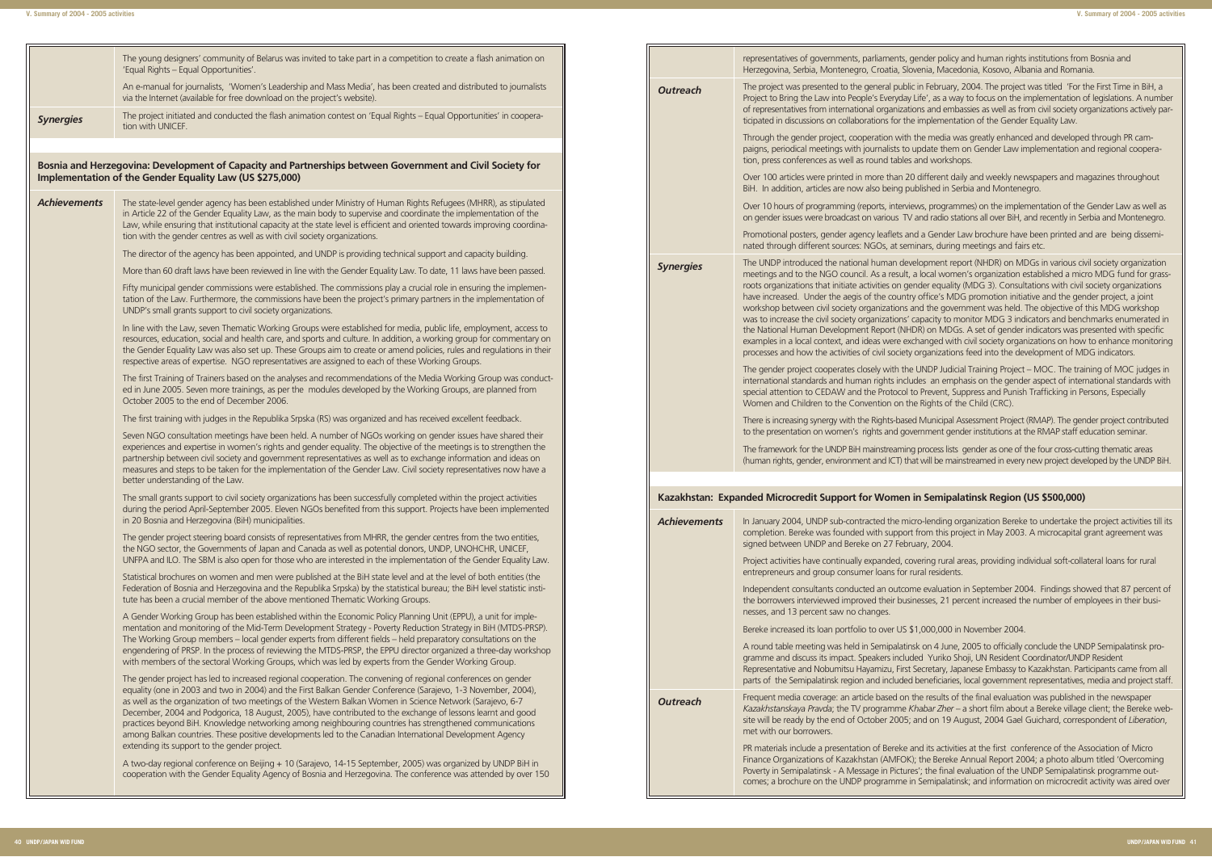The young designers' community of Belarus was invited to take part in a competition to create a flash animation on 'Equal Rights – Equal Opportunities'.

An e-manual for journalists, 'Women's Leadership and Mass Media', has been created and distributed to journalists via the Internet (available for free download on the project's website).

***Synergies***

The project initiated and conducted the flash animation contest on 'Equal Rights – Equal Opportunities' in cooperation with UNICEF.

## Bosnia and Herzegovina: Development of Capacity and Partnerships between Government and Civil Society for Implementation of the Gender Equality Law (US $275,000)

***Achievements***

The state-level gender agency has been established under Ministry of Human Rights Refugees (MHRR), as stipulated in Article 22 of the Gender Equality Law, as the main body to supervise and coordinate the implementation of the Law, while ensuring that institutional capacity at the state level is efficient and oriented towards improving coordination with the gender centres as well as with civil society organizations.

The director of the agency has been appointed, and UNDP is providing technical support and capacity building.

More than 60 draft laws have been reviewed in line with the Gender Equality Law. To date, 11 laws have been passed.

Fifty municipal gender commissions were established. The commissions play a crucial role in ensuring the implementation of the Law. Furthermore, the commissions have been the project's primary partners in the implementation of UNDP's small grants support to civil society organizations.

In line with the Law, seven Thematic Working Groups were established for media, public life, employment, access to resources, education, social and health care, and sports and culture. In addition, a working group for commentary on the Gender Equality Law was also set up. These Groups aim to create or amend policies, rules and regulations in their respective areas of expertise. NGO representatives are assigned to each of these Working Groups.

The first Training of Trainers based on the analyses and recommendations of the Media Working Group was conducted in June 2005. Seven more trainings, as per the modules developed by the Working Groups, are planned from October 2005 to the end of December 2006.

The first training with judges in the Republika Srpska (RS) was organized and has received excellent feedback.

Seven NGO consultation meetings have been held. A number of NGOs working on gender issues have shared their experiences and expertise in women's rights and gender equality. The objective of the meetings is to strengthen the partnership between civil society and government representatives as well as to exchange information and ideas on measures and steps to be taken for the implementation of the Gender Law. Civil society representatives now have a better understanding of the Law.

The small grants support to civil society organizations has been successfully completed within the project activities during the period April-September 2005. Eleven NGOs benefited from this support. Projects have been implemented in 20 Bosnia and Herzegovina (BiH) municipalities.

The gender project steering board consists of representatives from MHRR, the gender centres from the two entities, the NGO sector, the Governments of Japan and Canada as well as potential donors, UNDP, UNOHCHR, UNICEF, UNFPA and ILO. The SBM is also open for those who are interested in the implementation of the Gender Equality Law.

Statistical brochures on women and men were published at the BiH state level and at the level of both entities (the Federation of Bosnia and Herzegovina and the Republika Srpska) by the statistical bureau; the BiH level statistic institute has been a crucial member of the above mentioned Thematic Working Groups.

A Gender Working Group has been established within the Economic Policy Planning Unit (EPPU), a unit for implementation and monitoring of the Mid-Term Development Strategy - Poverty Reduction Strategy in BiH (MTDS-PRSP). The Working Group members – local gender experts from different fields – held preparatory consultations on the engendering of PRSP. In the process of reviewing the MTDS-PRSP, the EPPU director organized a three-day workshop with members of the sectoral Working Groups, which was led by experts from the Gender Working Group.

The gender project has led to increased regional cooperation. The convening of regional conferences on gender equality (one in 2003 and two in 2004) and the First Balkan Gender Conference (Sarajevo, 1-3 November, 2004), as well as the organization of two meetings of the Western Balkan Women in Science Network (Sarajevo, 6-7 December, 2004 and Podgorica, 18 August, 2005), have contributed to the exchange of lessons learnt and good practices beyond BiH. Knowledge networking among neighbouring countries has strengthened communications among Balkan countries. These positive developments led to the Canadian International Development Agency extending its support to the gender project.

A two-day regional conference on Beijing + 10 (Sarajevo, 14-15 September, 2005) was organized by UNDP BiH in cooperation with the Gender Equality Agency of Bosnia and Herzegovina. The conference was attended by over 150 representatives of governments, parliaments, gender policy and human rights institutions from Bosnia and Herzegovina, Serbia, Montenegro, Croatia, Slovenia, Macedonia, Kosovo, Albania and Romania.

***Outreach***

The project was presented to the general public in February, 2004. The project was titled 'For the First Time in BiH, a Project to Bring the Law into People's Everyday Life', as a way to focus on the implementation of legislations. A number of representatives from international organizations and embassies as well as from civil society organizations actively participated in discussions on collaborations for the implementation of the Gender Equality Law.

Through the gender project, cooperation with the media was greatly enhanced and developed through PR campaigns, periodical meetings with journalists to update them on Gender Law implementation and regional cooperation, press conferences as well as round tables and workshops.

Over 100 articles were printed in more than 20 different daily and weekly newspapers and magazines throughout BiH. In addition, articles are now also being published in Serbia and Montenegro.

Over 10 hours of programming (reports, interviews, programmes) on the implementation of the Gender Law as well as on gender issues were broadcast on various TV and radio stations all over BiH, and recently in Serbia and Montenegro.

Promotional posters, gender agency leaflets and a Gender Law brochure have been printed and are being disseminated through different sources: NGOs, at seminars, during meetings and fairs etc.

***Synergies***

The UNDP introduced the national human development report (NHDR) on MDGs in various civil society organization meetings and to the NGO council. As a result, a local women's organization established a micro MDG fund for grass-roots organizations that initiate activities on gender equality (MDG 3). Consultations with civil society organizations have increased. Under the aegis of the country office's MDG promotion initiative and the gender project, a joint workshop between civil society organizations and the government was held. The objective of this MDG workshop was to increase the civil society organizations' capacity to monitor MDG 3 indicators and benchmarks enumerated in the National Human Development Report (NHDR) on MDGs. A set of gender indicators was presented with specific examples in a local context, and ideas were exchanged with civil society organizations on how to enhance monitoring processes and how the activities of civil society organizations feed into the development of MDG indicators.

The gender project cooperates closely with the UNDP Judicial Training Project – MOC. The training of MOC judges in international standards and human rights includes an emphasis on the gender aspect of international standards with special attention to CEDAW and the Protocol to Prevent, Suppress and Punish Trafficking in Persons, Especially Women and Children to the Convention on the Rights of the Child (CRC).

There is increasing synergy with the Rights-based Municipal Assessment Project (RMAP). The gender project contributed to the presentation on women's rights and government gender institutions at the RMAP staff education seminar.

The framework for the UNDP BiH mainstreaming process lists gender as one of the four cross-cutting thematic areas (human rights, gender, environment and ICT) that will be mainstreamed in every new project developed by the UNDP BiH.

## Kazakhstan: Expanded Microcredit Support for Women in Semipalatinsk Region (US $500,000)

***Achievements***

In January 2004, UNDP sub-contracted the micro-lending organization Bereke to undertake the project activities till its completion. Bereke was founded with support from this project in May 2003. A microcapital grant agreement was signed between UNDP and Bereke on 27 February, 2004.

Project activities have continually expanded, covering rural areas, providing individual soft-collateral loans for rural entrepreneurs and group consumer loans for rural residents.

Independent consultants conducted an outcome evaluation in September 2004. Findings showed that 87 percent of the borrowers interviewed improved their businesses, 21 percent increased the number of employees in their businesses, and 13 percent saw no changes.

Bereke increased its loan portfolio to over US $1,000,000 in November 2004.

A round table meeting was held in Semipalatinsk on 4 June, 2005 to officially conclude the UNDP Semipalatinsk programme and discuss its impact. Speakers included Yuriko Shoji, UN Resident Coordinator/UNDP Resident Representative and Nobumitsu Hayamizu, First Secretary, Japanese Embassy to Kazakhstan. Participants came from all parts of the Semipalatinsk region and included beneficiaries, local government representatives, media and project staff.

***Outreach***

Frequent media coverage: an article based on the results of the final evaluation was published in the newspaper *Kazakhstanskaya Pravda*; the TV programme *Khabar Zher* – a short film about a Bereke village client; the Bereke website will be ready by the end of October 2005; and on 19 August, 2004 Gael Guichard, correspondent of *Liberation*, met with our borrowers.

PR materials include a presentation of Bereke and its activities at the first conference of the Association of Micro Finance Organizations of Kazakhstan (AMFOK); the Bereke Annual Report 2004; a photo album titled 'Overcoming Poverty in Semipalatinsk - A Message in Pictures'; the final evaluation of the UNDP Semipalatinsk programme outcomes; a brochure on the UNDP programme in Semipalatinsk; and information on microcredit activity was aired over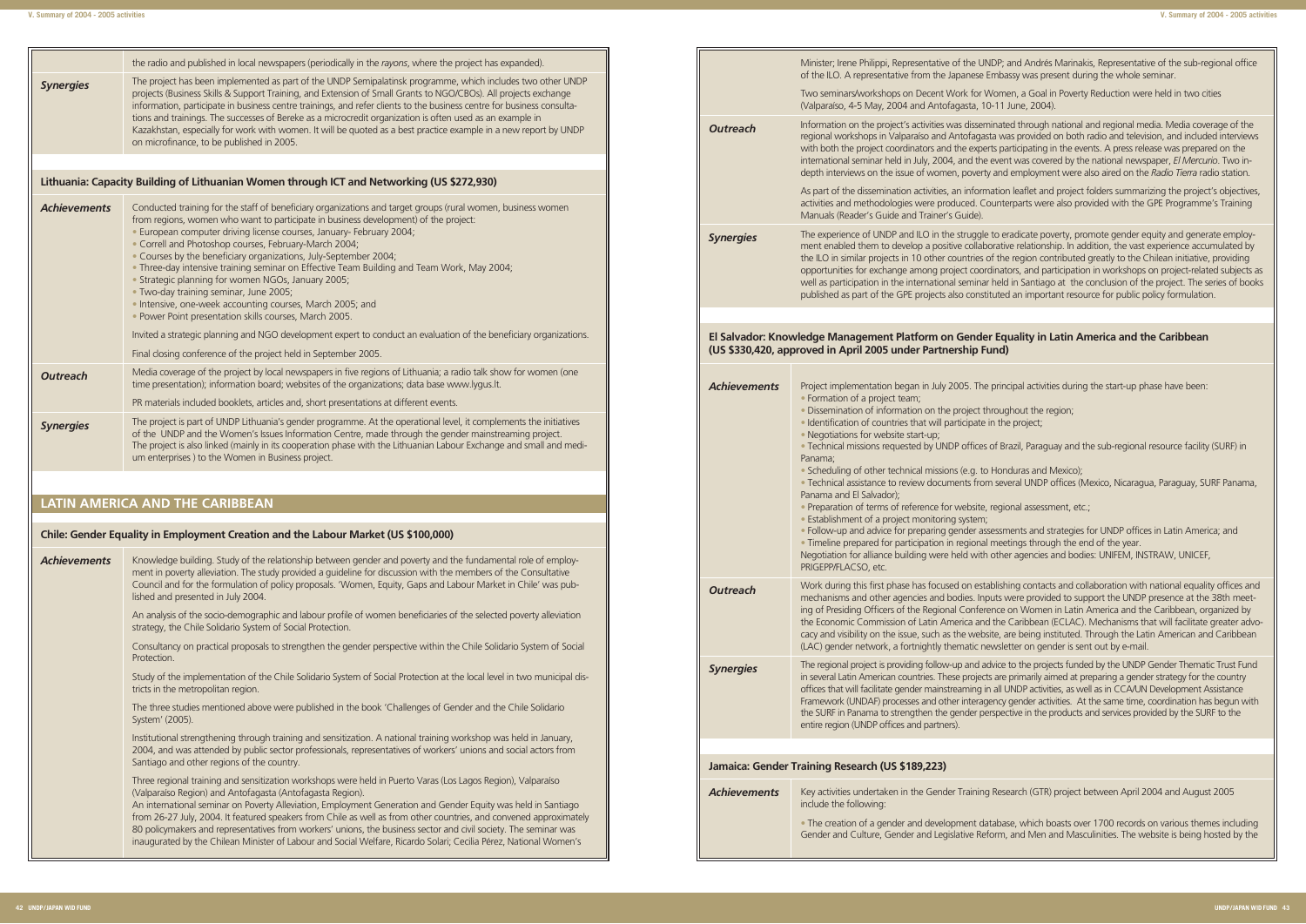| | |
|---|---|
| | the radio and published in local newspapers (periodically in the *rayons*, where the project has expanded). |
| ***Synergies*** | The project has been implemented as part of the UNDP Semipalatinsk programme, which includes two other UNDP projects (Business Skills & Support Training, and Extension of Small Grants to NGO/CBOs). All projects exchange information, participate in business centre trainings, and refer clients to the business centre for business consultations and trainings. The successes of Bereke as a microcredit organization is often used as an example in Kazakhstan, especially for work with women. It will be quoted as a best practice example in a new report by UNDP on microfinance, to be published in 2005. |

### Lithuania: Capacity Building of Lithuanian Women through ICT and Networking (US $272,930)

| | |
|---|---|
| ***Achievements*** | Conducted training for the staff of beneficiary organizations and target groups (rural women, business women from regions, women who want to participate in business development) of the project:<br>• European computer driving license courses, January- February 2004;<br>• Correll and Photoshop courses, February-March 2004;<br>• Courses by the beneficiary organizations, July-September 2004;<br>• Three-day intensive training seminar on Effective Team Building and Team Work, May 2004;<br>• Strategic planning for women NGOs, January 2005;<br>• Two-day training seminar, June 2005;<br>• Intensive, one-week accounting courses, March 2005; and<br>• Power Point presentation skills courses, March 2005.<br><br>Invited a strategic planning and NGO development expert to conduct an evaluation of the beneficiary organizations.<br><br>Final closing conference of the project held in September 2005. |
| ***Outreach*** | Media coverage of the project by local newspapers in five regions of Lithuania; a radio talk show for women (one time presentation); information board; websites of the organizations; data base www.lygus.lt.<br><br>PR materials included booklets, articles and, short presentations at different events. |
| ***Synergies*** | The project is part of UNDP Lithuania's gender programme. At the operational level, it complements the initiatives of the UNDP and the Women's Issues Information Centre, made through the gender mainstreaming project. The project is also linked (mainly in its cooperation phase with the Lithuanian Labour Exchange and small and medium enterprises ) to the Women in Business project. |

## LATIN AMERICA AND THE CARIBBEAN

### Chile: Gender Equality in Employment Creation and the Labour Market (US $100,000)

| | |
|---|---|
| ***Achievements*** | Knowledge building. Study of the relationship between gender and poverty and the fundamental role of employment in poverty alleviation. The study provided a guideline for discussion with the members of the Consultative Council and for the formulation of policy proposals. 'Women, Equity, Gaps and Labour Market in Chile' was published and presented in July 2004.<br><br>An analysis of the socio-demographic and labour profile of women beneficiaries of the selected poverty alleviation strategy, the Chile Solidario System of Social Protection.<br><br>Consultancy on practical proposals to strengthen the gender perspective within the Chile Solidario System of Social Protection.<br><br>Study of the implementation of the Chile Solidario System of Social Protection at the local level in two municipal districts in the metropolitan region.<br><br>The three studies mentioned above were published in the book 'Challenges of Gender and the Chile Solidario System' (2005).<br><br>Institutional strengthening through training and sensitization. A national training workshop was held in January, 2004, and was attended by public sector professionals, representatives of workers' unions and social actors from Santiago and other regions of the country.<br><br>Three regional training and sensitization workshops were held in Puerto Varas (Los Lagos Region), Valparaíso (Valparaíso Region) and Antofagasta (Antofagasta Region).<br>An international seminar on Poverty Alleviation, Employment Generation and Gender Equity was held in Santiago from 26-27 July, 2004. It featured speakers from Chile as well as from other countries, and convened approximately 80 policymakers and representatives from workers' unions, the business sector and civil society. The seminar was inaugurated by the Chilean Minister of Labour and Social Welfare, Ricardo Solari; Cecilia Pérez, National Women's Minister; Irene Philippi, Representative of the UNDP; and Andrés Marinakis, Representative of the sub-regional office of the ILO. A representative from the Japanese Embassy was present during the whole seminar.<br><br>Two seminars/workshops on Decent Work for Women, a Goal in Poverty Reduction were held in two cities (Valparaíso, 4-5 May, 2004 and Antofagasta, 10-11 June, 2004). |
| ***Outreach*** | Information on the project's activities was disseminated through national and regional media. Media coverage of the regional workshops in Valparaíso and Antofagasta was provided on both radio and television, and included interviews with both the project coordinators and the experts participating in the events. A press release was prepared on the international seminar held in July, 2004, and the event was covered by the national newspaper, *El Mercurio*. Two in-depth interviews on the issue of women, poverty and employment were also aired on the *Radio Tierra* radio station.<br><br>As part of the dissemination activities, an information leaflet and project folders summarizing the project's objectives, activities and methodologies were produced. Counterparts were also provided with the GPE Programme's Training Manuals (Reader's Guide and Trainer's Guide). |
| ***Synergies*** | The experience of UNDP and ILO in the struggle to eradicate poverty, promote gender equity and generate employment enabled them to develop a positive collaborative relationship. In addition, the vast experience accumulated by the ILO in similar projects in 10 other countries of the region contributed greatly to the Chilean initiative, providing opportunities for exchange among project coordinators, and participation in workshops on project-related subjects as well as participation in the international seminar held in Santiago at the conclusion of the project. The series of books published as part of the GPE projects also constituted an important resource for public policy formulation. |

### El Salvador: Knowledge Management Platform on Gender Equality in Latin America and the Caribbean (US $330,420, approved in April 2005 under Partnership Fund)

| | |
|---|---|
| ***Achievements*** | Project implementation began in July 2005. The principal activities during the start-up phase have been:<br>• Formation of a project team;<br>• Dissemination of information on the project throughout the region;<br>• Identification of countries that will participate in the project;<br>• Negotiations for website start-up;<br>• Technical missions requested by UNDP offices of Brazil, Paraguay and the sub-regional resource facility (SURF) in Panama;<br>• Scheduling of other technical missions (e.g. to Honduras and Mexico);<br>• Technical assistance to review documents from several UNDP offices (Mexico, Nicaragua, Paraguay, SURF Panama, Panama and El Salvador);<br>• Preparation of terms of reference for website, regional assessment, etc.;<br>• Establishment of a project monitoring system;<br>• Follow-up and advice for preparing gender assessments and strategies for UNDP offices in Latin America; and<br>• Timeline prepared for participation in regional meetings through the end of the year.<br>Negotiation for alliance building were held with other agencies and bodies: UNIFEM, INSTRAW, UNICEF, PRIGEPP/FLACSO, etc. |
| ***Outreach*** | Work during this first phase has focused on establishing contacts and collaboration with national equality offices and mechanisms and other agencies and bodies. Inputs were provided to support the UNDP presence at the 38th meeting of Presiding Officers of the Regional Conference on Women in Latin America and the Caribbean, organized by the Economic Commission of Latin America and the Caribbean (ECLAC). Mechanisms that will facilitate greater advocacy and visibility on the issue, such as the website, are being instituted. Through the Latin American and Caribbean (LAC) gender network, a fortnightly thematic newsletter on gender is sent out by e-mail. |
| ***Synergies*** | The regional project is providing follow-up and advice to the projects funded by the UNDP Gender Thematic Trust Fund in several Latin American countries. These projects are primarily aimed at preparing a gender strategy for the country offices that will facilitate gender mainstreaming in all UNDP activities, as well as in CCA/UN Development Assistance Framework (UNDAF) processes and other interagency gender activities. At the same time, coordination has begun with the SURF in Panama to strengthen the gender perspective in the products and services provided by the SURF to the entire region (UNDP offices and partners). |

### Jamaica: Gender Training Research (US $189,223)

| | |
|---|---|
| ***Achievements*** | Key activities undertaken in the Gender Training Research (GTR) project between April 2004 and August 2005 include the following:<br><br>• The creation of a gender and development database, which boasts over 1700 records on various themes including Gender and Culture, Gender and Legislative Reform, and Men and Masculinities. The website is being hosted by the |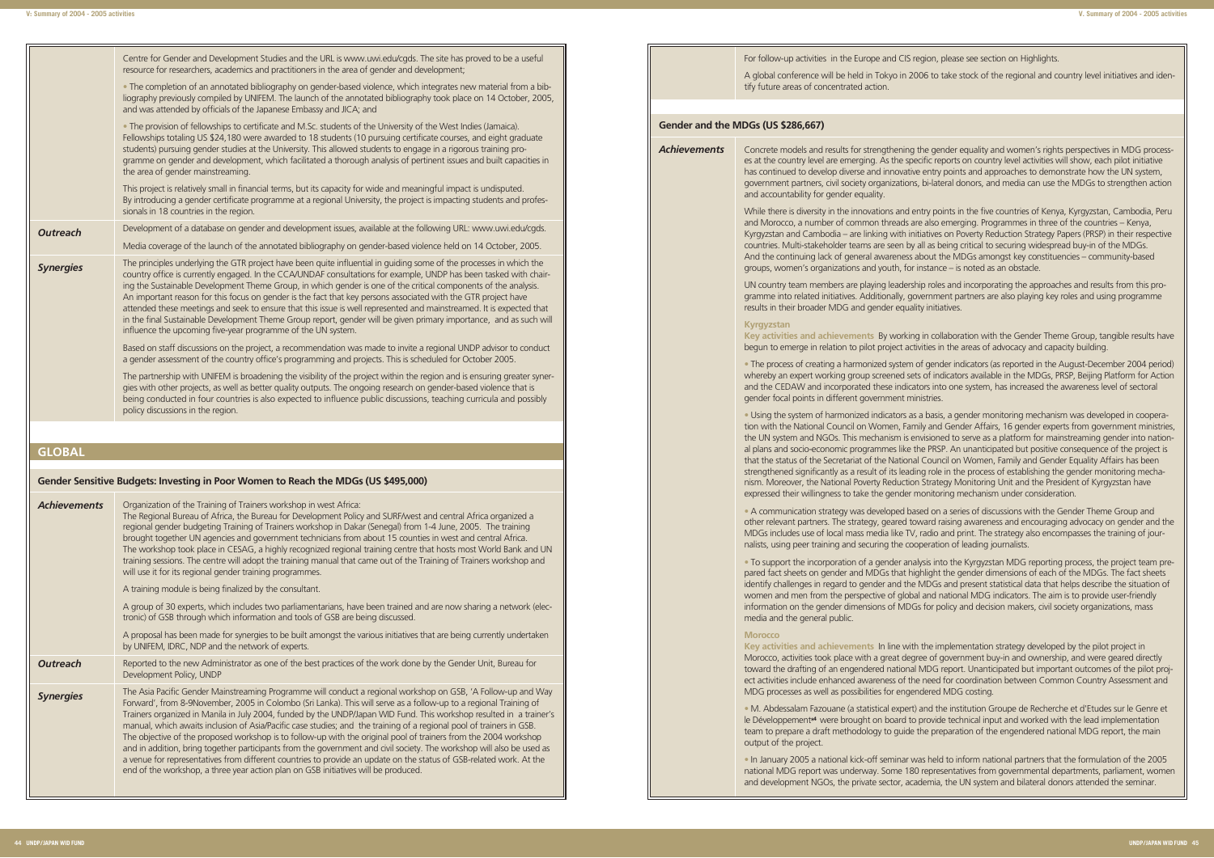| | |
|---|---|
| | Centre for Gender and Development Studies and the URL is www.uwi.edu/cgds. The site has proved to be a useful resource for researchers, academics and practitioners in the area of gender and development;<br><br>• The completion of an annotated bibliography on gender-based violence, which integrates new material from a bibliography previously compiled by UNIFEM. The launch of the annotated bibliography took place on 14 October, 2005, and was attended by officials of the Japanese Embassy and JICA; and<br><br>• The provision of fellowships to certificate and M.Sc. students of the University of the West Indies (Jamaica). Fellowships totaling US $24,180 were awarded to 18 students (10 pursuing certificate courses, and eight graduate students) pursuing gender studies at the University. This allowed students to engage in a rigorous training programme on gender and development, which facilitated a thorough analysis of pertinent issues and built capacities in the area of gender mainstreaming.<br><br>This project is relatively small in financial terms, but its capacity for wide and meaningful impact is undisputed. By introducing a gender certificate programme at a regional University, the project is impacting students and professionals in 18 countries in the region. |
| ***Outreach*** | Development of a database on gender and development issues, available at the following URL: www.uwi.edu/cgds.<br><br>Media coverage of the launch of the annotated bibliography on gender-based violence held on 14 October, 2005. |
| ***Synergies*** | The principles underlying the GTR project have been quite influential in guiding some of the processes in which the country office is currently engaged. In the CCA/UNDAF consultations for example, UNDP has been tasked with chairing the Sustainable Development Theme Group, in which gender is one of the critical components of the analysis. An important reason for this focus on gender is the fact that key persons associated with the GTR project have attended these meetings and seek to ensure that this issue is well represented and mainstreamed. It is expected that in the final Sustainable Development Theme Group report, gender will be given primary importance, and as such will influence the upcoming five-year programme of the UN system.<br><br>Based on staff discussions on the project, a recommendation was made to invite a regional UNDP advisor to conduct a gender assessment of the country office's programming and projects. This is scheduled for October 2005.<br><br>The partnership with UNIFEM is broadening the visibility of the project within the region and is ensuring greater synergies with other projects, as well as better quality outputs. The ongoing research on gender-based violence that is being conducted in four countries is also expected to influence public discussions, teaching curricula and possibly policy discussions in the region. |

## GLOBAL

### Gender Sensitive Budgets: Investing in Poor Women to Reach the MDGs (US $495,000)

| | |
|---|---|
| ***Achievements*** | Organization of the Training of Trainers workshop in west Africa:<br>The Regional Bureau of Africa, the Bureau for Development Policy and SURF/west and central Africa organized a regional gender budgeting Training of Trainers workshop in Dakar (Senegal) from 1-4 June, 2005. The training brought together UN agencies and government technicians from about 15 counties in west and central Africa. The workshop took place in CESAG, a highly recognized regional training centre that hosts most World Bank and UN training sessions. The centre will adopt the training manual that came out of the Training of Trainers workshop and will use it for its regional gender training programmes.<br><br>A training module is being finalized by the consultant.<br><br>A group of 30 experts, which includes two parliamentarians, have been trained and are now sharing a network (electronic) of GSB through which information and tools of GSB are being discussed.<br><br>A proposal has been made for synergies to be built amongst the various initiatives that are being currently undertaken by UNIFEM, IDRC, NDP and the network of experts. |
| ***Outreach*** | Reported to the new Administrator as one of the best practices of the work done by the Gender Unit, Bureau for Development Policy, UNDP |
| ***Synergies*** | The Asia Pacific Gender Mainstreaming Programme will conduct a regional workshop on GSB, 'A Follow-up and Way Forward', from 8-9November, 2005 in Colombo (Sri Lanka). This will serve as a follow-up to a regional Training of Trainers organized in Manila in July 2004, funded by the UNDP/Japan WID Fund. This workshop resulted in a trainer's manual, which awaits inclusion of Asia/Pacific case studies; and the training of a regional pool of trainers in GSB. The objective of the proposed workshop is to follow-up with the original pool of trainers from the 2004 workshop and in addition, bring together participants from the government and civil society. The workshop will also be used as a venue for representatives from different countries to provide an update on the status of GSB-related work. At the end of the workshop, a three year action plan on GSB initiatives will be produced. |

| | |
|---|---|
| | For follow-up activities in the Europe and CIS region, please see section on Highlights.<br><br>A global conference will be held in Tokyo in 2006 to take stock of the regional and country level initiatives and identify future areas of concentrated action. |

### Gender and the MDGs (US $286,667)

| | |
|---|---|
| ***Achievements*** | Concrete models and results for strengthening the gender equality and women's rights perspectives in MDG processes at the country level are emerging. As the specific reports on country level activities will show, each pilot initiative has continued to develop diverse and innovative entry points and approaches to demonstrate how the UN system, government partners, civil society organizations, bi-lateral donors, and media can use the MDGs to strengthen action and accountability for gender equality.<br><br>While there is diversity in the innovations and entry points in the five countries of Kenya, Kyrgyzstan, Cambodia, Peru and Morocco, a number of common threads are also emerging. Programmes in three of the countries – Kenya, Kyrgyzstan and Cambodia – are linking with initiatives on Poverty Reduction Strategy Papers (PRSP) in their respective countries. Multi-stakeholder teams are seen by all as being critical to securing widespread buy-in of the MDGs. And the continuing lack of general awareness about the MDGs amongst key constituencies – community-based groups, women's organizations and youth, for instance – is noted as an obstacle.<br><br>UN country team members are playing leadership roles and incorporating the approaches and results from this programme into related initiatives. Additionally, government partners are also playing key roles and using programme results in their broader MDG and gender equality initiatives.<br><br>**Kyrgyzstan**<br>**Key activities and achievements** By working in collaboration with the Gender Theme Group, tangible results have begun to emerge in relation to pilot project activities in the areas of advocacy and capacity building.<br><br>• The process of creating a harmonized system of gender indicators (as reported in the August-December 2004 period) whereby an expert working group screened sets of indicators available in the MDGs, PRSP, Beijing Platform for Action and the CEDAW and incorporated these indicators into one system, has increased the awareness level of sectoral gender focal points in different government ministries.<br><br>• Using the system of harmonized indicators as a basis, a gender monitoring mechanism was developed in cooperation with the National Council on Women, Family and Gender Affairs, 16 gender experts from government ministries, the UN system and NGOs. This mechanism is envisioned to serve as a platform for mainstreaming gender into national plans and socio-economic programmes like the PRSP. An unanticipated but positive consequence of the project is that the status of the Secretariat of the National Council on Women, Family and Gender Equality Affairs has been strengthened significantly as a result of its leading role in the process of establishing the gender monitoring mechanism. Moreover, the National Poverty Reduction Strategy Monitoring Unit and the President of Kyrgyzstan have expressed their willingness to take the gender monitoring mechanism under consideration.<br><br>• A communication strategy was developed based on a series of discussions with the Gender Theme Group and other relevant partners. The strategy, geared toward raising awareness and encouraging advocacy on gender and the MDGs includes use of local mass media like TV, radio and print. The strategy also encompasses the training of journalists, using peer training and securing the cooperation of leading journalists.<br><br>• To support the incorporation of a gender analysis into the Kyrgyzstan MDG reporting process, the project team prepared fact sheets on gender and MDGs that highlight the gender dimensions of each of the MDGs. The fact sheets identify challenges in regard to gender and the MDGs and present statistical data that helps describe the situation of women and men from the perspective of global and national MDG indicators. The aim is to provide user-friendly information on the gender dimensions of MDGs for policy and decision makers, civil society organizations, mass media and the general public.<br><br>**Morocco**<br>**Key activities and achievements** In line with the implementation strategy developed by the pilot project in Morocco, activities took place with a great degree of government buy-in and ownership, and were geared directly toward the drafting of an engendered national MDG report. Unanticipated but important outcomes of the pilot project activities include enhanced awareness of the need for coordination between Common Country Assessment and MDG processes as well as possibilities for engendered MDG costing.<br><br>• M. Abdessalam Fazouane (a statistical expert) and the institution Groupe de Recherche et d'Etudes sur le Genre et le Développement[4] were brought on board to provide technical input and worked with the lead implementation team to prepare a draft methodology to guide the preparation of the engendered national MDG report, the main output of the project.<br><br>• In January 2005 a national kick-off seminar was held to inform national partners that the formulation of the 2005 national MDG report was underway. Some 180 representatives from governmental departments, parliament, women and development NGOs, the private sector, academia, the UN system and bilateral donors attended the seminar. |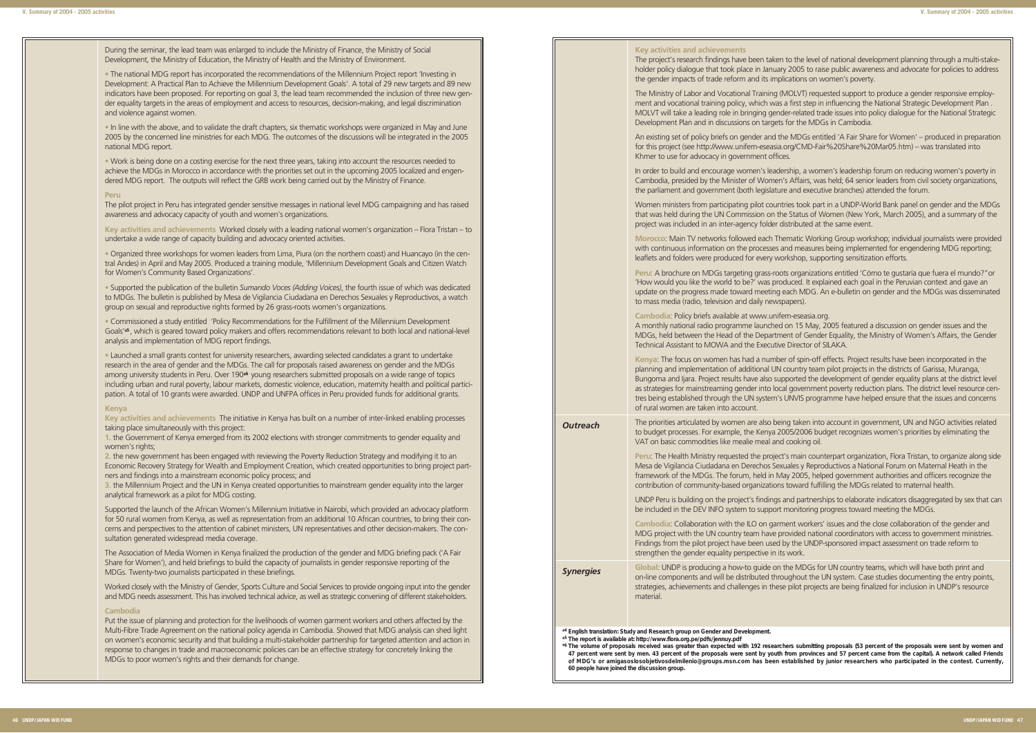During the seminar, the lead team was enlarged to include the Ministry of Finance, the Ministry of Social Development, the Ministry of Education, the Ministry of Health and the Ministry of Environment.

- The national MDG report has incorporated the recommendations of the Millennium Project report 'Investing in Development: A Practical Plan to Achieve the Millennium Development Goals'. A total of 29 new targets and 89 new indicators have been proposed. For reporting on goal 3, the lead team recommended the inclusion of three new gender equality targets in the areas of employment and access to resources, decision-making, and legal discrimination and violence against women.

- In line with the above, and to validate the draft chapters, six thematic workshops were organized in May and June 2005 by the concerned line ministries for each MDG. The outcomes of the discussions will be integrated in the 2005 national MDG report.

- Work is being done on a costing exercise for the next three years, taking into account the resources needed to achieve the MDGs in Morocco in accordance with the priorities set out in the upcoming 2005 localized and engendered MDG report. The outputs will reflect the GRB work being carried out by the Ministry of Finance.

### Peru

The pilot project in Peru has integrated gender sensitive messages in national level MDG campaigning and has raised awareness and advocacy capacity of youth and women's organizations.

**Key activities and achievements** Worked closely with a leading national women's organization – Flora Tristan – to undertake a wide range of capacity building and advocacy oriented activities.

- Organized three workshops for women leaders from Lima, Piura (on the northern coast) and Huancayo (in the central Andes) in April and May 2005. Produced a training module, 'Millennium Development Goals and Citizen Watch for Women's Community Based Organizations'.

- Supported the publication of the bulletin *Sumando Voces (Adding Voices)*, the fourth issue of which was dedicated to MDGs. The bulletin is published by Mesa de Vigilancia Ciudadana en Derechos Sexuales y Reproductivos, a watch group on sexual and reproductive rights formed by 26 grass-roots women's organizations.

- Commissioned a study entitled 'Policy Recommendations for the Fulfillment of the Millennium Development Goals'[n5], which is geared toward policy makers and offers recommendations relevant to both local and national-level analysis and implementation of MDG report findings.

- Launched a small grants contest for university researchers, awarding selected candidates a grant to undertake research in the area of gender and the MDGs. The call for proposals raised awareness on gender and the MDGs among university students in Peru. Over 190[n6] young researchers submitted proposals on a wide range of topics including urban and rural poverty, labour markets, domestic violence, education, maternity health and political participation. A total of 10 grants were awarded. UNDP and UNFPA offices in Peru provided funds for additional grants.

### Kenya

**Key activities and achievements** The initiative in Kenya has built on a number of inter-linked enabling processes taking place simultaneously with this project:

1. the Government of Kenya emerged from its 2002 elections with stronger commitments to gender equality and women's rights;
2. the new government has been engaged with reviewing the Poverty Reduction Strategy and modifying it to an Economic Recovery Strategy for Wealth and Employment Creation, which created opportunities to bring project partners and findings into a mainstream economic policy process; and
3. the Millennium Project and the UN in Kenya created opportunities to mainstream gender equality into the larger analytical framework as a pilot for MDG costing.

Supported the launch of the African Women's Millennium Initiative in Nairobi, which provided an advocacy platform for 50 rural women from Kenya, as well as representation from an additional 10 African countries, to bring their concerns and perspectives to the attention of cabinet ministers, UN representatives and other decision-makers. The consultation generated widespread media coverage.

The Association of Media Women in Kenya finalized the production of the gender and MDG briefing pack ('A Fair Share for Women'), and held briefings to build the capacity of journalists in gender responsive reporting of the MDGs. Twenty-two journalists participated in these briefings.

Worked closely with the Ministry of Gender, Sports Culture and Social Services to provide ongoing input into the gender and MDG needs assessment. This has involved technical advice, as well as strategic convening of different stakeholders.

### Cambodia

Put the issue of planning and protection for the livelihoods of women garment workers and others affected by the Multi-Fibre Trade Agreement on the national policy agenda in Cambodia. Showed that MDG analysis can shed light on women's economic security and that building a multi-stakeholder partnership for targeted attention and action in response to changes in trade and macroeconomic policies can be an effective strategy for concretely linking the MDGs to poor women's rights and their demands for change.

**Key activities and achievements**

The project's research findings have been taken to the level of national development planning through a multi-stakeholder policy dialogue that took place in January 2005 to raise public awareness and advocate for policies to address the gender impacts of trade reform and its implications on women's poverty.

The Ministry of Labor and Vocational Training (MOLVT) requested support to produce a gender responsive employment and vocational training policy, which was a first step in influencing the National Strategic Development Plan . MOLVT will take a leading role in bringing gender-related trade issues into policy dialogue for the National Strategic Development Plan and in discussions on targets for the MDGs in Cambodia.

An existing set of policy briefs on gender and the MDGs entitled 'A Fair Share for Women' – produced in preparation for this project (see http://www.unifem-eseasia.org/CMD-Fair%20Share%20Mar05.htm) – was translated into Khmer to use for advocacy in government offices.

In order to build and encourage women's leadership, a women's leadership forum on reducing women's poverty in Cambodia, presided by the Minister of Women's Affairs, was held; 64 senior leaders from civil society organizations, the parliament and government (both legislature and executive branches) attended the forum.

## Outreach

Women ministers from participating pilot countries took part in a UNDP-World Bank panel on gender and the MDGs that was held during the UN Commission on the Status of Women (New York, March 2005), and a summary of the project was included in an inter-agency folder distributed at the same event.

**Morocco**: Main TV networks followed each Thematic Working Group workshop; individual journalists were provided with continuous information on the processes and measures being implemented for engendering MDG reporting; leaflets and folders were produced for every workshop, supporting sensitization efforts.

**Peru**: A brochure on MDGs targeting grass-roots organizations entitled 'Cómo te gustaría que fuera el mundo?' or 'How would you like the world to be?' was produced. It explained each goal in the Peruvian context and gave an update on the progress made toward meeting each MDG. An e-bulletin on gender and the MDGs was disseminated to mass media (radio, television and daily newspapers).

**Cambodia**: Policy briefs available at www.unifem-eseasia.org.
A monthly national radio programme launched on 15 May, 2005 featured a discussion on gender issues and the MDGs, held between the Head of the Department of Gender Equality, the Ministry of Women's Affairs, the Gender Technical Assistant to MOWA and the Executive Director of SILAKA.

**Kenya**: The focus on women has had a number of spin-off effects. Project results have been incorporated in the planning and implementation of additional UN country team pilot projects in the districts of Garissa, Muranga, Bungoma and Ijara. Project results have also supported the development of gender equality plans at the district level as strategies for mainstreaming gender into local government poverty reduction plans. The district level resource centres being established through the UN system's UNVIS programme have helped ensure that the issues and concerns of rural women are taken into account.

The priorities articulated by women are also being taken into account in government, UN and NGO activities related to budget processes. For example, the Kenya 2005/2006 budget recognizes women's priorities by eliminating the VAT on basic commodities like mealie meal and cooking oil.

**Peru**: The Health Ministry requested the project's main counterpart organization, Flora Tristan, to organize along side Mesa de Vigilancia Ciudadana en Derechos Sexuales y Reproductivos a National Forum on Maternal Heath in the framework of the MDGs. The forum, held in May 2005, helped government authorities and officers recognize the contribution of community-based organizations toward fulfilling the MDGs related to maternal health.

UNDP Peru is building on the project's findings and partnerships to elaborate indicators disaggregated by sex that can be included in the DEV INFO system to support monitoring progress toward meeting the MDGs.

**Cambodia**: Collaboration with the ILO on garment workers' issues and the close collaboration of the gender and MDG project with the UN country team have provided national coordinators with access to government ministries. Findings from the pilot project have been used by the UNDP-sponsored impact assessment on trade reform to strengthen the gender equality perspective in its work.

## Synergies

**Global**: UNDP is producing a how-to guide on the MDGs for UN country teams, which will have both print and on-line components and will be distributed throughout the UN system. Case studies documenting the entry points, strategies, achievements and challenges in these pilot projects are being finalized for inclusion in UNDP's resource material.

**[n4] English translation: Study and Research group on Gender and Development.**
**[n5] The report is available at: http://www.flora.org.pe/pdfs/jennuy.pdf**
**[n6] The volume of proposals received was greater than expected with 192 researchers submitting proposals (53 percent of the proposals were sent by women and 47 percent were sent by men. 43 percent of the proposals were sent by youth from provinces and 57 percent came from the capital). A network called Friends of MDG's or amigasoslosobjetivosdelmilenio@groups.msn.com has been established by junior researchers who participated in the contest. Currently, 60 people have joined the discussion group.**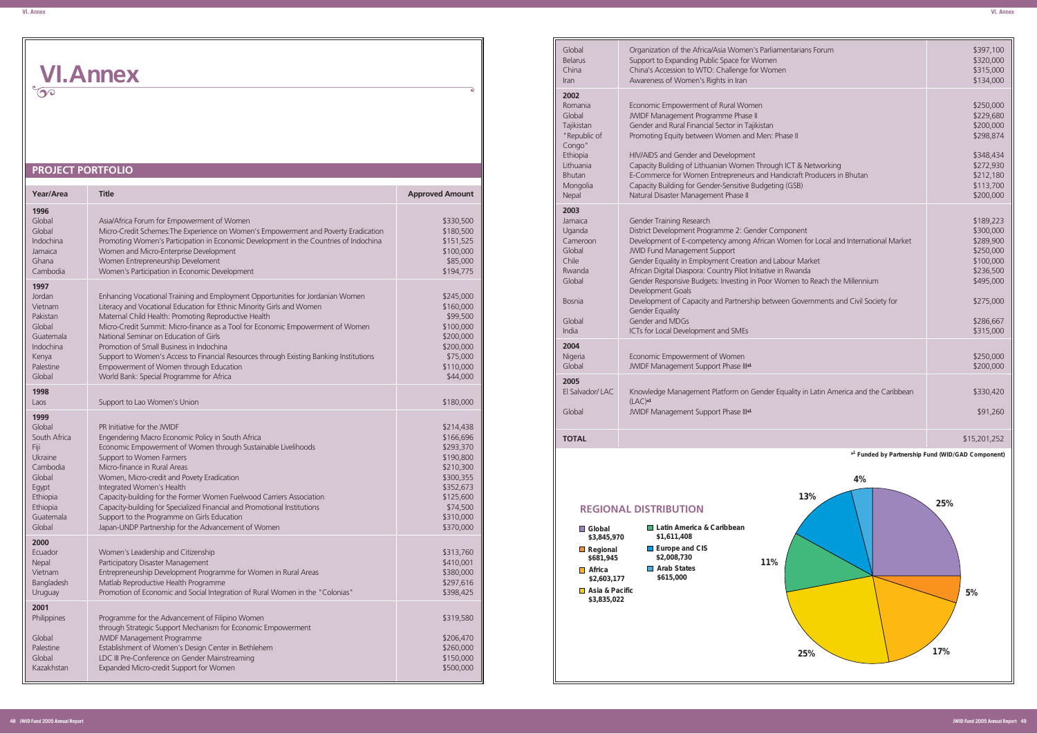# VI.Annex

## PROJECT PORTFOLIO

| Year/Area | Title | Approved Amount |
|---|---|---|
| **1996** | | |
| Global | Asia/Africa Forum for Empowerment of Women | $330,500 |
| Global | Micro-Credit Schemes:The Experience on Women's Empowerment and Poverty Eradication | $180,500 |
| Indochina | Promoting Women's Participation in Economic Development in the Countries of Indochina | $151,525 |
| Jamaica | Women and Micro-Enterprise Development | $100,000 |
| Ghana | Women Entrepreneurship Develoment | $85,000 |
| Cambodia | Women's Participation in Economic Development | $194,775 |
| **1997** | | |
| Jordan | Enhancing Vocational Training and Employment Opportunities for Jordanian Women | $245,000 |
| Vietnam | Literacy and Vocational Education for Ethnic Minority Girls and Women | $160,000 |
| Pakistan | Maternal Child Health: Promoting Reproductive Health | $99,500 |
| Global | Micro-Credit Summit: Micro-finance as a Tool for Economic Empowerment of Women | $100,000 |
| Guatemala | National Seminar on Education of Girls | $200,000 |
| Indochina | Promotion of Small Business in Indochina | $200,000 |
| Kenya | Support to Women's Access to Financial Resources through Existing Banking Institutions | $75,000 |
| Palestine | Empowerment of Women through Education | $110,000 |
| Global | World Bank: Special Programme for Africa | $44,000 |
| **1998** | | |
| Laos | Support to Lao Women's Union | $180,000 |
| **1999** | | |
| Global | PR Initiative for the JWIDF | $214,438 |
| South Africa | Engendering Macro Economic Policy in South Africa | $166,696 |
| Fiji | Economic Empowerment of Women through Sustainable Livelihoods | $293,370 |
| Ukraine | Support to Women Farmers | $190,800 |
| Cambodia | Micro-finance in Rural Areas | $210,300 |
| Global | Women, Micro-credit and Povety Eradication | $300,355 |
| Egypt | Integrated Women's Health | $352,673 |
| Ethiopia | Capacity-building for the Former Women Fuelwood Carriers Association | $125,600 |
| Ethiopia | Capacity-building for Specialized Financial and Promotional Institutions | $74,500 |
| Guatemala | Support to the Programme on Girls Education | $310,000 |
| Global | Japan-UNDP Partnership for the Advancement of Women | $370,000 |
| **2000** | | |
| Ecuador | Women's Leadership and Citizenship | $313,760 |
| Nepal | Participatory Disaster Management | $410,001 |
| Vietnam | Entrepreneurship Development Programme for Women in Rural Areas | $380,000 |
| Bangladesh | Matlab Reproductive Health Programme | $297,616 |
| Uruguay | Promotion of Economic and Social Integration of Rural Women in the "Colonias" | $398,425 |
| **2001** | | |
| Philippines | Programme for the Advancement of Filipino Women through Strategic Support Mechanism for Economic Empowerment | $319,580 |
| Global | JWIDF Management Programme | $206,470 |
| Palestine | Establishment of Women's Design Center in Bethlehem | $260,000 |
| Global | LDC III Pre-Conference on Gender Mainstreaming | $150,000 |
| Kazakhstan | Expanded Micro-credit Support for Women | $500,000 |
| Global | Organization of the Africa/Asia Women's Parliamentarians Forum | $397,100 |
| Belarus | Support to Expanding Public Space for Women | $320,000 |
| China | China's Accession to WTO: Challenge for Women | $315,000 |
| Iran | Awareness of Women's Rights in Iran | $134,000 |
| **2002** | | |
| Romania | Economic Empowerment of Rural Women | $250,000 |
| Global | JWIDF Management Programme Phase II | $229,680 |
| Tajikistan | Gender and Rural Financial Sector in Tajikistan | $200,000 |
| "Republic of Congo" | Promoting Equity between Women and Men: Phase II | $298,874 |
| Ethiopia | HIV/AIDS and Gender and Development | $348,434 |
| Lithuania | Capacity Building of Lithuanian Women Through ICT & Networking | $272,930 |
| Bhutan | E-Commerce for Women Entrepreneurs and Handicraft Producers in Bhutan | $212,180 |
| Mongolia | Capacity Building for Gender-Sensitive Budgeting (GSB) | $113,700 |
| Nepal | Natural Disaster Management Phase II | $200,000 |
| **2003** | | |
| Jamaica | Gender Training Research | $189,223 |
| Uganda | District Development Programme 2: Gender Component | $300,000 |
| Cameroon | Development of E-competency among African Women for Local and International Market | $289,900 |
| Global | JWID Fund Management Support | $250,000 |
| Chile | Gender Equality in Employment Creation and Labour Market | $100,000 |
| Rwanda | African Digital Diaspora: Country Pilot Initiative in Rwanda | $236,500 |
| Global | Gender Responsive Budgets: Investing in Poor Women to Reach the Millennium Development Goals | $495,000 |
| Bosnia | Development of Capacity and Partnership between Governments and Civil Society for Gender Equality | $275,000 |
| Global | Gender and MDGs | $286,667 |
| India | ICTs for Local Development and SMEs | $315,000 |
| **2004** | | |
| Nigeria | Economic Empowerment of Women | $250,000 |
| Global | JWIDF Management Support Phase III*[1] | $200,000 |
| **2005** | | |
| El Salvador/ LAC | Knowledge Management Platform on Gender Equality in Latin America and the Caribbean (LAC)*[1] | $330,420 |
| Global | JWIDF Management Support Phase III*[1] | $91,260 |
| **TOTAL** | | $15,201,252 |

*[1] Funded by Partnership Fund (WID/GAD Component)

## REGIONAL DISTRIBUTION

| Region | Amount | Share |
|---|---|---|
| Global | $3,845,970 | 25% |
| Regional | $681,945 | 5% |
| Africa | $2,603,177 | 17% |
| Asia & Pacific | $3,835,022 | 25% |
| Latin America & Caribbean | $1,611,408 | 11% |
| Europe and CIS | $2,008,730 | 13% |
| Arab States | $615,000 | 4% |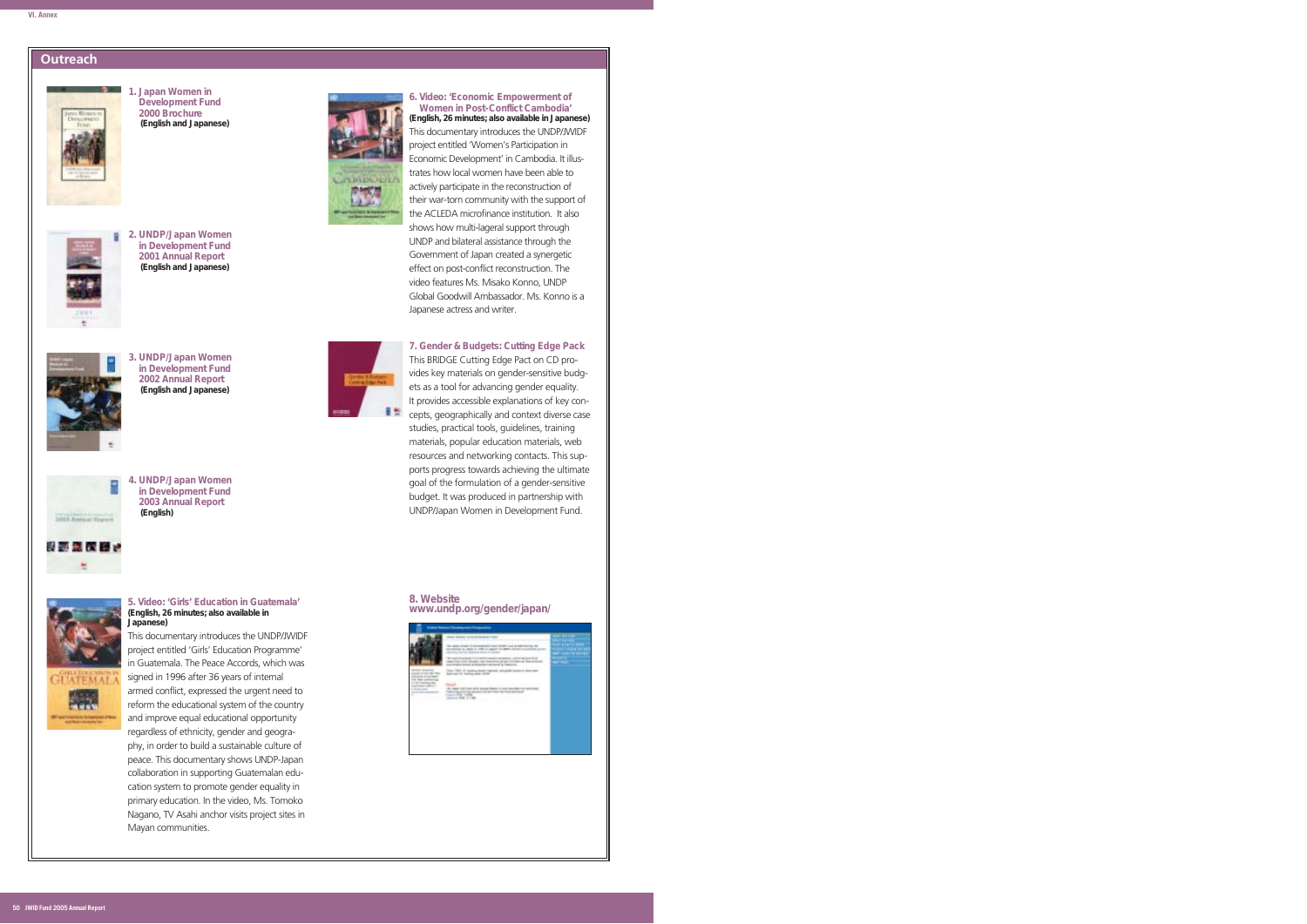## Outreach

**1. Japan Women in Development Fund 2000 Brochure**
**(English and Japanese)**

**2. UNDP/Japan Women in Development Fund 2001 Annual Report**
**(English and Japanese)**

**3. UNDP/Japan Women in Development Fund 2002 Annual Report**
**(English and Japanese)**

**4. UNDP/Japan Women in Development Fund 2003 Annual Report**
**(English)**

**5. Video: 'Girls' Education in Guatemala'**
**(English, 26 minutes; also available in Japanese)**

This documentary introduces the UNDP/JWIDF project entitled 'Girls' Education Programme' in Guatemala. The Peace Accords, which was signed in 1996 after 36 years of internal armed conflict, expressed the urgent need to reform the educational system of the country and improve equal educational opportunity regardless of ethnicity, gender and geography, in order to build a sustainable culture of peace. This documentary shows UNDP-Japan collaboration in supporting Guatemalan education system to promote gender equality in primary education. In the video, Ms. Tomoko Nagano, TV Asahi anchor visits project sites in Mayan communities.

**6. Video: 'Economic Empowerment of Women in Post-Conflict Cambodia'**
**(English, 26 minutes; also available in Japanese)**

This documentary introduces the UNDP/JWIDF project entitled 'Women's Participation in Economic Development' in Cambodia. It illustrates how local women have been able to actively participate in the reconstruction of their war-torn community with the support of the ACLEDA microfinance institution. It also shows how multi-lageral support through UNDP and bilateral assistance through the Government of Japan created a synergetic effect on post-conflict reconstruction. The video features Ms. Misako Konno, UNDP Global Goodwill Ambassador. Ms. Konno is a Japanese actress and writer.

**7. Gender & Budgets: Cutting Edge Pack**

This BRIDGE Cutting Edge Pact on CD provides key materials on gender-sensitive budgets as a tool for advancing gender equality. It provides accessible explanations of key concepts, geographically and context diverse case studies, practical tools, guidelines, training materials, popular education materials, web resources and networking contacts. This supports progress towards achieving the ultimate goal of the formulation of a gender-sensitive budget. It was produced in partnership with UNDP/Japan Women in Development Fund.

**8. Website**
**www.undp.org/gender/japan/**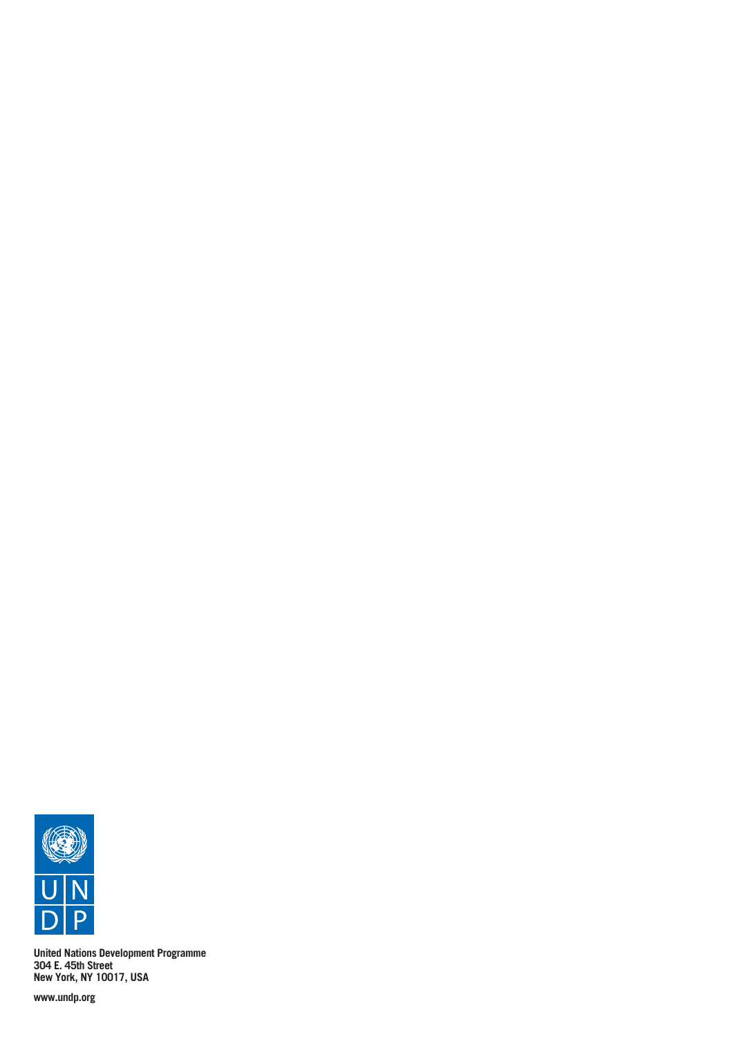**United Nations Development Programme**
**304 E. 45th Street**
**New York, NY 10017, USA**

**www.undp.org**